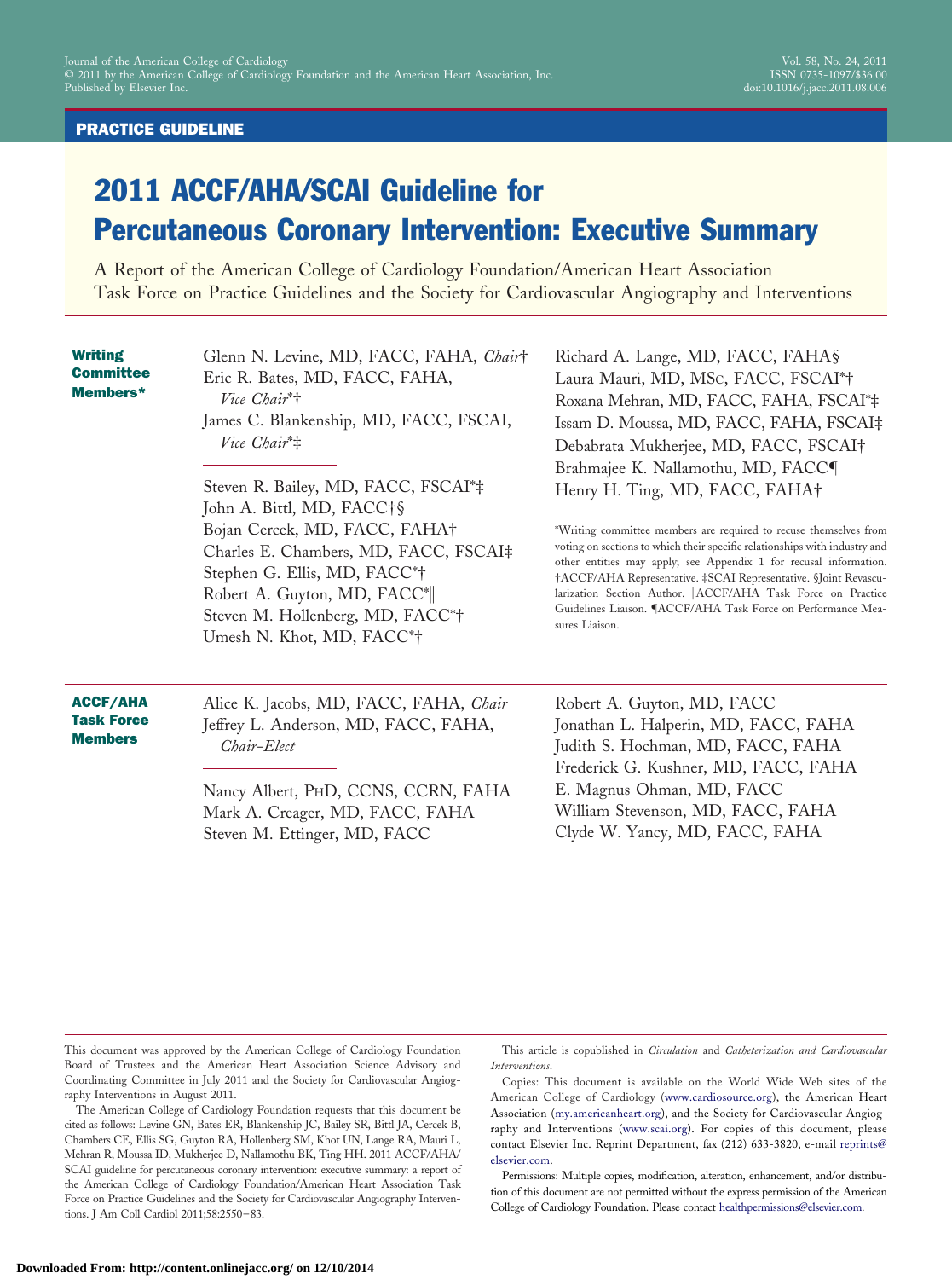PRACTICE GUIDELINE

# 2011 ACCF/AHA/SCAI Guideline for Percutaneous Coronary Intervention: Executive Summary

A Report of the American College of Cardiology Foundation/American Heart Association Task Force on Practice Guidelines and the Society for Cardiovascular Angiography and Interventions

**Writing Committee Members***

Glenn N. Levine, MD, FACC, FAHA, *Chair*†
Eric R. Bates, MD, FACC, FAHA, *Vice Chair**†
James C. Blankenship, MD, FACC, FSCAI, *Vice Chair**‡

Steven R. Bailey, MD, FACC, FSCAI*‡
John A. Bittl, MD, FACC†§
Bojan Cercek, MD, FACC, FAHA†
Charles E. Chambers, MD, FACC, FSCAI‡
Stephen G. Ellis, MD, FACC*†
Robert A. Guyton, MD, FACC*‖
Steven M. Hollenberg, MD, FACC*†
Umesh N. Khot, MD, FACC*†
Richard A. Lange, MD, FACC, FAHA§
Laura Mauri, MD, MSc, FACC, FSCAI*†
Roxana Mehran, MD, FACC, FAHA, FSCAI*‡
Issam D. Moussa, MD, FACC, FAHA, FSCAI‡
Debabrata Mukherjee, MD, FACC, FSCAI†
Brahmajee K. Nallamothu, MD, FACC¶
Henry H. Ting, MD, FACC, FAHA†

*Writing committee members are required to recuse themselves from voting on sections to which their specific relationships with industry and other entities may apply; see Appendix 1 for recusal information. †ACCF/AHA Representative. ‡SCAI Representative. §Joint Revascularization Section Author. ‖ACCF/AHA Task Force on Practice Guidelines Liaison. ¶ACCF/AHA Task Force on Performance Measures Liaison.

**ACCF/AHA Task Force Members**

Alice K. Jacobs, MD, FACC, FAHA, *Chair*
Jeffrey L. Anderson, MD, FACC, FAHA, *Chair-Elect*

Nancy Albert, PhD, CCNS, CCRN, FAHA
Mark A. Creager, MD, FACC, FAHA
Steven M. Ettinger, MD, FACC
Robert A. Guyton, MD, FACC
Jonathan L. Halperin, MD, FACC, FAHA
Judith S. Hochman, MD, FACC, FAHA
Frederick G. Kushner, MD, FACC, FAHA
E. Magnus Ohman, MD, FACC
William Stevenson, MD, FACC, FAHA
Clyde W. Yancy, MD, FACC, FAHA

This document was approved by the American College of Cardiology Foundation Board of Trustees and the American Heart Association Science Advisory and Coordinating Committee in July 2011 and the Society for Cardiovascular Angiography Interventions in August 2011.

The American College of Cardiology Foundation requests that this document be cited as follows: Levine GN, Bates ER, Blankenship JC, Bailey SR, Bittl JA, Cercek B, Chambers CE, Ellis SG, Guyton RA, Hollenberg SM, Khot UN, Lange RA, Mauri L, Mehran R, Moussa ID, Mukherjee D, Nallamothu BK, Ting HH. 2011 ACCF/AHA/SCAI guideline for percutaneous coronary intervention: executive summary: a report of the American College of Cardiology Foundation/American Heart Association Task Force on Practice Guidelines and the Society for Cardiovascular Angiography Interventions. J Am Coll Cardiol 2011;58:2550–83.

This article is copublished in *Circulation* and *Catheterization and Cardiovascular Interventions*.

Copies: This document is available on the World Wide Web sites of the American College of Cardiology (www.cardiosource.org), the American Heart Association (my.americanheart.org), and the Society for Cardiovascular Angiography and Interventions (www.scai.org). For copies of this document, please contact Elsevier Inc. Reprint Department, fax (212) 633-3820, e-mail reprints@elsevier.com.

Permissions: Multiple copies, modification, alteration, enhancement, and/or distribution of this document are not permitted without the express permission of the American College of Cardiology Foundation. Please contact healthpermissions@elsevier.com.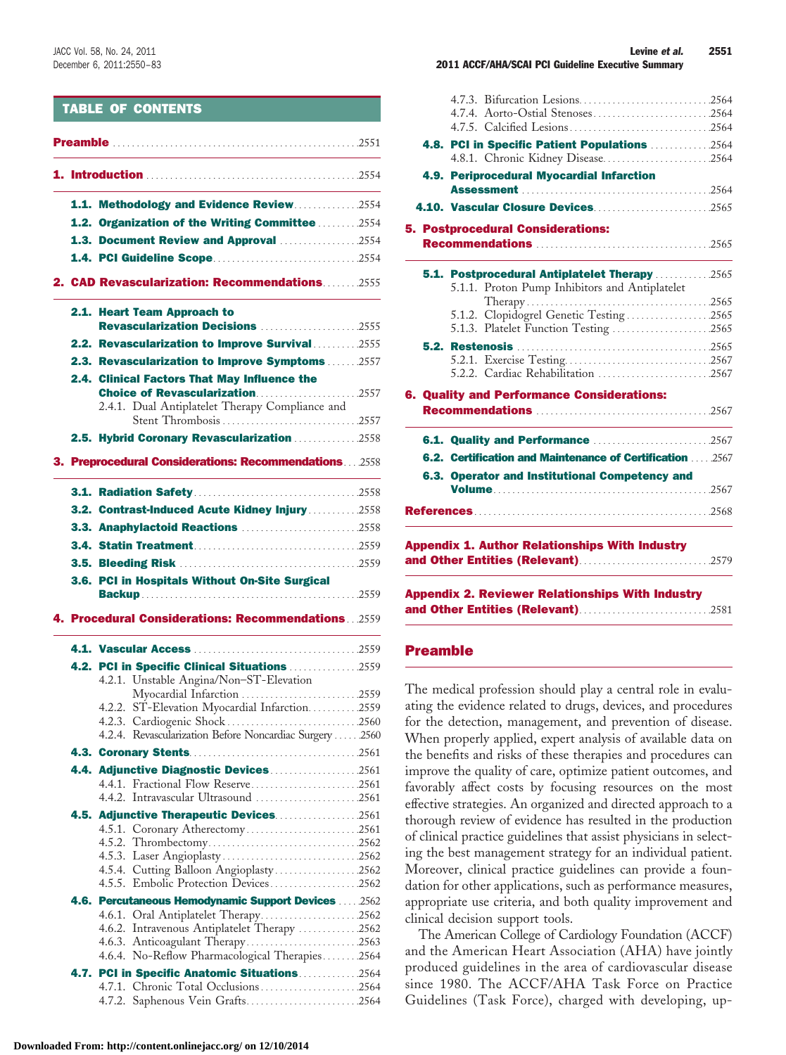## TABLE OF CONTENTS

**Preamble** ....2551

**1. Introduction** ....2554

- **1.1. Methodology and Evidence Review** ....2554
- **1.2. Organization of the Writing Committee** ....2554
- **1.3. Document Review and Approval** ....2554
- **1.4. PCI Guideline Scope** ....2554

**2. CAD Revascularization: Recommendations** ....2555

- **2.1. Heart Team Approach to Revascularization Decisions** ....2555
- **2.2. Revascularization to Improve Survival** ....2555
- **2.3. Revascularization to Improve Symptoms** ....2557
- **2.4. Clinical Factors That May Influence the Choice of Revascularization** ....2557
  - 2.4.1. Dual Antiplatelet Therapy Compliance and Stent Thrombosis ....2557
- **2.5. Hybrid Coronary Revascularization** ....2558

**3. Preprocedural Considerations: Recommendations** ....2558

- **3.1. Radiation Safety** ....2558
- **3.2. Contrast-Induced Acute Kidney Injury** ....2558
- **3.3. Anaphylactoid Reactions** ....2558
- **3.4. Statin Treatment** ....2559
- **3.5. Bleeding Risk** ....2559
- **3.6. PCI in Hospitals Without On-Site Surgical Backup** ....2559

**4. Procedural Considerations: Recommendations** ....2559

- **4.1. Vascular Access** ....2559
- **4.2. PCI in Specific Clinical Situations** ....2559
  - 4.2.1. Unstable Angina/Non–ST-Elevation Myocardial Infarction ....2559
  - 4.2.2. ST-Elevation Myocardial Infarction ....2559
  - 4.2.3. Cardiogenic Shock ....2560
  - 4.2.4. Revascularization Before Noncardiac Surgery ....2560
- **4.3. Coronary Stents** ....2561
- **4.4. Adjunctive Diagnostic Devices** ....2561
  - 4.4.1. Fractional Flow Reserve ....2561
  - 4.4.2. Intravascular Ultrasound ....2561
- **4.5. Adjunctive Therapeutic Devices** ....2561
  - 4.5.1. Coronary Atherectomy ....2561
  - 4.5.2. Thrombectomy ....2562
  - 4.5.3. Laser Angioplasty ....2562
  - 4.5.4. Cutting Balloon Angioplasty ....2562
  - 4.5.5. Embolic Protection Devices ....2562
- **4.6. Percutaneous Hemodynamic Support Devices** ....2562
  - 4.6.1. Oral Antiplatelet Therapy ....2562
  - 4.6.2. Intravenous Antiplatelet Therapy ....2562
  - 4.6.3. Anticoagulant Therapy ....2563
  - 4.6.4. No-Reflow Pharmacological Therapies ....2564
- **4.7. PCI in Specific Anatomic Situations** ....2564
  - 4.7.1. Chronic Total Occlusions ....2564
  - 4.7.2. Saphenous Vein Grafts ....2564
  - 4.7.3. Bifurcation Lesions ....2564
  - 4.7.4. Aorto-Ostial Stenoses ....2564
  - 4.7.5. Calcified Lesions ....2564
- **4.8. PCI in Specific Patient Populations** ....2564
  - 4.8.1. Chronic Kidney Disease ....2564
- **4.9. Periprocedural Myocardial Infarction Assessment** ....2564
- **4.10. Vascular Closure Devices** ....2565

**5. Postprocedural Considerations: Recommendations** ....2565

- **5.1. Postprocedural Antiplatelet Therapy** ....2565
  - 5.1.1. Proton Pump Inhibitors and Antiplatelet Therapy ....2565
  - 5.1.2. Clopidogrel Genetic Testing ....2565
  - 5.1.3. Platelet Function Testing ....2565
- **5.2. Restenosis** ....2565
  - 5.2.1. Exercise Testing ....2567
  - 5.2.2. Cardiac Rehabilitation ....2567

**6. Quality and Performance Considerations: Recommendations** ....2567

- **6.1. Quality and Performance** ....2567
- **6.2. Certification and Maintenance of Certification** ....2567
- **6.3. Operator and Institutional Competency and Volume** ....2567

**References** ....2568

**Appendix 1. Author Relationships With Industry and Other Entities (Relevant)** ....2579

**Appendix 2. Reviewer Relationships With Industry and Other Entities (Relevant)** ....2581

## Preamble

The medical profession should play a central role in evaluating the evidence related to drugs, devices, and procedures for the detection, management, and prevention of disease. When properly applied, expert analysis of available data on the benefits and risks of these therapies and procedures can improve the quality of care, optimize patient outcomes, and favorably affect costs by focusing resources on the most effective strategies. An organized and directed approach to a thorough review of evidence has resulted in the production of clinical practice guidelines that assist physicians in selecting the best management strategy for an individual patient. Moreover, clinical practice guidelines can provide a foundation for other applications, such as performance measures, appropriate use criteria, and both quality improvement and clinical decision support tools.

The American College of Cardiology Foundation (ACCF) and the American Heart Association (AHA) have jointly produced guidelines in the area of cardiovascular disease since 1980. The ACCF/AHA Task Force on Practice Guidelines (Task Force), charged with developing, up-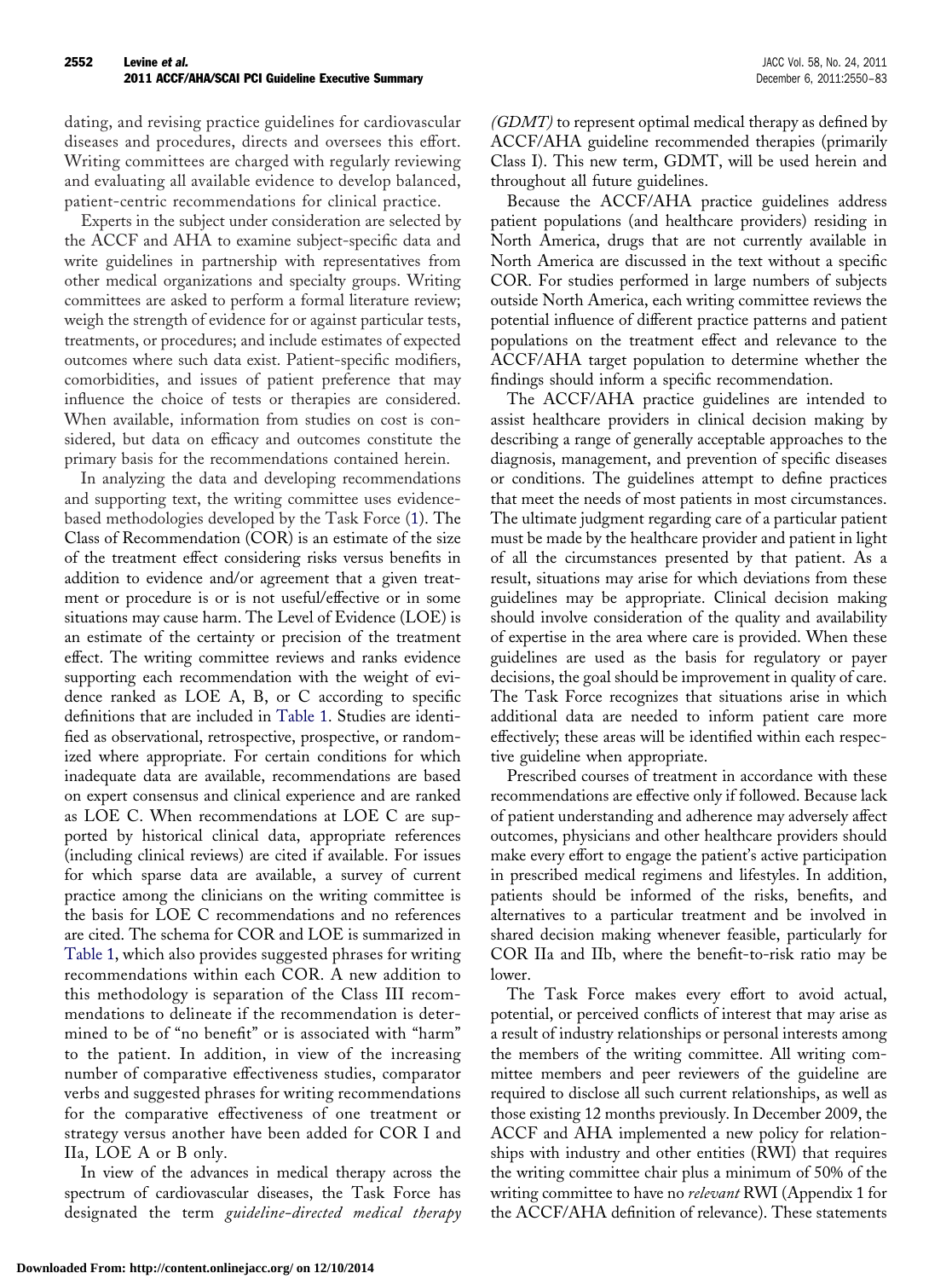dating, and revising practice guidelines for cardiovascular diseases and procedures, directs and oversees this effort. Writing committees are charged with regularly reviewing and evaluating all available evidence to develop balanced, patient-centric recommendations for clinical practice.

Experts in the subject under consideration are selected by the ACCF and AHA to examine subject-specific data and write guidelines in partnership with representatives from other medical organizations and specialty groups. Writing committees are asked to perform a formal literature review; weigh the strength of evidence for or against particular tests, treatments, or procedures; and include estimates of expected outcomes where such data exist. Patient-specific modifiers, comorbidities, and issues of patient preference that may influence the choice of tests or therapies are considered. When available, information from studies on cost is considered, but data on efficacy and outcomes constitute the primary basis for the recommendations contained herein.

In analyzing the data and developing recommendations and supporting text, the writing committee uses evidence-based methodologies developed by the Task Force (1). The Class of Recommendation (COR) is an estimate of the size of the treatment effect considering risks versus benefits in addition to evidence and/or agreement that a given treatment or procedure is or is not useful/effective or in some situations may cause harm. The Level of Evidence (LOE) is an estimate of the certainty or precision of the treatment effect. The writing committee reviews and ranks evidence supporting each recommendation with the weight of evidence ranked as LOE A, B, or C according to specific definitions that are included in Table 1. Studies are identified as observational, retrospective, prospective, or randomized where appropriate. For certain conditions for which inadequate data are available, recommendations are based on expert consensus and clinical experience and are ranked as LOE C. When recommendations at LOE C are supported by historical clinical data, appropriate references (including clinical reviews) are cited if available. For issues for which sparse data are available, a survey of current practice among the clinicians on the writing committee is the basis for LOE C recommendations and no references are cited. The schema for COR and LOE is summarized in Table 1, which also provides suggested phrases for writing recommendations within each COR. A new addition to this methodology is separation of the Class III recommendations to delineate if the recommendation is determined to be of "no benefit" or is associated with "harm" to the patient. In addition, in view of the increasing number of comparative effectiveness studies, comparator verbs and suggested phrases for writing recommendations for the comparative effectiveness of one treatment or strategy versus another have been added for COR I and IIa, LOE A or B only.

In view of the advances in medical therapy across the spectrum of cardiovascular diseases, the Task Force has designated the term *guideline-directed medical therapy (GDMT)* to represent optimal medical therapy as defined by ACCF/AHA guideline recommended therapies (primarily Class I). This new term, GDMT, will be used herein and throughout all future guidelines.

Because the ACCF/AHA practice guidelines address patient populations (and healthcare providers) residing in North America, drugs that are not currently available in North America are discussed in the text without a specific COR. For studies performed in large numbers of subjects outside North America, each writing committee reviews the potential influence of different practice patterns and patient populations on the treatment effect and relevance to the ACCF/AHA target population to determine whether the findings should inform a specific recommendation.

The ACCF/AHA practice guidelines are intended to assist healthcare providers in clinical decision making by describing a range of generally acceptable approaches to the diagnosis, management, and prevention of specific diseases or conditions. The guidelines attempt to define practices that meet the needs of most patients in most circumstances. The ultimate judgment regarding care of a particular patient must be made by the healthcare provider and patient in light of all the circumstances presented by that patient. As a result, situations may arise for which deviations from these guidelines may be appropriate. Clinical decision making should involve consideration of the quality and availability of expertise in the area where care is provided. When these guidelines are used as the basis for regulatory or payer decisions, the goal should be improvement in quality of care. The Task Force recognizes that situations arise in which additional data are needed to inform patient care more effectively; these areas will be identified within each respective guideline when appropriate.

Prescribed courses of treatment in accordance with these recommendations are effective only if followed. Because lack of patient understanding and adherence may adversely affect outcomes, physicians and other healthcare providers should make every effort to engage the patient's active participation in prescribed medical regimens and lifestyles. In addition, patients should be informed of the risks, benefits, and alternatives to a particular treatment and be involved in shared decision making whenever feasible, particularly for COR IIa and IIb, where the benefit-to-risk ratio may be lower.

The Task Force makes every effort to avoid actual, potential, or perceived conflicts of interest that may arise as a result of industry relationships or personal interests among the members of the writing committee. All writing committee members and peer reviewers of the guideline are required to disclose all such current relationships, as well as those existing 12 months previously. In December 2009, the ACCF and AHA implemented a new policy for relationships with industry and other entities (RWI) that requires the writing committee chair plus a minimum of 50% of the writing committee to have no *relevant* RWI (Appendix 1 for the ACCF/AHA definition of relevance). These statements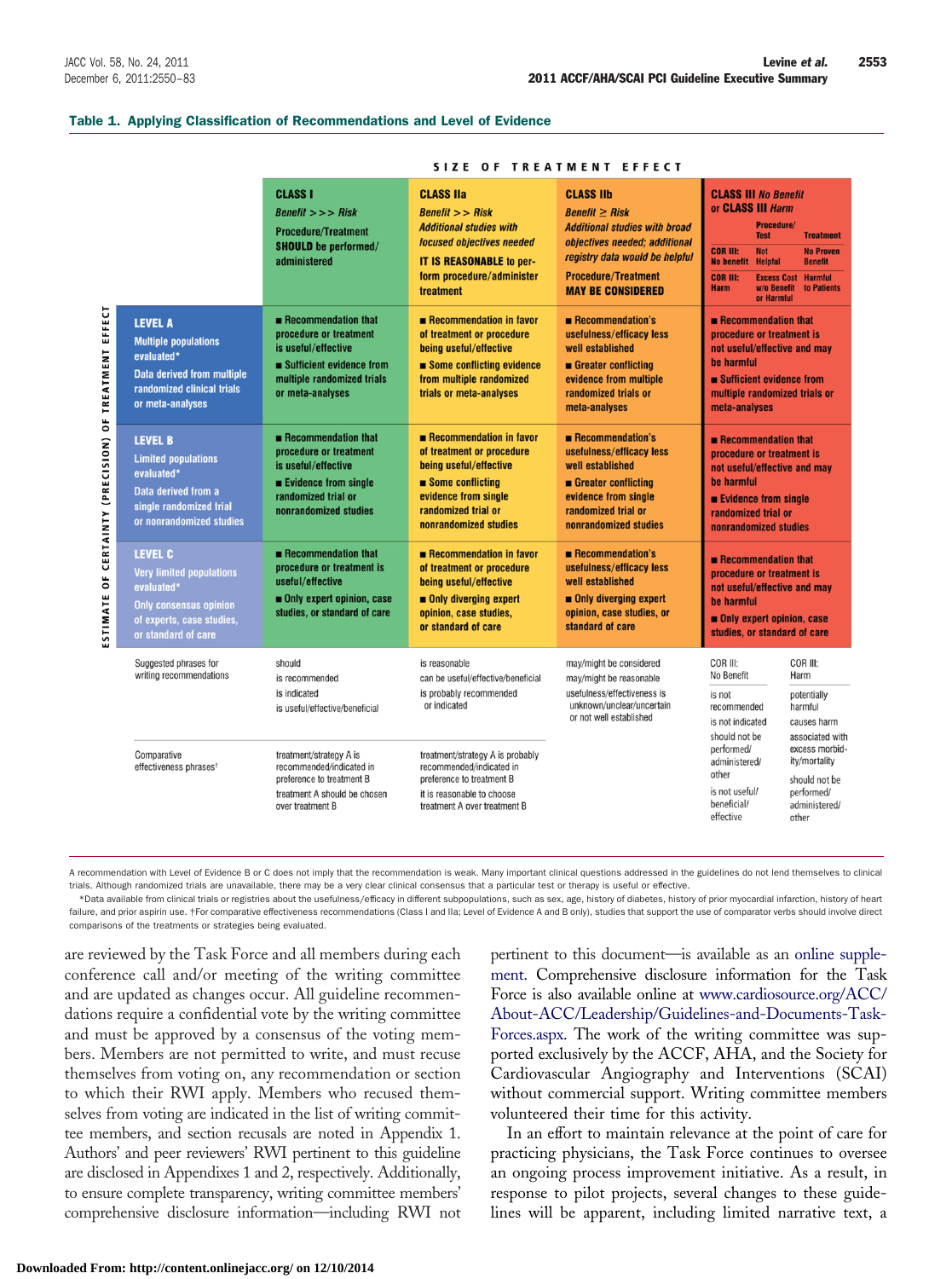**Table 1. Applying Classification of Recommendations and Level of Evidence**

SIZE OF TREATMENT EFFECT

ESTIMATE OF CERTAINTY (PRECISION) OF TREATMENT EFFECT

| | **CLASS I** *Benefit >>> Risk* Procedure/Treatment **SHOULD** be performed/administered | **CLASS IIa** *Benefit >> Risk* *Additional studies with focused objectives needed* **IT IS REASONABLE** to perform procedure/administer treatment | **CLASS IIb** *Benefit ≥ Risk* *Additional studies with broad objectives needed; additional registry data would be helpful* Procedure/Treatment **MAY BE CONSIDERED** | **CLASS III** *No Benefit* or **CLASS III** *Harm* — Procedure/Test / Treatment; COR III: No benefit: Not Helpful / No Proven Benefit; COR III: Harm: Excess Cost w/o Benefit or Harmful / Harmful to Patients |
|---|---|---|---|---|
| **LEVEL A** Multiple populations evaluated* Data derived from multiple randomized clinical trials or meta-analyses | ■ Recommendation that procedure or treatment is useful/effective ■ Sufficient evidence from multiple randomized trials or meta-analyses | ■ Recommendation in favor of treatment or procedure being useful/effective ■ Some conflicting evidence from multiple randomized trials or meta-analyses | ■ Recommendation's usefulness/efficacy less well established ■ Greater conflicting evidence from multiple randomized trials or meta-analyses | ■ Recommendation that procedure or treatment is not useful/effective and may be harmful ■ Sufficient evidence from multiple randomized trials or meta-analyses |
| **LEVEL B** Limited populations evaluated* Data derived from a single randomized trial or nonrandomized studies | ■ Recommendation that procedure or treatment is useful/effective ■ Evidence from single randomized trial or nonrandomized studies | ■ Recommendation in favor of treatment or procedure being useful/effective ■ Some conflicting evidence from single randomized trial or nonrandomized studies | ■ Recommendation's usefulness/efficacy less well established ■ Greater conflicting evidence from single randomized trial or nonrandomized studies | ■ Recommendation that procedure or treatment is not useful/effective and may be harmful ■ Evidence from single randomized trial or nonrandomized studies |
| **LEVEL C** Very limited populations evaluated* Only consensus opinion of experts, case studies, or standard of care | ■ Recommendation that procedure or treatment is useful/effective ■ Only expert opinion, case studies, or standard of care | ■ Recommendation in favor of treatment or procedure being useful/effective ■ Only diverging expert opinion, case studies, or standard of care | ■ Recommendation's usefulness/efficacy less well established ■ Only diverging expert opinion, case studies, or standard of care | ■ Recommendation that procedure or treatment is not useful/effective and may be harmful ■ Only expert opinion, case studies, or standard of care |
| Suggested phrases for writing recommendations | should; is recommended; is indicated; is useful/effective/beneficial | is reasonable; can be useful/effective/beneficial; is probably recommended or indicated | may/might be considered; may/might be reasonable; usefulness/effectiveness is unknown/unclear/uncertain or not well established | COR III: No Benefit: is not recommended; is not indicated; should not be performed/administered/other; is not useful/beneficial/effective. COR III: Harm: potentially harmful; causes harm; associated with excess morbidity/mortality; should not be performed/administered/other |
| Comparative effectiveness phrases† | treatment/strategy A is recommended/indicated in preference to treatment B; treatment A should be chosen over treatment B | treatment/strategy A is probably recommended/indicated in preference to treatment B; it is reasonable to choose treatment A over treatment B | | |

A recommendation with Level of Evidence B or C does not imply that the recommendation is weak. Many important clinical questions addressed in the guidelines do not lend themselves to clinical trials. Although randomized trials are unavailable, there may be a very clear clinical consensus that a particular test or therapy is useful or effective.

*Data available from clinical trials or registries about the usefulness/efficacy in different subpopulations, such as sex, age, history of diabetes, history of prior myocardial infarction, history of heart failure, and prior aspirin use. †For comparative effectiveness recommendations (Class I and IIa; Level of Evidence A and B only), studies that support the use of comparator verbs should involve direct comparisons of the treatments or strategies being evaluated.

are reviewed by the Task Force and all members during each conference call and/or meeting of the writing committee and are updated as changes occur. All guideline recommendations require a confidential vote by the writing committee and must be approved by a consensus of the voting members. Members are not permitted to write, and must recuse themselves from voting on, any recommendation or section to which their RWI apply. Members who recused themselves from voting are indicated in the list of writing committee members, and section recusals are noted in Appendix 1. Authors' and peer reviewers' RWI pertinent to this guideline are disclosed in Appendixes 1 and 2, respectively. Additionally, to ensure complete transparency, writing committee members' comprehensive disclosure information—including RWI not pertinent to this document—is available as an online supplement. Comprehensive disclosure information for the Task Force is also available online at www.cardiosource.org/ACC/About-ACC/Leadership/Guidelines-and-Documents-Task-Forces.aspx. The work of the writing committee was supported exclusively by the ACCF, AHA, and the Society for Cardiovascular Angiography and Interventions (SCAI) without commercial support. Writing committee members volunteered their time for this activity.

In an effort to maintain relevance at the point of care for practicing physicians, the Task Force continues to oversee an ongoing process improvement initiative. As a result, in response to pilot projects, several changes to these guidelines will be apparent, including limited narrative text, a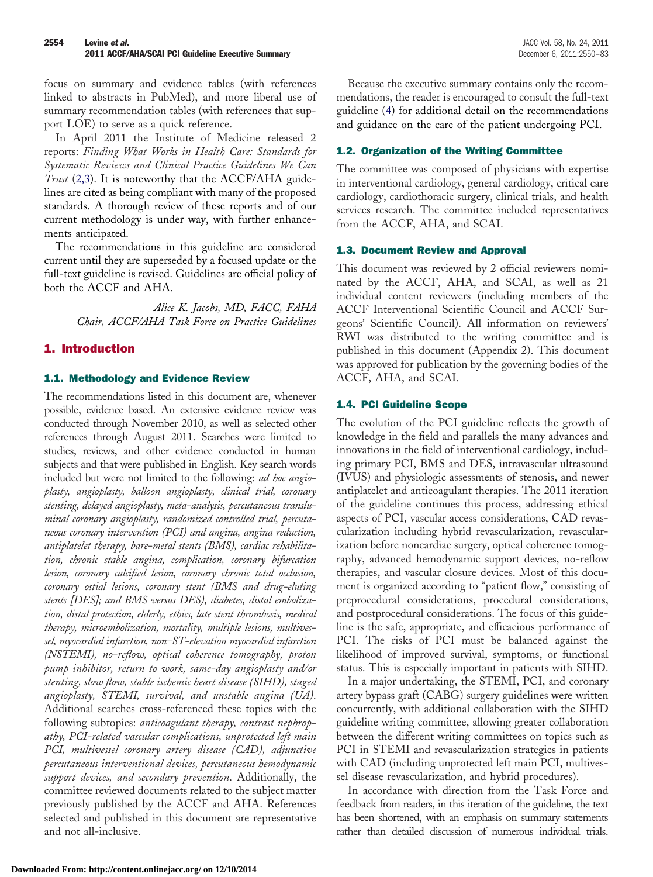focus on summary and evidence tables (with references linked to abstracts in PubMed), and more liberal use of summary recommendation tables (with references that support LOE) to serve as a quick reference.

In April 2011 the Institute of Medicine released 2 reports: *Finding What Works in Health Care: Standards for Systematic Reviews and Clinical Practice Guidelines We Can Trust* (2,3). It is noteworthy that the ACCF/AHA guidelines are cited as being compliant with many of the proposed standards. A thorough review of these reports and of our current methodology is under way, with further enhancements anticipated.

The recommendations in this guideline are considered current until they are superseded by a focused update or the full-text guideline is revised. Guidelines are official policy of both the ACCF and AHA.

*Alice K. Jacobs, MD, FACC, FAHA*
*Chair, ACCF/AHA Task Force on Practice Guidelines*

## 1. Introduction

### 1.1. Methodology and Evidence Review

The recommendations listed in this document are, whenever possible, evidence based. An extensive evidence review was conducted through November 2010, as well as selected other references through August 2011. Searches were limited to studies, reviews, and other evidence conducted in human subjects and that were published in English. Key search words included but were not limited to the following: *ad hoc angioplasty, angioplasty, balloon angioplasty, clinical trial, coronary stenting, delayed angioplasty, meta-analysis, percutaneous transluminal coronary angioplasty, randomized controlled trial, percutaneous coronary intervention (PCI) and angina, angina reduction, antiplatelet therapy, bare-metal stents (BMS), cardiac rehabilitation, chronic stable angina, complication, coronary bifurcation lesion, coronary calcified lesion, coronary chronic total occlusion, coronary ostial lesions, coronary stent (BMS and drug-eluting stents [DES]; and BMS versus DES), diabetes, distal embolization, distal protection, elderly, ethics, late stent thrombosis, medical therapy, microembolization, mortality, multiple lesions, multivessel, myocardial infarction, non–ST-elevation myocardial infarction (NSTEMI), no-reflow, optical coherence tomography, proton pump inhibitor, return to work, same-day angioplasty and/or stenting, slow flow, stable ischemic heart disease (SIHD), staged angioplasty, STEMI, survival, and unstable angina (UA)*. Additional searches cross-referenced these topics with the following subtopics: *anticoagulant therapy, contrast nephropathy, PCI-related vascular complications, unprotected left main PCI, multivessel coronary artery disease (CAD), adjunctive percutaneous interventional devices, percutaneous hemodynamic support devices, and secondary prevention*. Additionally, the committee reviewed documents related to the subject matter previously published by the ACCF and AHA. References selected and published in this document are representative and not all-inclusive.

Because the executive summary contains only the recommendations, the reader is encouraged to consult the full-text guideline (4) for additional detail on the recommendations and guidance on the care of the patient undergoing PCI.

### 1.2. Organization of the Writing Committee

The committee was composed of physicians with expertise in interventional cardiology, general cardiology, critical care cardiology, cardiothoracic surgery, clinical trials, and health services research. The committee included representatives from the ACCF, AHA, and SCAI.

### 1.3. Document Review and Approval

This document was reviewed by 2 official reviewers nominated by the ACCF, AHA, and SCAI, as well as 21 individual content reviewers (including members of the ACCF Interventional Scientific Council and ACCF Surgeons' Scientific Council). All information on reviewers' RWI was distributed to the writing committee and is published in this document (Appendix 2). This document was approved for publication by the governing bodies of the ACCF, AHA, and SCAI.

### 1.4. PCI Guideline Scope

The evolution of the PCI guideline reflects the growth of knowledge in the field and parallels the many advances and innovations in the field of interventional cardiology, including primary PCI, BMS and DES, intravascular ultrasound (IVUS) and physiologic assessments of stenosis, and newer antiplatelet and anticoagulant therapies. The 2011 iteration of the guideline continues this process, addressing ethical aspects of PCI, vascular access considerations, CAD revascularization including hybrid revascularization, revascularization before noncardiac surgery, optical coherence tomography, advanced hemodynamic support devices, no-reflow therapies, and vascular closure devices. Most of this document is organized according to "patient flow," consisting of preprocedural considerations, procedural considerations, and postprocedural considerations. The focus of this guideline is the safe, appropriate, and efficacious performance of PCI. The risks of PCI must be balanced against the likelihood of improved survival, symptoms, or functional status. This is especially important in patients with SIHD.

In a major undertaking, the STEMI, PCI, and coronary artery bypass graft (CABG) surgery guidelines were written concurrently, with additional collaboration with the SIHD guideline writing committee, allowing greater collaboration between the different writing committees on topics such as PCI in STEMI and revascularization strategies in patients with CAD (including unprotected left main PCI, multivessel disease revascularization, and hybrid procedures).

In accordance with direction from the Task Force and feedback from readers, in this iteration of the guideline, the text has been shortened, with an emphasis on summary statements rather than detailed discussion of numerous individual trials.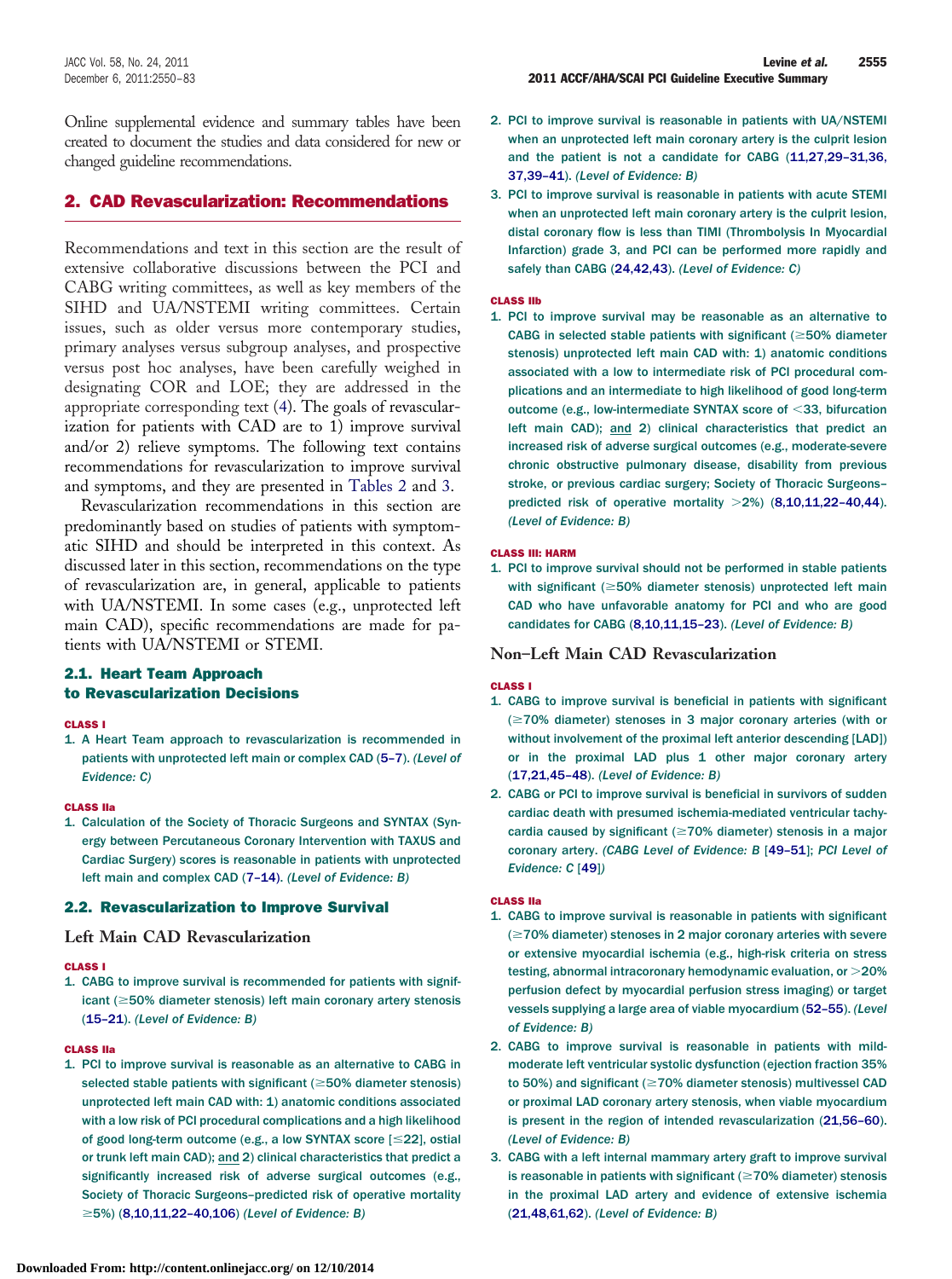Online supplemental evidence and summary tables have been created to document the studies and data considered for new or changed guideline recommendations.

## 2. CAD Revascularization: Recommendations

Recommendations and text in this section are the result of extensive collaborative discussions between the PCI and CABG writing committees, as well as key members of the SIHD and UA/NSTEMI writing committees. Certain issues, such as older versus more contemporary studies, primary analyses versus subgroup analyses, and prospective versus post hoc analyses, have been carefully weighed in designating COR and LOE; they are addressed in the appropriate corresponding text (4). The goals of revascularization for patients with CAD are to 1) improve survival and/or 2) relieve symptoms. The following text contains recommendations for revascularization to improve survival and symptoms, and they are presented in Tables 2 and 3.

Revascularization recommendations in this section are predominantly based on studies of patients with symptomatic SIHD and should be interpreted in this context. As discussed later in this section, recommendations on the type of revascularization are, in general, applicable to patients with UA/NSTEMI. In some cases (e.g., unprotected left main CAD), specific recommendations are made for patients with UA/NSTEMI or STEMI.

### 2.1. Heart Team Approach to Revascularization Decisions

**CLASS I**

1. A Heart Team approach to revascularization is recommended in patients with unprotected left main or complex CAD (5–7). *(Level of Evidence: C)*

**CLASS IIa**

1. Calculation of the Society of Thoracic Surgeons and SYNTAX (Synergy between Percutaneous Coronary Intervention with TAXUS and Cardiac Surgery) scores is reasonable in patients with unprotected left main and complex CAD (7–14). *(Level of Evidence: B)*

### 2.2. Revascularization to Improve Survival

#### Left Main CAD Revascularization

**CLASS I**

1. CABG to improve survival is recommended for patients with significant (≥50% diameter stenosis) left main coronary artery stenosis (15–21). *(Level of Evidence: B)*

**CLASS IIa**

1. PCI to improve survival is reasonable as an alternative to CABG in selected stable patients with significant (≥50% diameter stenosis) unprotected left main CAD with: 1) anatomic conditions associated with a low risk of PCI procedural complications and a high likelihood of good long-term outcome (e.g., a low SYNTAX score [≤22], ostial or trunk left main CAD); and 2) clinical characteristics that predict a significantly increased risk of adverse surgical outcomes (e.g., Society of Thoracic Surgeons–predicted risk of operative mortality ≥5%) (8,10,11,22–40,106) *(Level of Evidence: B)*
2. PCI to improve survival is reasonable in patients with UA/NSTEMI when an unprotected left main coronary artery is the culprit lesion and the patient is not a candidate for CABG (11,27,29–31,36,37,39–41). *(Level of Evidence: B)*
3. PCI to improve survival is reasonable in patients with acute STEMI when an unprotected left main coronary artery is the culprit lesion, distal coronary flow is less than TIMI (Thrombolysis In Myocardial Infarction) grade 3, and PCI can be performed more rapidly and safely than CABG (24,42,43). *(Level of Evidence: C)*

**CLASS IIb**

1. PCI to improve survival may be reasonable as an alternative to CABG in selected stable patients with significant (≥50% diameter stenosis) unprotected left main CAD with: 1) anatomic conditions associated with a low to intermediate risk of PCI procedural complications and an intermediate to high likelihood of good long-term outcome (e.g., low-intermediate SYNTAX score of <33, bifurcation left main CAD); and 2) clinical characteristics that predict an increased risk of adverse surgical outcomes (e.g., moderate-severe chronic obstructive pulmonary disease, disability from previous stroke, or previous cardiac surgery; Society of Thoracic Surgeons–predicted risk of operative mortality >2%) (8,10,11,22–40,44). *(Level of Evidence: B)*

**CLASS III: HARM**

1. PCI to improve survival should not be performed in stable patients with significant (≥50% diameter stenosis) unprotected left main CAD who have unfavorable anatomy for PCI and who are good candidates for CABG (8,10,11,15–23). *(Level of Evidence: B)*

#### Non–Left Main CAD Revascularization

**CLASS I**

1. CABG to improve survival is beneficial in patients with significant (≥70% diameter) stenoses in 3 major coronary arteries (with or without involvement of the proximal left anterior descending [LAD]) or in the proximal LAD plus 1 other major coronary artery (17,21,45–48). *(Level of Evidence: B)*
2. CABG or PCI to improve survival is beneficial in survivors of sudden cardiac death with presumed ischemia-mediated ventricular tachycardia caused by significant (≥70% diameter) stenosis in a major coronary artery. *(CABG Level of Evidence: B [49–51]; PCI Level of Evidence: C [49])*

**CLASS IIa**

1. CABG to improve survival is reasonable in patients with significant (≥70% diameter) stenoses in 2 major coronary arteries with severe or extensive myocardial ischemia (e.g., high-risk criteria on stress testing, abnormal intracoronary hemodynamic evaluation, or >20% perfusion defect by myocardial perfusion stress imaging) or target vessels supplying a large area of viable myocardium (52–55). *(Level of Evidence: B)*
2. CABG to improve survival is reasonable in patients with mild-moderate left ventricular systolic dysfunction (ejection fraction 35% to 50%) and significant (≥70% diameter stenosis) multivessel CAD or proximal LAD coronary artery stenosis, when viable myocardium is present in the region of intended revascularization (21,56–60). *(Level of Evidence: B)*
3. CABG with a left internal mammary artery graft to improve survival is reasonable in patients with significant (≥70% diameter) stenosis in the proximal LAD artery and evidence of extensive ischemia (21,48,61,62). *(Level of Evidence: B)*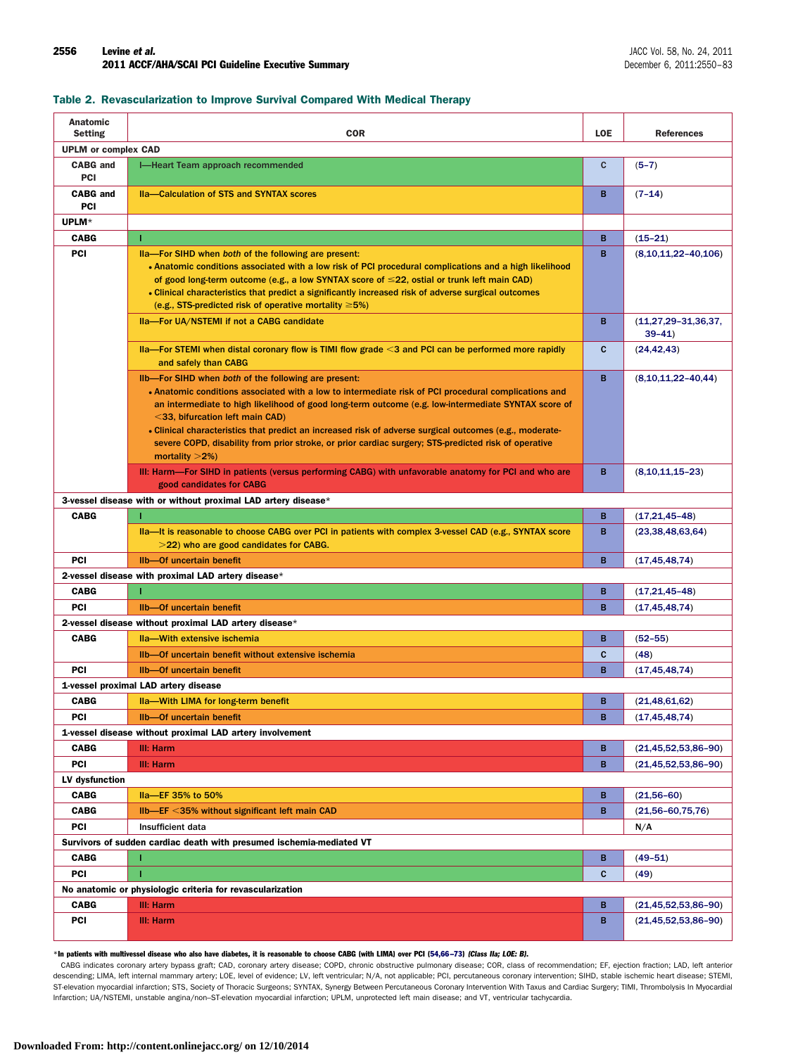**Table 2. Revascularization to Improve Survival Compared With Medical Therapy**

| Anatomic Setting | COR | LOE | References |
|---|---|---|---|
| **UPLM or complex CAD** | | | |
| CABG and PCI | I—Heart Team approach recommended | C | (5–7) |
| CABG and PCI | IIa—Calculation of STS and SYNTAX scores | B | (7–14) |
| **UPLM*** | | | |
| CABG | I | B | (15–21) |
| PCI | IIa—For SIHD when *both* of the following are present: • Anatomic conditions associated with a low risk of PCI procedural complications and a high likelihood of good long-term outcome (e.g., a low SYNTAX score of ≤22, ostial or trunk left main CAD) • Clinical characteristics that predict a significantly increased risk of adverse surgical outcomes (e.g., STS-predicted risk of operative mortality ≥5%) | B | (8,10,11,22–40,106) |
| | IIa—For UA/NSTEMI if not a CABG candidate | B | (11,27,29–31,36,37, 39–41) |
| | IIa—For STEMI when distal coronary flow is TIMI flow grade <3 and PCI can be performed more rapidly and safely than CABG | C | (24,42,43) |
| | IIb—For SIHD when *both* of the following are present: • Anatomic conditions associated with a low to intermediate risk of PCI procedural complications and an intermediate to high likelihood of good long-term outcome (e.g. low-intermediate SYNTAX score of <33, bifurcation left main CAD) • Clinical characteristics that predict an increased risk of adverse surgical outcomes (e.g., moderate-severe COPD, disability from prior stroke, or prior cardiac surgery; STS-predicted risk of operative mortality >2%) | B | (8,10,11,22–40,44) |
| | III: Harm—For SIHD in patients (versus performing CABG) with unfavorable anatomy for PCI and who are good candidates for CABG | B | (8,10,11,15–23) |
| **3-vessel disease with or without proximal LAD artery disease*** | | | |
| CABG | I | B | (17,21,45–48) |
| | IIa—It is reasonable to choose CABG over PCI in patients with complex 3-vessel CAD (e.g., SYNTAX score >22) who are good candidates for CABG. | B | (23,38,48,63,64) |
| PCI | IIb—Of uncertain benefit | B | (17,45,48,74) |
| **2-vessel disease with proximal LAD artery disease*** | | | |
| CABG | I | B | (17,21,45–48) |
| PCI | IIb—Of uncertain benefit | B | (17,45,48,74) |
| **2-vessel disease without proximal LAD artery disease*** | | | |
| CABG | IIa—With extensive ischemia | B | (52–55) |
| | IIb—Of uncertain benefit without extensive ischemia | C | (48) |
| PCI | IIb—Of uncertain benefit | B | (17,45,48,74) |
| **1-vessel proximal LAD artery disease** | | | |
| CABG | IIa—With LIMA for long-term benefit | B | (21,48,61,62) |
| PCI | IIb—Of uncertain benefit | B | (17,45,48,74) |
| **1-vessel disease without proximal LAD artery involvement** | | | |
| CABG | III: Harm | B | (21,45,52,53,86–90) |
| PCI | III: Harm | B | (21,45,52,53,86–90) |
| **LV dysfunction** | | | |
| CABG | IIa—EF 35% to 50% | B | (21,56–60) |
| CABG | IIb—EF <35% without significant left main CAD | B | (21,56–60,75,76) |
| PCI | Insufficient data | | N/A |
| **Survivors of sudden cardiac death with presumed ischemia-mediated VT** | | | |
| CABG | I | B | (49–51) |
| PCI | I | C | (49) |
| **No anatomic or physiologic criteria for revascularization** | | | |
| CABG | III: Harm | B | (21,45,52,53,86–90) |
| PCI | III: Harm | B | (21,45,52,53,86–90) |

*In patients with multivessel disease who also have diabetes, it is reasonable to choose CABG (with LIMA) over PCI (54,66–73) *(Class IIa; LOE: B)*.

CABG indicates coronary artery bypass graft; CAD, coronary artery disease; COPD, chronic obstructive pulmonary disease; COR, class of recommendation; EF, ejection fraction; LAD, left anterior descending; LIMA, left internal mammary artery; LOE, level of evidence; LV, left ventricular; N/A, not applicable; PCI, percutaneous coronary intervention; SIHD, stable ischemic heart disease; STEMI, ST-elevation myocardial infarction; STS, Society of Thoracic Surgeons; SYNTAX, Synergy Between Percutaneous Coronary Intervention With Taxus and Cardiac Surgery; TIMI, Thrombolysis In Myocardial Infarction; UA/NSTEMI, unstable angina/non–ST-elevation myocardial infarction; UPLM, unprotected left main disease; and VT, ventricular tachycardia.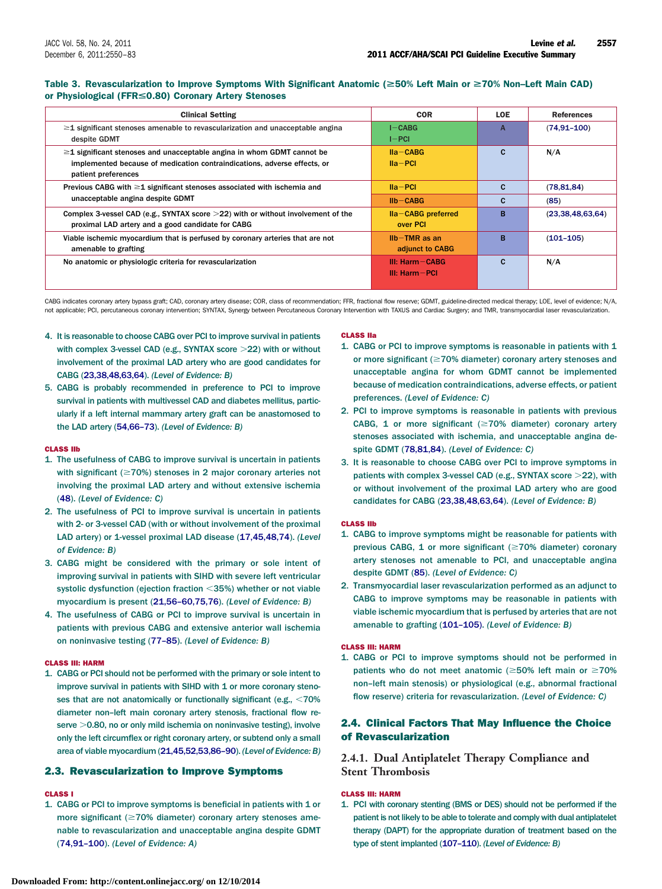**Table 3. Revascularization to Improve Symptoms With Significant Anatomic (≥50% Left Main or ≥70% Non–Left Main CAD) or Physiological (FFR≤0.80) Coronary Artery Stenoses**

| Clinical Setting | COR | LOE | References |
|---|---|---|---|
| ≥1 significant stenoses amenable to revascularization and unacceptable angina despite GDMT | I—CABG<br>I—PCI | A | (74,91–100) |
| ≥1 significant stenoses and unacceptable angina in whom GDMT cannot be implemented because of medication contraindications, adverse effects, or patient preferences | IIa—CABG<br>IIa—PCI | C | N/A |
| Previous CABG with ≥1 significant stenoses associated with ischemia and unacceptable angina despite GDMT | IIa—PCI | C | (78,81,84) |
| | IIb—CABG | C | (85) |
| Complex 3-vessel CAD (e.g., SYNTAX score >22) with or without involvement of the proximal LAD artery and a good candidate for CABG | IIa—CABG preferred over PCI | B | (23,38,48,63,64) |
| Viable ischemic myocardium that is perfused by coronary arteries that are not amenable to grafting | IIb—TMR as an adjunct to CABG | B | (101–105) |
| No anatomic or physiologic criteria for revascularization | III: Harm—CABG<br>III: Harm—PCI | C | N/A |

CABG indicates coronary artery bypass graft; CAD, coronary artery disease; COR, class of recommendation; FFR, fractional flow reserve; GDMT, guideline-directed medical therapy; LOE, level of evidence; N/A, not applicable; PCI, percutaneous coronary intervention; SYNTAX, Synergy between Percutaneous Coronary Intervention with TAXUS and Cardiac Surgery; and TMR, transmyocardial laser revascularization.

4. It is reasonable to choose CABG over PCI to improve survival in patients with complex 3-vessel CAD (e.g., SYNTAX score >22) with or without involvement of the proximal LAD artery who are good candidates for CABG (23,38,48,63,64). *(Level of Evidence: B)*
5. CABG is probably recommended in preference to PCI to improve survival in patients with multivessel CAD and diabetes mellitus, particularly if a left internal mammary artery graft can be anastomosed to the LAD artery (54,66–73). *(Level of Evidence: B)*

**CLASS IIb**

1. The usefulness of CABG to improve survival is uncertain in patients with significant (≥70%) stenoses in 2 major coronary arteries not involving the proximal LAD artery and without extensive ischemia (48). *(Level of Evidence: C)*
2. The usefulness of PCI to improve survival is uncertain in patients with 2- or 3-vessel CAD (with or without involvement of the proximal LAD artery) or 1-vessel proximal LAD disease (17,45,48,74). *(Level of Evidence: B)*
3. CABG might be considered with the primary or sole intent of improving survival in patients with SIHD with severe left ventricular systolic dysfunction (ejection fraction <35%) whether or not viable myocardium is present (21,56–60,75,76). *(Level of Evidence: B)*
4. The usefulness of CABG or PCI to improve survival is uncertain in patients with previous CABG and extensive anterior wall ischemia on noninvasive testing (77–85). *(Level of Evidence: B)*

**CLASS III: HARM**

1. CABG or PCI should not be performed with the primary or sole intent to improve survival in patients with SIHD with 1 or more coronary stenoses that are not anatomically or functionally significant (e.g., <70% diameter non–left main coronary artery stenosis, fractional flow reserve >0.80, no or only mild ischemia on noninvasive testing), involve only the left circumflex or right coronary artery, or subtend only a small area of viable myocardium (21,45,52,53,86–90). *(Level of Evidence: B)*

## 2.3. Revascularization to Improve Symptoms

**CLASS I**

1. CABG or PCI to improve symptoms is beneficial in patients with 1 or more significant (≥70% diameter) coronary artery stenoses amenable to revascularization and unacceptable angina despite GDMT (74,91–100). *(Level of Evidence: A)*

**CLASS IIa**

1. CABG or PCI to improve symptoms is reasonable in patients with 1 or more significant (≥70% diameter) coronary artery stenoses and unacceptable angina for whom GDMT cannot be implemented because of medication contraindications, adverse effects, or patient preferences. *(Level of Evidence: C)*
2. PCI to improve symptoms is reasonable in patients with previous CABG, 1 or more significant (≥70% diameter) coronary artery stenoses associated with ischemia, and unacceptable angina despite GDMT (78,81,84). *(Level of Evidence: C)*
3. It is reasonable to choose CABG over PCI to improve symptoms in patients with complex 3-vessel CAD (e.g., SYNTAX score >22), with or without involvement of the proximal LAD artery who are good candidates for CABG (23,38,48,63,64). *(Level of Evidence: B)*

**CLASS IIb**

1. CABG to improve symptoms might be reasonable for patients with previous CABG, 1 or more significant (≥70% diameter) coronary artery stenoses not amenable to PCI, and unacceptable angina despite GDMT (85). *(Level of Evidence: C)*
2. Transmyocardial laser revascularization performed as an adjunct to CABG to improve symptoms may be reasonable in patients with viable ischemic myocardium that is perfused by arteries that are not amenable to grafting (101–105). *(Level of Evidence: B)*

**CLASS III: HARM**

1. CABG or PCI to improve symptoms should not be performed in patients who do not meet anatomic (≥50% left main or ≥70% non–left main stenosis) or physiological (e.g., abnormal fractional flow reserve) criteria for revascularization. *(Level of Evidence: C)*

## 2.4. Clinical Factors That May Influence the Choice of Revascularization

### 2.4.1. Dual Antiplatelet Therapy Compliance and Stent Thrombosis

**CLASS III: HARM**

1. PCI with coronary stenting (BMS or DES) should not be performed if the patient is not likely to be able to tolerate and comply with dual antiplatelet therapy (DAPT) for the appropriate duration of treatment based on the type of stent implanted (107–110). *(Level of Evidence: B)*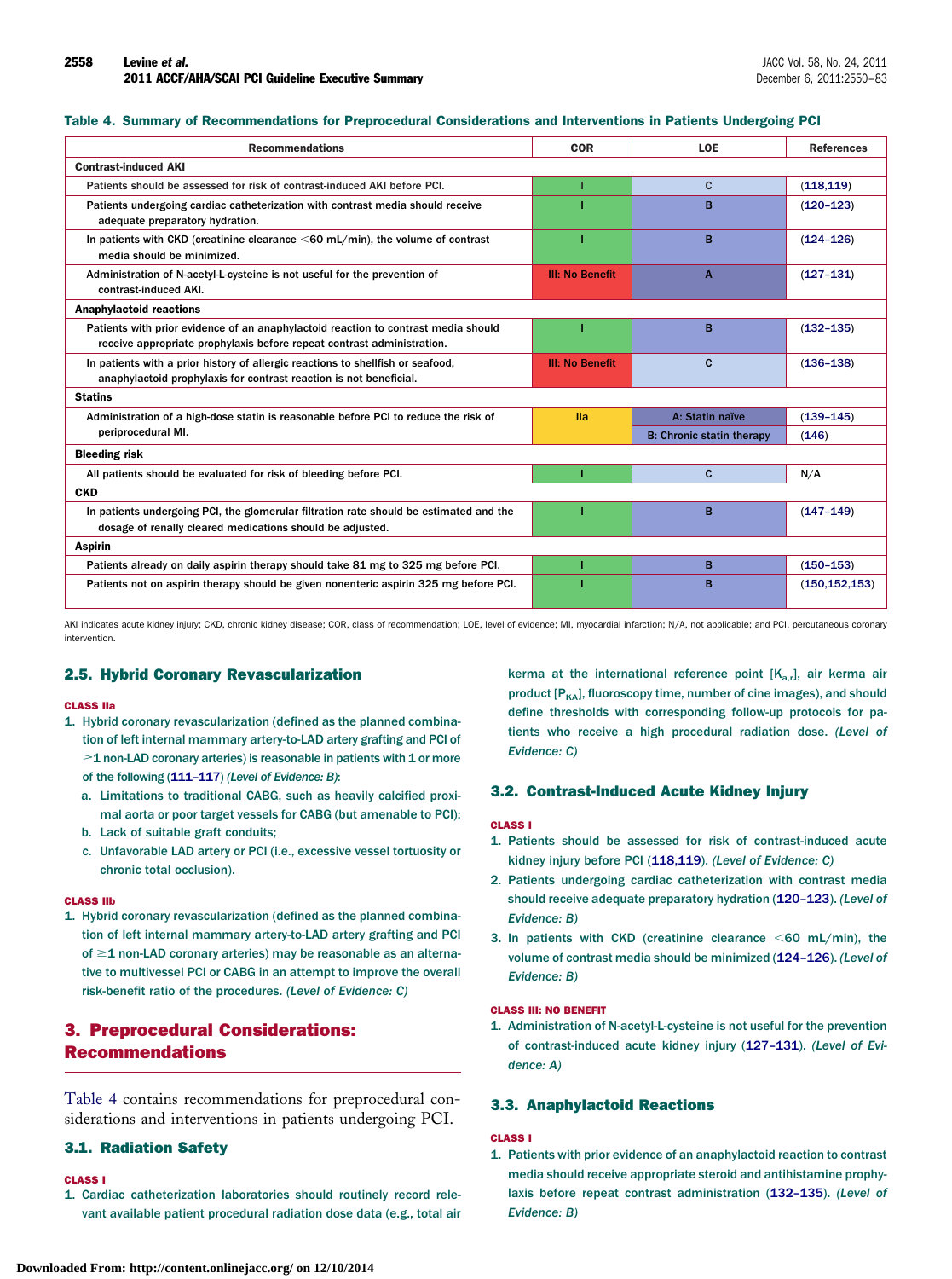**Table 4. Summary of Recommendations for Preprocedural Considerations and Interventions in Patients Undergoing PCI**

| Recommendations | COR | LOE | References |
|---|---|---|---|
| **Contrast-induced AKI** | | | |
| Patients should be assessed for risk of contrast-induced AKI before PCI. | I | C | (118,119) |
| Patients undergoing cardiac catheterization with contrast media should receive adequate preparatory hydration. | I | B | (120–123) |
| In patients with CKD (creatinine clearance <60 mL/min), the volume of contrast media should be minimized. | I | B | (124–126) |
| Administration of N-acetyl-L-cysteine is not useful for the prevention of contrast-induced AKI. | III: No Benefit | A | (127–131) |
| **Anaphylactoid reactions** | | | |
| Patients with prior evidence of an anaphylactoid reaction to contrast media should receive appropriate prophylaxis before repeat contrast administration. | I | B | (132–135) |
| In patients with a prior history of allergic reactions to shellfish or seafood, anaphylactoid prophylaxis for contrast reaction is not beneficial. | III: No Benefit | C | (136–138) |
| **Statins** | | | |
| Administration of a high-dose statin is reasonable before PCI to reduce the risk of periprocedural MI. | IIa | A: Statin naïve | (139–145) |
| | | B: Chronic statin therapy | (146) |
| **Bleeding risk** | | | |
| All patients should be evaluated for risk of bleeding before PCI. | I | C | N/A |
| **CKD** | | | |
| In patients undergoing PCI, the glomerular filtration rate should be estimated and the dosage of renally cleared medications should be adjusted. | I | B | (147–149) |
| **Aspirin** | | | |
| Patients already on daily aspirin therapy should take 81 mg to 325 mg before PCI. | I | B | (150–153) |
| Patients not on aspirin therapy should be given nonenteric aspirin 325 mg before PCI. | I | B | (150,152,153) |

AKI indicates acute kidney injury; CKD, chronic kidney disease; COR, class of recommendation; LOE, level of evidence; MI, myocardial infarction; N/A, not applicable; and PCI, percutaneous coronary intervention.

### 2.5. Hybrid Coronary Revascularization

**CLASS IIa**

1. Hybrid coronary revascularization (defined as the planned combination of left internal mammary artery-to-LAD artery grafting and PCI of ≥1 non-LAD coronary arteries) is reasonable in patients with 1 or more of the following (111–117) *(Level of Evidence: B)*:
   a. Limitations to traditional CABG, such as heavily calcified proximal aorta or poor target vessels for CABG (but amenable to PCI);
   b. Lack of suitable graft conduits;
   c. Unfavorable LAD artery or PCI (i.e., excessive vessel tortuosity or chronic total occlusion).

**CLASS IIb**

1. Hybrid coronary revascularization (defined as the planned combination of left internal mammary artery-to-LAD artery grafting and PCI of ≥1 non-LAD coronary arteries) may be reasonable as an alternative to multivessel PCI or CABG in an attempt to improve the overall risk-benefit ratio of the procedures. *(Level of Evidence: C)*

## 3. Preprocedural Considerations: Recommendations

Table 4 contains recommendations for preprocedural considerations and interventions in patients undergoing PCI.

### 3.1. Radiation Safety

**CLASS I**

1. Cardiac catheterization laboratories should routinely record relevant available patient procedural radiation dose data (e.g., total air kerma at the international reference point [$K_{a,r}$], air kerma air product [$P_{KA}$], fluoroscopy time, number of cine images), and should define thresholds with corresponding follow-up protocols for patients who receive a high procedural radiation dose. *(Level of Evidence: C)*

### 3.2. Contrast-Induced Acute Kidney Injury

**CLASS I**

1. Patients should be assessed for risk of contrast-induced acute kidney injury before PCI (118,119). *(Level of Evidence: C)*
2. Patients undergoing cardiac catheterization with contrast media should receive adequate preparatory hydration (120–123). *(Level of Evidence: B)*
3. In patients with CKD (creatinine clearance <60 mL/min), the volume of contrast media should be minimized (124–126). *(Level of Evidence: B)*

**CLASS III: NO BENEFIT**

1. Administration of N-acetyl-L-cysteine is not useful for the prevention of contrast-induced acute kidney injury (127–131). *(Level of Evidence: A)*

### 3.3. Anaphylactoid Reactions

**CLASS I**

1. Patients with prior evidence of an anaphylactoid reaction to contrast media should receive appropriate steroid and antihistamine prophylaxis before repeat contrast administration (132–135). *(Level of Evidence: B)*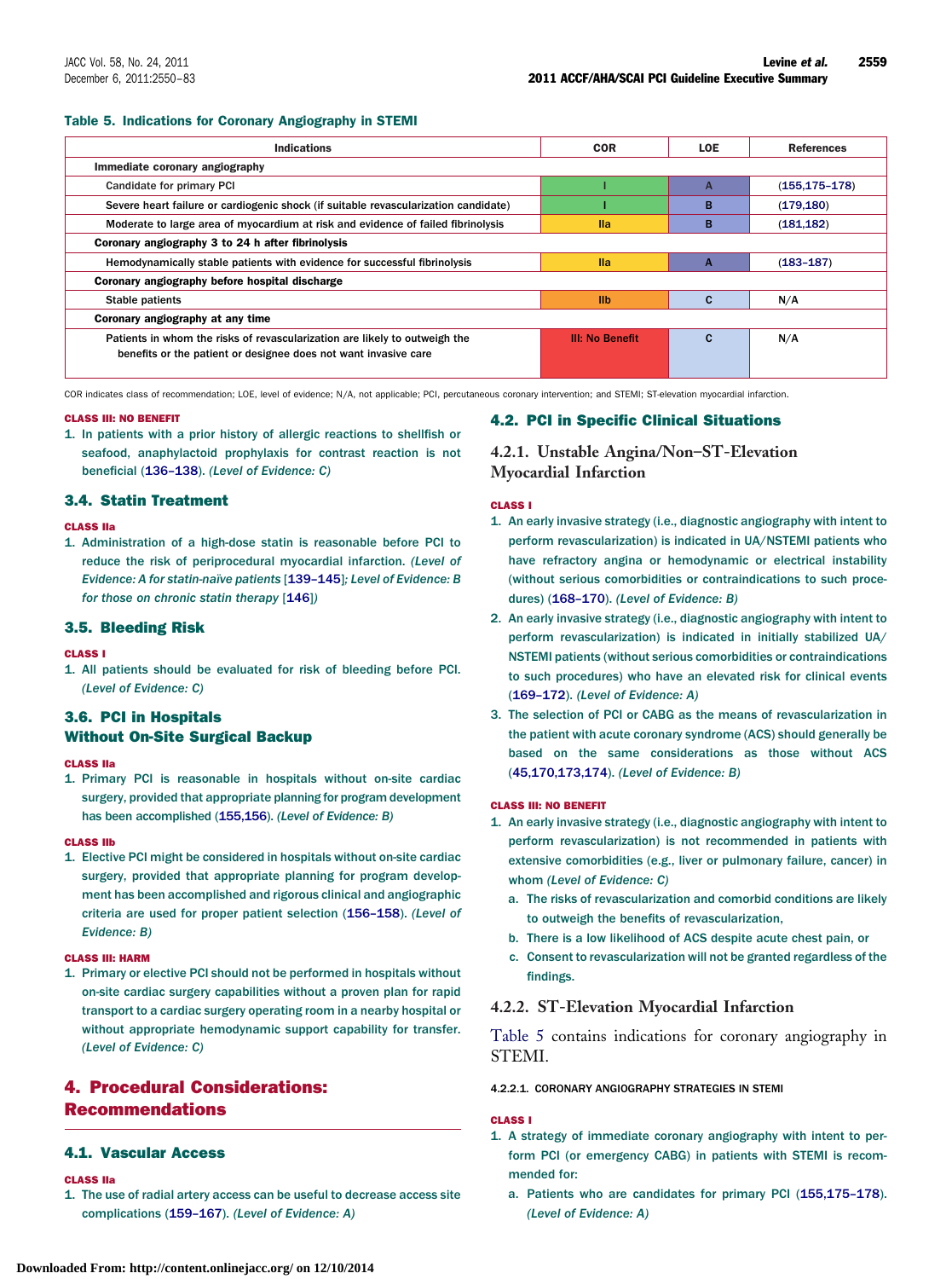**Table 5. Indications for Coronary Angiography in STEMI**

| Indications | COR | LOE | References |
|---|---|---|---|
| **Immediate coronary angiography** | | | |
| Candidate for primary PCI | I | A | (155,175–178) |
| Severe heart failure or cardiogenic shock (if suitable revascularization candidate) | I | B | (179,180) |
| Moderate to large area of myocardium at risk and evidence of failed fibrinolysis | IIa | B | (181,182) |
| **Coronary angiography 3 to 24 h after fibrinolysis** | | | |
| Hemodynamically stable patients with evidence for successful fibrinolysis | IIa | A | (183–187) |
| **Coronary angiography before hospital discharge** | | | |
| Stable patients | IIb | C | N/A |
| **Coronary angiography at any time** | | | |
| Patients in whom the risks of revascularization are likely to outweigh the benefits or the patient or designee does not want invasive care | III: No Benefit | C | N/A |

COR indicates class of recommendation; LOE, level of evidence; N/A, not applicable; PCI, percutaneous coronary intervention; and STEMI; ST-elevation myocardial infarction.

**CLASS III: NO BENEFIT**

1. In patients with a prior history of allergic reactions to shellfish or seafood, anaphylactoid prophylaxis for contrast reaction is not beneficial (136–138). *(Level of Evidence: C)*

### 3.4. Statin Treatment

**CLASS IIa**

1. Administration of a high-dose statin is reasonable before PCI to reduce the risk of periprocedural myocardial infarction. *(Level of Evidence: A for statin-naïve patients* [139–145]*; Level of Evidence: B for those on chronic statin therapy* [146]*)*

### 3.5. Bleeding Risk

**CLASS I**

1. All patients should be evaluated for risk of bleeding before PCI. *(Level of Evidence: C)*

### 3.6. PCI in Hospitals Without On-Site Surgical Backup

**CLASS IIa**

1. Primary PCI is reasonable in hospitals without on-site cardiac surgery, provided that appropriate planning for program development has been accomplished (155,156). *(Level of Evidence: B)*

**CLASS IIb**

1. Elective PCI might be considered in hospitals without on-site cardiac surgery, provided that appropriate planning for program development has been accomplished and rigorous clinical and angiographic criteria are used for proper patient selection (156–158). *(Level of Evidence: B)*

**CLASS III: HARM**

1. Primary or elective PCI should not be performed in hospitals without on-site cardiac surgery capabilities without a proven plan for rapid transport to a cardiac surgery operating room in a nearby hospital or without appropriate hemodynamic support capability for transfer. *(Level of Evidence: C)*

## 4. Procedural Considerations: Recommendations

### 4.1. Vascular Access

**CLASS IIa**

1. The use of radial artery access can be useful to decrease access site complications (159–167). *(Level of Evidence: A)*

### 4.2. PCI in Specific Clinical Situations

#### 4.2.1. Unstable Angina/Non–ST-Elevation Myocardial Infarction

**CLASS I**

1. An early invasive strategy (i.e., diagnostic angiography with intent to perform revascularization) is indicated in UA/NSTEMI patients who have refractory angina or hemodynamic or electrical instability (without serious comorbidities or contraindications to such procedures) (168–170). *(Level of Evidence: B)*
2. An early invasive strategy (i.e., diagnostic angiography with intent to perform revascularization) is indicated in initially stabilized UA/NSTEMI patients (without serious comorbidities or contraindications to such procedures) who have an elevated risk for clinical events (169–172). *(Level of Evidence: A)*
3. The selection of PCI or CABG as the means of revascularization in the patient with acute coronary syndrome (ACS) should generally be based on the same considerations as those without ACS (45,170,173,174). *(Level of Evidence: B)*

**CLASS III: NO BENEFIT**

1. An early invasive strategy (i.e., diagnostic angiography with intent to perform revascularization) is not recommended in patients with extensive comorbidities (e.g., liver or pulmonary failure, cancer) in whom *(Level of Evidence: C)*
   a. The risks of revascularization and comorbid conditions are likely to outweigh the benefits of revascularization,
   b. There is a low likelihood of ACS despite acute chest pain, or
   c. Consent to revascularization will not be granted regardless of the findings.

#### 4.2.2. ST-Elevation Myocardial Infarction

Table 5 contains indications for coronary angiography in STEMI.

##### 4.2.2.1. Coronary Angiography Strategies in STEMI

**CLASS I**

1. A strategy of immediate coronary angiography with intent to perform PCI (or emergency CABG) in patients with STEMI is recommended for:
   a. Patients who are candidates for primary PCI (155,175–178). *(Level of Evidence: A)*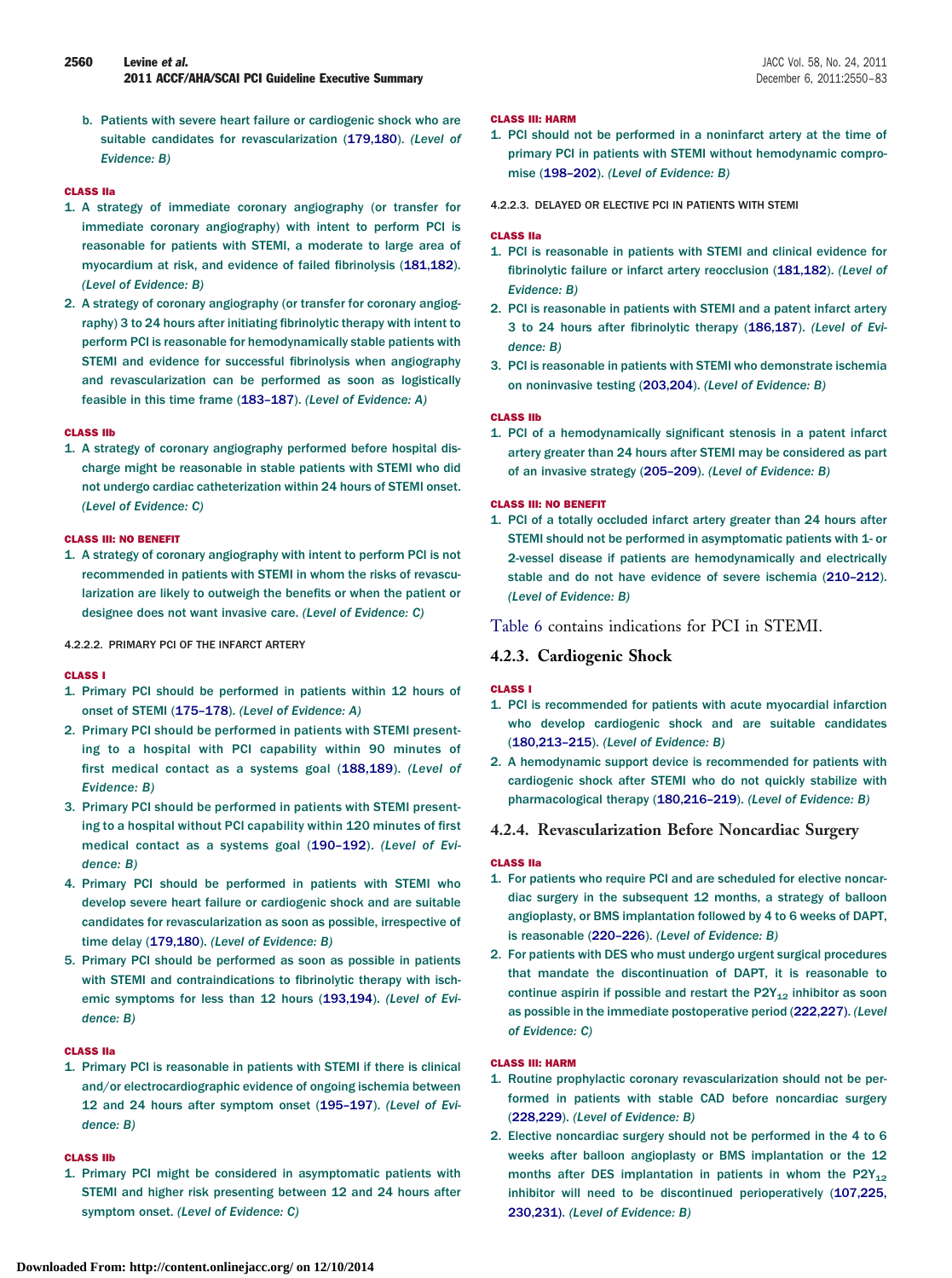b. Patients with severe heart failure or cardiogenic shock who are suitable candidates for revascularization (179,180). *(Level of Evidence: B)*

**CLASS IIa**

1. A strategy of immediate coronary angiography (or transfer for immediate coronary angiography) with intent to perform PCI is reasonable for patients with STEMI, a moderate to large area of myocardium at risk, and evidence of failed fibrinolysis (181,182). *(Level of Evidence: B)*
2. A strategy of coronary angiography (or transfer for coronary angiography) 3 to 24 hours after initiating fibrinolytic therapy with intent to perform PCI is reasonable for hemodynamically stable patients with STEMI and evidence for successful fibrinolysis when angiography and revascularization can be performed as soon as logistically feasible in this time frame (183–187). *(Level of Evidence: A)*

**CLASS IIb**

1. A strategy of coronary angiography performed before hospital discharge might be reasonable in stable patients with STEMI who did not undergo cardiac catheterization within 24 hours of STEMI onset. *(Level of Evidence: C)*

**CLASS III: NO BENEFIT**

1. A strategy of coronary angiography with intent to perform PCI is not recommended in patients with STEMI in whom the risks of revascularization are likely to outweigh the benefits or when the patient or designee does not want invasive care. *(Level of Evidence: C)*

#### 4.2.2.2. PRIMARY PCI OF THE INFARCT ARTERY

**CLASS I**

1. Primary PCI should be performed in patients within 12 hours of onset of STEMI (175–178). *(Level of Evidence: A)*
2. Primary PCI should be performed in patients with STEMI presenting to a hospital with PCI capability within 90 minutes of first medical contact as a systems goal (188,189). *(Level of Evidence: B)*
3. Primary PCI should be performed in patients with STEMI presenting to a hospital without PCI capability within 120 minutes of first medical contact as a systems goal (190–192). *(Level of Evidence: B)*
4. Primary PCI should be performed in patients with STEMI who develop severe heart failure or cardiogenic shock and are suitable candidates for revascularization as soon as possible, irrespective of time delay (179,180). *(Level of Evidence: B)*
5. Primary PCI should be performed as soon as possible in patients with STEMI and contraindications to fibrinolytic therapy with ischemic symptoms for less than 12 hours (193,194). *(Level of Evidence: B)*

**CLASS IIa**

1. Primary PCI is reasonable in patients with STEMI if there is clinical and/or electrocardiographic evidence of ongoing ischemia between 12 and 24 hours after symptom onset (195–197). *(Level of Evidence: B)*

**CLASS IIb**

1. Primary PCI might be considered in asymptomatic patients with STEMI and higher risk presenting between 12 and 24 hours after symptom onset. *(Level of Evidence: C)*

**CLASS III: HARM**

1. PCI should not be performed in a noninfarct artery at the time of primary PCI in patients with STEMI without hemodynamic compromise (198–202). *(Level of Evidence: B)*

#### 4.2.2.3. DELAYED OR ELECTIVE PCI IN PATIENTS WITH STEMI

**CLASS IIa**

1. PCI is reasonable in patients with STEMI and clinical evidence for fibrinolytic failure or infarct artery reocclusion (181,182). *(Level of Evidence: B)*
2. PCI is reasonable in patients with STEMI and a patent infarct artery 3 to 24 hours after fibrinolytic therapy (186,187). *(Level of Evidence: B)*
3. PCI is reasonable in patients with STEMI who demonstrate ischemia on noninvasive testing (203,204). *(Level of Evidence: B)*

**CLASS IIb**

1. PCI of a hemodynamically significant stenosis in a patent infarct artery greater than 24 hours after STEMI may be considered as part of an invasive strategy (205–209). *(Level of Evidence: B)*

**CLASS III: NO BENEFIT**

1. PCI of a totally occluded infarct artery greater than 24 hours after STEMI should not be performed in asymptomatic patients with 1- or 2-vessel disease if patients are hemodynamically and electrically stable and do not have evidence of severe ischemia (210–212). *(Level of Evidence: B)*

Table 6 contains indications for PCI in STEMI.

### 4.2.3. Cardiogenic Shock

**CLASS I**

1. PCI is recommended for patients with acute myocardial infarction who develop cardiogenic shock and are suitable candidates (180,213–215). *(Level of Evidence: B)*
2. A hemodynamic support device is recommended for patients with cardiogenic shock after STEMI who do not quickly stabilize with pharmacological therapy (180,216–219). *(Level of Evidence: B)*

### 4.2.4. Revascularization Before Noncardiac Surgery

**CLASS IIa**

1. For patients who require PCI and are scheduled for elective noncardiac surgery in the subsequent 12 months, a strategy of balloon angioplasty, or BMS implantation followed by 4 to 6 weeks of DAPT, is reasonable (220–226). *(Level of Evidence: B)*
2. For patients with DES who must undergo urgent surgical procedures that mandate the discontinuation of DAPT, it is reasonable to continue aspirin if possible and restart the $P2Y_{12}$ inhibitor as soon as possible in the immediate postoperative period (222,227). *(Level of Evidence: C)*

**CLASS III: HARM**

1. Routine prophylactic coronary revascularization should not be performed in patients with stable CAD before noncardiac surgery (228,229). *(Level of Evidence: B)*
2. Elective noncardiac surgery should not be performed in the 4 to 6 weeks after balloon angioplasty or BMS implantation or the 12 months after DES implantation in patients in whom the $P2Y_{12}$ inhibitor will need to be discontinued perioperatively (107,225, 230,231). *(Level of Evidence: B)*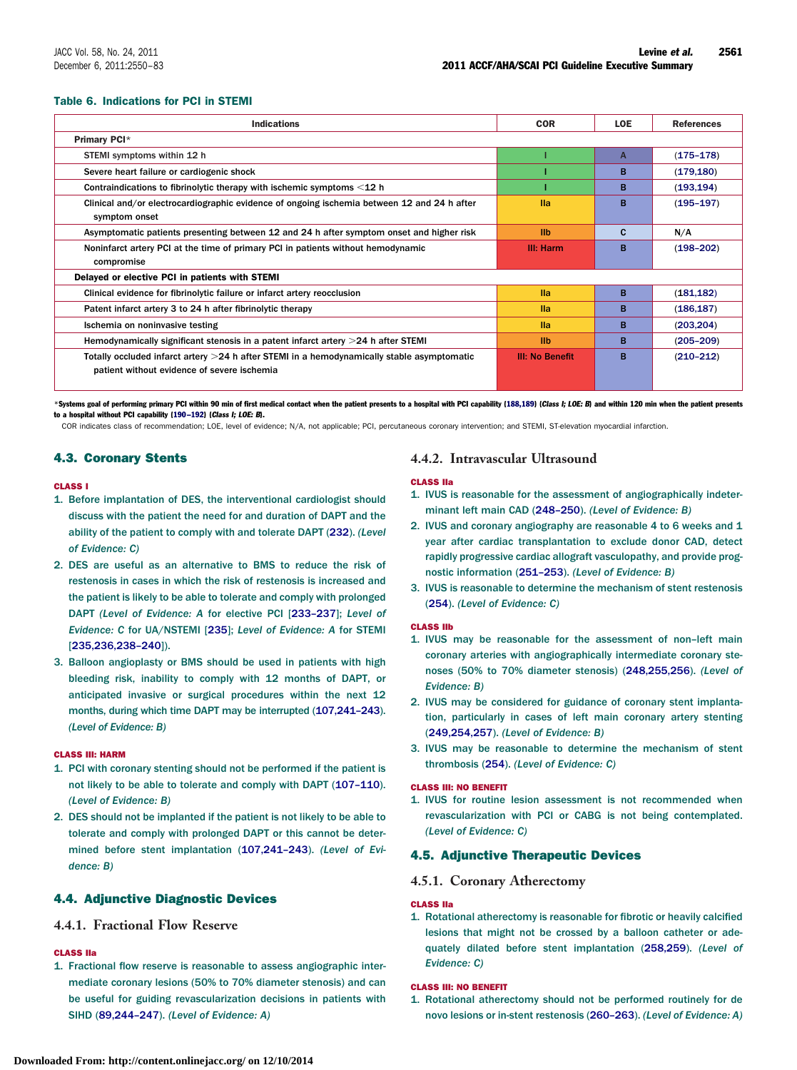**Table 6. Indications for PCI in STEMI**

| Indications | COR | LOE | References |
|---|---|---|---|
| **Primary PCI*** | | | |
| STEMI symptoms within 12 h | I | A | (175–178) |
| Severe heart failure or cardiogenic shock | I | B | (179,180) |
| Contraindications to fibrinolytic therapy with ischemic symptoms <12 h | I | B | (193,194) |
| Clinical and/or electrocardiographic evidence of ongoing ischemia between 12 and 24 h after symptom onset | IIa | B | (195–197) |
| Asymptomatic patients presenting between 12 and 24 h after symptom onset and higher risk | IIb | C | N/A |
| Noninfarct artery PCI at the time of primary PCI in patients without hemodynamic compromise | III: Harm | B | (198–202) |
| **Delayed or elective PCI in patients with STEMI** | | | |
| Clinical evidence for fibrinolytic failure or infarct artery reocclusion | IIa | B | (181,182) |
| Patent infarct artery 3 to 24 h after fibrinolytic therapy | IIa | B | (186,187) |
| Ischemia on noninvasive testing | IIa | B | (203,204) |
| Hemodynamically significant stenosis in a patent infarct artery >24 h after STEMI | IIb | B | (205–209) |
| Totally occluded infarct artery >24 h after STEMI in a hemodynamically stable asymptomatic patient without evidence of severe ischemia | III: No Benefit | B | (210–212) |

*Systems goal of performing primary PCI within 90 min of first medical contact when the patient presents to a hospital with PCI capability (188,189) (*Class I; LOE: B*) and within 120 min when the patient presents to a hospital without PCI capability (190–192) (*Class I; LOE: B*).

COR indicates class of recommendation; LOE, level of evidence; N/A, not applicable; PCI, percutaneous coronary intervention; and STEMI, ST-elevation myocardial infarction.

## 4.3. Coronary Stents

**CLASS I**

1. Before implantation of DES, the interventional cardiologist should discuss with the patient the need for and duration of DAPT and the ability of the patient to comply with and tolerate DAPT (232). *(Level of Evidence: C)*
2. DES are useful as an alternative to BMS to reduce the risk of restenosis in cases in which the risk of restenosis is increased and the patient is likely to be able to tolerate and comply with prolonged DAPT (*Level of Evidence: A* for elective PCI [233–237]; *Level of Evidence: C* for UA/NSTEMI [235]; *Level of Evidence: A* for STEMI [235,236,238–240]).
3. Balloon angioplasty or BMS should be used in patients with high bleeding risk, inability to comply with 12 months of DAPT, or anticipated invasive or surgical procedures within the next 12 months, during which time DAPT may be interrupted (107,241–243). *(Level of Evidence: B)*

**CLASS III: HARM**

1. PCI with coronary stenting should not be performed if the patient is not likely to be able to tolerate and comply with DAPT (107–110). *(Level of Evidence: B)*
2. DES should not be implanted if the patient is not likely to be able to tolerate and comply with prolonged DAPT or this cannot be determined before stent implantation (107,241–243). *(Level of Evidence: B)*

## 4.4. Adjunctive Diagnostic Devices

### 4.4.1. Fractional Flow Reserve

**CLASS IIa**

1. Fractional flow reserve is reasonable to assess angiographic intermediate coronary lesions (50% to 70% diameter stenosis) and can be useful for guiding revascularization decisions in patients with SIHD (89,244–247). *(Level of Evidence: A)*

### 4.4.2. Intravascular Ultrasound

**CLASS IIa**

1. IVUS is reasonable for the assessment of angiographically indeterminant left main CAD (248–250). *(Level of Evidence: B)*
2. IVUS and coronary angiography are reasonable 4 to 6 weeks and 1 year after cardiac transplantation to exclude donor CAD, detect rapidly progressive cardiac allograft vasculopathy, and provide prognostic information (251–253). *(Level of Evidence: B)*
3. IVUS is reasonable to determine the mechanism of stent restenosis (254). *(Level of Evidence: C)*

**CLASS IIb**

1. IVUS may be reasonable for the assessment of non–left main coronary arteries with angiographically intermediate coronary stenoses (50% to 70% diameter stenosis) (248,255,256). *(Level of Evidence: B)*
2. IVUS may be considered for guidance of coronary stent implantation, particularly in cases of left main coronary artery stenting (249,254,257). *(Level of Evidence: B)*
3. IVUS may be reasonable to determine the mechanism of stent thrombosis (254). *(Level of Evidence: C)*

**CLASS III: NO BENEFIT**

1. IVUS for routine lesion assessment is not recommended when revascularization with PCI or CABG is not being contemplated. *(Level of Evidence: C)*

## 4.5. Adjunctive Therapeutic Devices

### 4.5.1. Coronary Atherectomy

**CLASS IIa**

1. Rotational atherectomy is reasonable for fibrotic or heavily calcified lesions that might not be crossed by a balloon catheter or adequately dilated before stent implantation (258,259). *(Level of Evidence: C)*

**CLASS III: NO BENEFIT**

1. Rotational atherectomy should not be performed routinely for de novo lesions or in-stent restenosis (260–263). *(Level of Evidence: A)*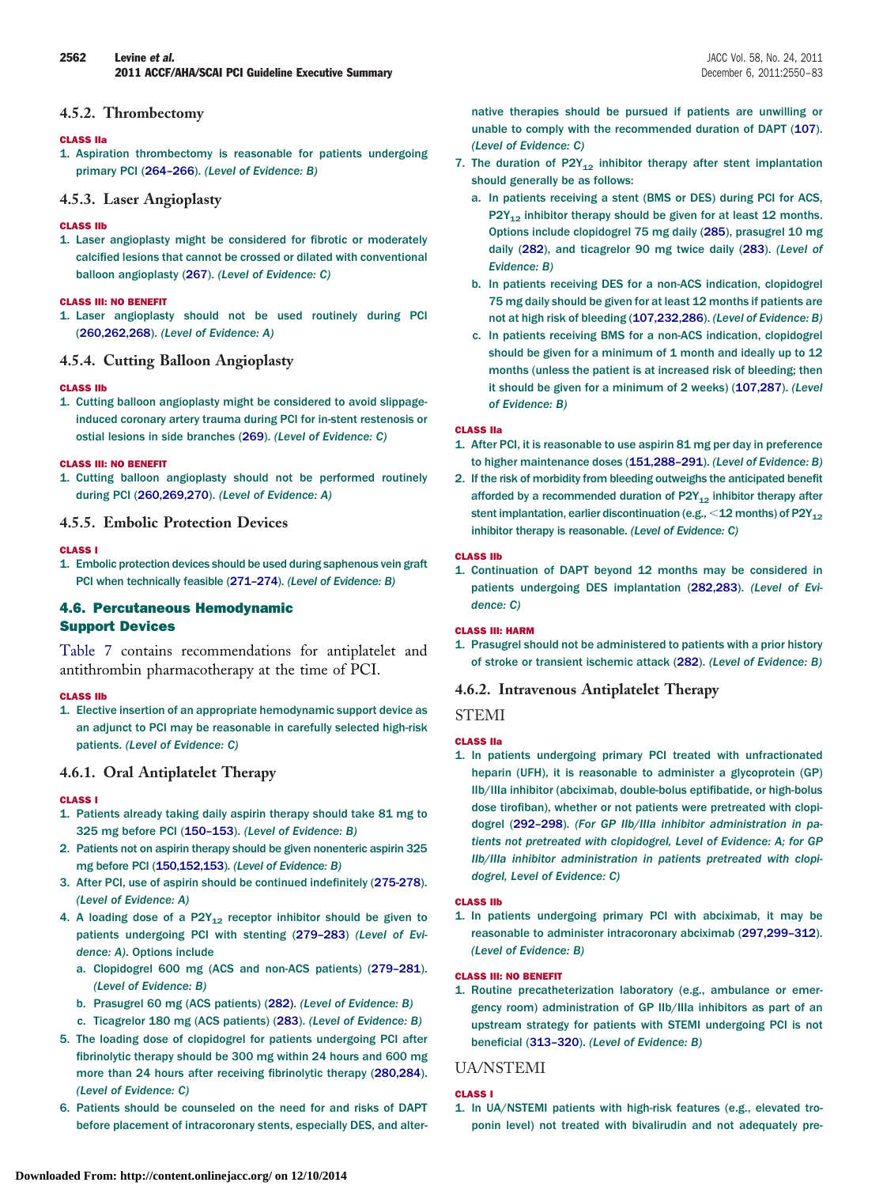### 4.5.2. Thrombectomy

**CLASS IIa**

1. Aspiration thrombectomy is reasonable for patients undergoing primary PCI (264–266). *(Level of Evidence: B)*

### 4.5.3. Laser Angioplasty

**CLASS IIb**

1. Laser angioplasty might be considered for fibrotic or moderately calcified lesions that cannot be crossed or dilated with conventional balloon angioplasty (267). *(Level of Evidence: C)*

**CLASS III: NO BENEFIT**

1. Laser angioplasty should not be used routinely during PCI (260,262,268). *(Level of Evidence: A)*

### 4.5.4. Cutting Balloon Angioplasty

**CLASS IIb**

1. Cutting balloon angioplasty might be considered to avoid slippage-induced coronary artery trauma during PCI for in-stent restenosis or ostial lesions in side branches (269). *(Level of Evidence: C)*

**CLASS III: NO BENEFIT**

1. Cutting balloon angioplasty should not be performed routinely during PCI (260,269,270). *(Level of Evidence: A)*

### 4.5.5. Embolic Protection Devices

**CLASS I**

1. Embolic protection devices should be used during saphenous vein graft PCI when technically feasible (271–274). *(Level of Evidence: B)*

## 4.6. Percutaneous Hemodynamic Support Devices

Table 7 contains recommendations for antiplatelet and antithrombin pharmacotherapy at the time of PCI.

**CLASS IIb**

1. Elective insertion of an appropriate hemodynamic support device as an adjunct to PCI may be reasonable in carefully selected high-risk patients. *(Level of Evidence: C)*

### 4.6.1. Oral Antiplatelet Therapy

**CLASS I**

1. Patients already taking daily aspirin therapy should take 81 mg to 325 mg before PCI (150–153). *(Level of Evidence: B)*
2. Patients not on aspirin therapy should be given nonenteric aspirin 325 mg before PCI (150,152,153). *(Level of Evidence: B)*
3. After PCI, use of aspirin should be continued indefinitely (275-278). *(Level of Evidence: A)*
4. A loading dose of a $P2Y_{12}$ receptor inhibitor should be given to patients undergoing PCI with stenting (279–283) *(Level of Evidence: A)*. Options include
   a. Clopidogrel 600 mg (ACS and non-ACS patients) (279–281). *(Level of Evidence: B)*
   b. Prasugrel 60 mg (ACS patients) (282). *(Level of Evidence: B)*
   c. Ticagrelor 180 mg (ACS patients) (283). *(Level of Evidence: B)*
5. The loading dose of clopidogrel for patients undergoing PCI after fibrinolytic therapy should be 300 mg within 24 hours and 600 mg more than 24 hours after receiving fibrinolytic therapy (280,284). *(Level of Evidence: C)*
6. Patients should be counseled on the need for and risks of DAPT before placement of intracoronary stents, especially DES, and alternative therapies should be pursued if patients are unwilling or unable to comply with the recommended duration of DAPT (107). *(Level of Evidence: C)*
7. The duration of $P2Y_{12}$ inhibitor therapy after stent implantation should generally be as follows:
   a. In patients receiving a stent (BMS or DES) during PCI for ACS, $P2Y_{12}$ inhibitor therapy should be given for at least 12 months. Options include clopidogrel 75 mg daily (285), prasugrel 10 mg daily (282), and ticagrelor 90 mg twice daily (283). *(Level of Evidence: B)*
   b. In patients receiving DES for a non-ACS indication, clopidogrel 75 mg daily should be given for at least 12 months if patients are not at high risk of bleeding (107,232,286). *(Level of Evidence: B)*
   c. In patients receiving BMS for a non-ACS indication, clopidogrel should be given for a minimum of 1 month and ideally up to 12 months (unless the patient is at increased risk of bleeding; then it should be given for a minimum of 2 weeks) (107,287). *(Level of Evidence: B)*

**CLASS IIa**

1. After PCI, it is reasonable to use aspirin 81 mg per day in preference to higher maintenance doses (151,288–291). *(Level of Evidence: B)*
2. If the risk of morbidity from bleeding outweighs the anticipated benefit afforded by a recommended duration of $P2Y_{12}$ inhibitor therapy after stent implantation, earlier discontinuation (e.g., <12 months) of $P2Y_{12}$ inhibitor therapy is reasonable. *(Level of Evidence: C)*

**CLASS IIb**

1. Continuation of DAPT beyond 12 months may be considered in patients undergoing DES implantation (282,283). *(Level of Evidence: C)*

**CLASS III: HARM**

1. Prasugrel should not be administered to patients with a prior history of stroke or transient ischemic attack (282). *(Level of Evidence: B)*

### 4.6.2. Intravenous Antiplatelet Therapy

#### STEMI

**CLASS IIa**

1. In patients undergoing primary PCI treated with unfractionated heparin (UFH), it is reasonable to administer a glycoprotein (GP) IIb/IIIa inhibitor (abciximab, double-bolus eptifibatide, or high-bolus dose tirofiban), whether or not patients were pretreated with clopidogrel (292–298). *(For GP IIb/IIIa inhibitor administration in patients not pretreated with clopidogrel, Level of Evidence: A; for GP IIb/IIIa inhibitor administration in patients pretreated with clopidogrel, Level of Evidence: C)*

**CLASS IIb**

1. In patients undergoing primary PCI with abciximab, it may be reasonable to administer intracoronary abciximab (297,299–312). *(Level of Evidence: B)*

**CLASS III: NO BENEFIT**

1. Routine precatheterization laboratory (e.g., ambulance or emergency room) administration of GP IIb/IIIa inhibitors as part of an upstream strategy for patients with STEMI undergoing PCI is not beneficial (313–320). *(Level of Evidence: B)*

#### UA/NSTEMI

**CLASS I**

1. In UA/NSTEMI patients with high-risk features (e.g., elevated troponin level) not treated with bivalirudin and not adequately pre-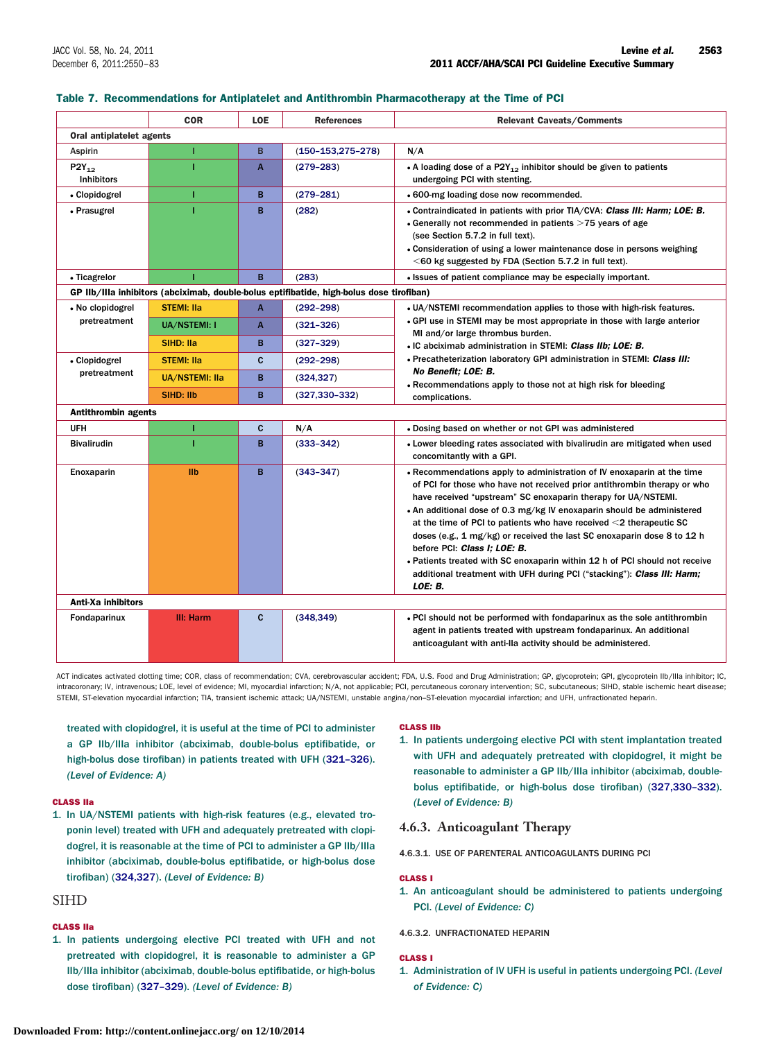**Table 7. Recommendations for Antiplatelet and Antithrombin Pharmacotherapy at the Time of PCI**

| | COR | LOE | References | Relevant Caveats/Comments |
|---|---|---|---|---|
| **Oral antiplatelet agents** | | | | |
| Aspirin | I | B | (150–153,275–278) | N/A |
| $P2Y_{12}$ Inhibitors | I | A | (279–283) | • A loading dose of a $P2Y_{12}$ inhibitor should be given to patients undergoing PCI with stenting. |
| • Clopidogrel | I | B | (279–281) | • 600-mg loading dose now recommended. |
| • Prasugrel | I | B | (282) | • Contraindicated in patients with prior TIA/CVA: ***Class III: Harm; LOE: B.*** • Generally not recommended in patients >75 years of age (see Section 5.7.2 in full text). • Consideration of using a lower maintenance dose in persons weighing <60 kg suggested by FDA (Section 5.7.2 in full text). |
| • Ticagrelor | I | B | (283) | • Issues of patient compliance may be especially important. |
| **GP IIb/IIIa inhibitors (abciximab, double-bolus eptifibatide, high-bolus dose tirofiban)** | | | | |
| • No clopidogrel pretreatment | STEMI: IIa | A | (292–298) | • UA/NSTEMI recommendation applies to those with high-risk features. • GPI use in STEMI may be most appropriate in those with large anterior MI and/or large thrombus burden. • IC abciximab administration in STEMI: ***Class IIb; LOE: B.*** • Precatheterization laboratory GPI administration in STEMI: ***Class III: No Benefit; LOE: B.*** • Recommendations apply to those not at high risk for bleeding complications. |
| | UA/NSTEMI: I | A | (321–326) | |
| | SIHD: IIa | B | (327–329) | |
| • Clopidogrel pretreatment | STEMI: IIa | C | (292–298) | |
| | UA/NSTEMI: IIa | B | (324,327) | |
| | SIHD: IIb | B | (327,330–332) | |
| **Antithrombin agents** | | | | |
| UFH | I | C | N/A | • Dosing based on whether or not GPI was administered |
| Bivalirudin | I | B | (333–342) | • Lower bleeding rates associated with bivalirudin are mitigated when used concomitantly with a GPI. |
| Enoxaparin | IIb | B | (343–347) | • Recommendations apply to administration of IV enoxaparin at the time of PCI for those who have not received prior antithrombin therapy or who have received "upstream" SC enoxaparin therapy for UA/NSTEMI. • An additional dose of 0.3 mg/kg IV enoxaparin should be administered at the time of PCI to patients who have received <2 therapeutic SC doses (e.g., 1 mg/kg) or received the last SC enoxaparin dose 8 to 12 h before PCI: ***Class I; LOE: B.*** • Patients treated with SC enoxaparin within 12 h of PCI should not receive additional treatment with UFH during PCI ("stacking"): ***Class III: Harm; LOE: B.*** |
| **Anti-Xa inhibitors** | | | | |
| Fondaparinux | III: Harm | C | (348,349) | • PCI should not be performed with fondaparinux as the sole antithrombin agent in patients treated with upstream fondaparinux. An additional anticoagulant with anti-IIa activity should be administered. |

ACT indicates activated clotting time; COR, class of recommendation; CVA, cerebrovascular accident; FDA, U.S. Food and Drug Administration; GP, glycoprotein; GPI, glycoprotein IIb/IIIa inhibitor; IC, intracoronary; IV, intravenous; LOE, level of evidence; MI, myocardial infarction; N/A, not applicable; PCI, percutaneous coronary intervention; SC, subcutaneous; SIHD, stable ischemic heart disease; STEMI, ST-elevation myocardial infarction; TIA, transient ischemic attack; UA/NSTEMI, unstable angina/non–ST-elevation myocardial infarction; and UFH, unfractionated heparin.

treated with clopidogrel, it is useful at the time of PCI to administer a GP IIb/IIIa inhibitor (abciximab, double-bolus eptifibatide, or high-bolus dose tirofiban) in patients treated with UFH (321–326). *(Level of Evidence: A)*

**CLASS IIa**

1. In UA/NSTEMI patients with high-risk features (e.g., elevated troponin level) treated with UFH and adequately pretreated with clopidogrel, it is reasonable at the time of PCI to administer a GP IIb/IIIa inhibitor (abciximab, double-bolus eptifibatide, or high-bolus dose tirofiban) (324,327). *(Level of Evidence: B)*

### SIHD

**CLASS IIa**

1. In patients undergoing elective PCI treated with UFH and not pretreated with clopidogrel, it is reasonable to administer a GP IIb/IIIa inhibitor (abciximab, double-bolus eptifibatide, or high-bolus dose tirofiban) (327–329). *(Level of Evidence: B)*

**CLASS IIb**

1. In patients undergoing elective PCI with stent implantation treated with UFH and adequately pretreated with clopidogrel, it might be reasonable to administer a GP IIb/IIIa inhibitor (abciximab, double-bolus eptifibatide, or high-bolus dose tirofiban) (327,330–332). *(Level of Evidence: B)*

## 4.6.3. Anticoagulant Therapy

#### 4.6.3.1. USE OF PARENTERAL ANTICOAGULANTS DURING PCI

**CLASS I**

1. An anticoagulant should be administered to patients undergoing PCI. *(Level of Evidence: C)*

#### 4.6.3.2. UNFRACTIONATED HEPARIN

**CLASS I**

1. Administration of IV UFH is useful in patients undergoing PCI. *(Level of Evidence: C)*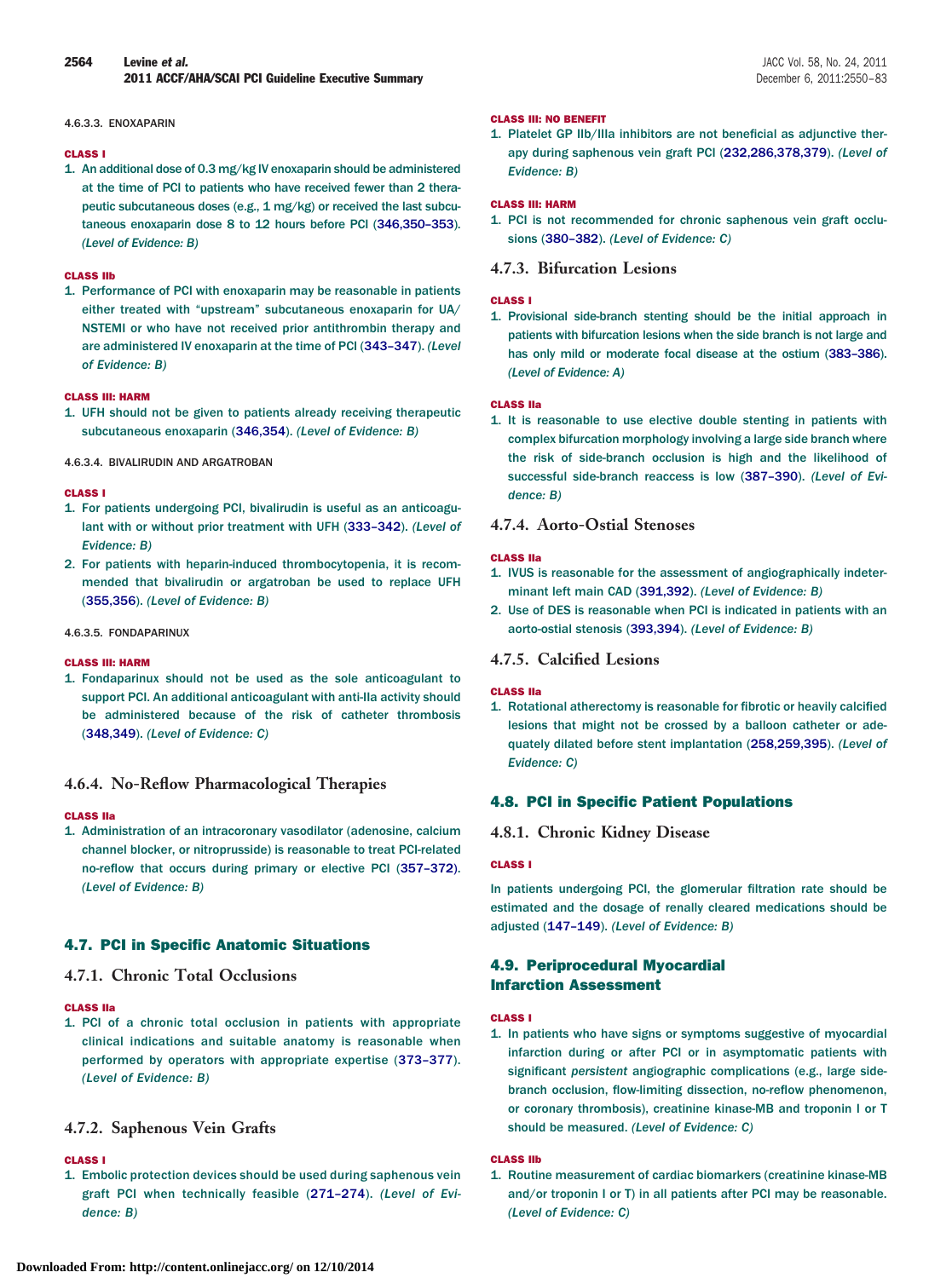4.6.3.3. ENOXAPARIN

CLASS I

1. An additional dose of 0.3 mg/kg IV enoxaparin should be administered at the time of PCI to patients who have received fewer than 2 therapeutic subcutaneous doses (e.g., 1 mg/kg) or received the last subcutaneous enoxaparin dose 8 to 12 hours before PCI (346,350–353). *(Level of Evidence: B)*

CLASS IIb

1. Performance of PCI with enoxaparin may be reasonable in patients either treated with "upstream" subcutaneous enoxaparin for UA/NSTEMI or who have not received prior antithrombin therapy and are administered IV enoxaparin at the time of PCI (343–347). *(Level of Evidence: B)*

CLASS III: HARM

1. UFH should not be given to patients already receiving therapeutic subcutaneous enoxaparin (346,354). *(Level of Evidence: B)*

4.6.3.4. BIVALIRUDIN AND ARGATROBAN

CLASS I

1. For patients undergoing PCI, bivalirudin is useful as an anticoagulant with or without prior treatment with UFH (333–342). *(Level of Evidence: B)*
2. For patients with heparin-induced thrombocytopenia, it is recommended that bivalirudin or argatroban be used to replace UFH (355,356). *(Level of Evidence: B)*

4.6.3.5. FONDAPARINUX

CLASS III: HARM

1. Fondaparinux should not be used as the sole anticoagulant to support PCI. An additional anticoagulant with anti-IIa activity should be administered because of the risk of catheter thrombosis (348,349). *(Level of Evidence: C)*

### 4.6.4. No-Reflow Pharmacological Therapies

CLASS IIa

1. Administration of an intracoronary vasodilator (adenosine, calcium channel blocker, or nitroprusside) is reasonable to treat PCI-related no-reflow that occurs during primary or elective PCI (357–372). *(Level of Evidence: B)*

## 4.7. PCI in Specific Anatomic Situations

### 4.7.1. Chronic Total Occlusions

CLASS IIa

1. PCI of a chronic total occlusion in patients with appropriate clinical indications and suitable anatomy is reasonable when performed by operators with appropriate expertise (373–377). *(Level of Evidence: B)*

### 4.7.2. Saphenous Vein Grafts

CLASS I

1. Embolic protection devices should be used during saphenous vein graft PCI when technically feasible (271–274). *(Level of Evidence: B)*

CLASS III: NO BENEFIT

1. Platelet GP IIb/IIIa inhibitors are not beneficial as adjunctive therapy during saphenous vein graft PCI (232,286,378,379). *(Level of Evidence: B)*

CLASS III: HARM

1. PCI is not recommended for chronic saphenous vein graft occlusions (380–382). *(Level of Evidence: C)*

### 4.7.3. Bifurcation Lesions

CLASS I

1. Provisional side-branch stenting should be the initial approach in patients with bifurcation lesions when the side branch is not large and has only mild or moderate focal disease at the ostium (383–386). *(Level of Evidence: A)*

CLASS IIa

1. It is reasonable to use elective double stenting in patients with complex bifurcation morphology involving a large side branch where the risk of side-branch occlusion is high and the likelihood of successful side-branch reaccess is low (387–390). *(Level of Evidence: B)*

### 4.7.4. Aorto-Ostial Stenoses

CLASS IIa

1. IVUS is reasonable for the assessment of angiographically indeterminant left main CAD (391,392). *(Level of Evidence: B)*
2. Use of DES is reasonable when PCI is indicated in patients with an aorto-ostial stenosis (393,394). *(Level of Evidence: B)*

### 4.7.5. Calcified Lesions

CLASS IIa

1. Rotational atherectomy is reasonable for fibrotic or heavily calcified lesions that might not be crossed by a balloon catheter or adequately dilated before stent implantation (258,259,395). *(Level of Evidence: C)*

## 4.8. PCI in Specific Patient Populations

### 4.8.1. Chronic Kidney Disease

CLASS I

In patients undergoing PCI, the glomerular filtration rate should be estimated and the dosage of renally cleared medications should be adjusted (147–149). *(Level of Evidence: B)*

## 4.9. Periprocedural Myocardial Infarction Assessment

CLASS I

1. In patients who have signs or symptoms suggestive of myocardial infarction during or after PCI or in asymptomatic patients with significant *persistent* angiographic complications (e.g., large side-branch occlusion, flow-limiting dissection, no-reflow phenomenon, or coronary thrombosis), creatinine kinase-MB and troponin I or T should be measured. *(Level of Evidence: C)*

CLASS IIb

1. Routine measurement of cardiac biomarkers (creatinine kinase-MB and/or troponin I or T) in all patients after PCI may be reasonable. *(Level of Evidence: C)*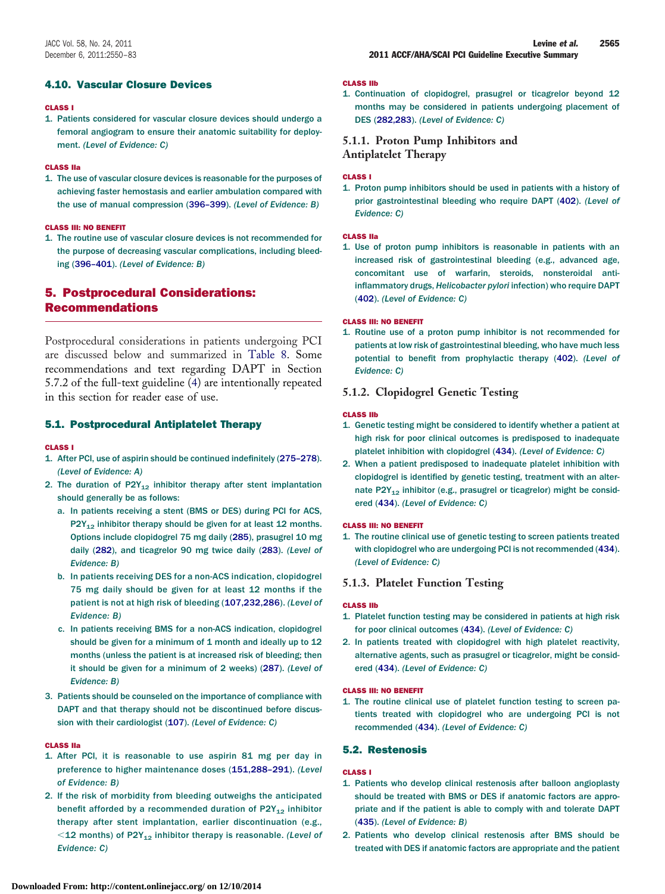### 4.10. Vascular Closure Devices

**CLASS I**

1. Patients considered for vascular closure devices should undergo a femoral angiogram to ensure their anatomic suitability for deployment. *(Level of Evidence: C)*

**CLASS IIa**

1. The use of vascular closure devices is reasonable for the purposes of achieving faster hemostasis and earlier ambulation compared with the use of manual compression (396–399). *(Level of Evidence: B)*

**CLASS III: NO BENEFIT**

1. The routine use of vascular closure devices is not recommended for the purpose of decreasing vascular complications, including bleeding (396–401). *(Level of Evidence: B)*

## 5. Postprocedural Considerations: Recommendations

Postprocedural considerations in patients undergoing PCI are discussed below and summarized in Table 8. Some recommendations and text regarding DAPT in Section 5.7.2 of the full-text guideline (4) are intentionally repeated in this section for reader ease of use.

### 5.1. Postprocedural Antiplatelet Therapy

**CLASS I**

1. After PCI, use of aspirin should be continued indefinitely (275–278). *(Level of Evidence: A)*
2. The duration of $P2Y_{12}$ inhibitor therapy after stent implantation should generally be as follows:
   a. In patients receiving a stent (BMS or DES) during PCI for ACS, $P2Y_{12}$ inhibitor therapy should be given for at least 12 months. Options include clopidogrel 75 mg daily (285), prasugrel 10 mg daily (282), and ticagrelor 90 mg twice daily (283). *(Level of Evidence: B)*
   b. In patients receiving DES for a non-ACS indication, clopidogrel 75 mg daily should be given for at least 12 months if the patient is not at high risk of bleeding (107,232,286). *(Level of Evidence: B)*
   c. In patients receiving BMS for a non-ACS indication, clopidogrel should be given for a minimum of 1 month and ideally up to 12 months (unless the patient is at increased risk of bleeding; then it should be given for a minimum of 2 weeks) (287). *(Level of Evidence: B)*
3. Patients should be counseled on the importance of compliance with DAPT and that therapy should not be discontinued before discussion with their cardiologist (107). *(Level of Evidence: C)*

**CLASS IIa**

1. After PCI, it is reasonable to use aspirin 81 mg per day in preference to higher maintenance doses (151,288–291). *(Level of Evidence: B)*
2. If the risk of morbidity from bleeding outweighs the anticipated benefit afforded by a recommended duration of $P2Y_{12}$ inhibitor therapy after stent implantation, earlier discontinuation (e.g., $<$12 months) of $P2Y_{12}$ inhibitor therapy is reasonable. *(Level of Evidence: C)*

**CLASS IIb**

1. Continuation of clopidogrel, prasugrel or ticagrelor beyond 12 months may be considered in patients undergoing placement of DES (282,283). *(Level of Evidence: C)*

#### 5.1.1. Proton Pump Inhibitors and Antiplatelet Therapy

**CLASS I**

1. Proton pump inhibitors should be used in patients with a history of prior gastrointestinal bleeding who require DAPT (402). *(Level of Evidence: C)*

**CLASS IIa**

1. Use of proton pump inhibitors is reasonable in patients with an increased risk of gastrointestinal bleeding (e.g., advanced age, concomitant use of warfarin, steroids, nonsteroidal anti-inflammatory drugs, *Helicobacter pylori* infection) who require DAPT (402). *(Level of Evidence: C)*

**CLASS III: NO BENEFIT**

1. Routine use of a proton pump inhibitor is not recommended for patients at low risk of gastrointestinal bleeding, who have much less potential to benefit from prophylactic therapy (402). *(Level of Evidence: C)*

#### 5.1.2. Clopidogrel Genetic Testing

**CLASS IIb**

1. Genetic testing might be considered to identify whether a patient at high risk for poor clinical outcomes is predisposed to inadequate platelet inhibition with clopidogrel (434). *(Level of Evidence: C)*
2. When a patient predisposed to inadequate platelet inhibition with clopidogrel is identified by genetic testing, treatment with an alternate $P2Y_{12}$ inhibitor (e.g., prasugrel or ticagrelor) might be considered (434). *(Level of Evidence: C)*

**CLASS III: NO BENEFIT**

1. The routine clinical use of genetic testing to screen patients treated with clopidogrel who are undergoing PCI is not recommended (434). *(Level of Evidence: C)*

#### 5.1.3. Platelet Function Testing

**CLASS IIb**

1. Platelet function testing may be considered in patients at high risk for poor clinical outcomes (434). *(Level of Evidence: C)*
2. In patients treated with clopidogrel with high platelet reactivity, alternative agents, such as prasugrel or ticagrelor, might be considered (434). *(Level of Evidence: C)*

**CLASS III: NO BENEFIT**

1. The routine clinical use of platelet function testing to screen patients treated with clopidogrel who are undergoing PCI is not recommended (434). *(Level of Evidence: C)*

### 5.2. Restenosis

**CLASS I**

1. Patients who develop clinical restenosis after balloon angioplasty should be treated with BMS or DES if anatomic factors are appropriate and if the patient is able to comply with and tolerate DAPT (435). *(Level of Evidence: B)*
2. Patients who develop clinical restenosis after BMS should be treated with DES if anatomic factors are appropriate and the patient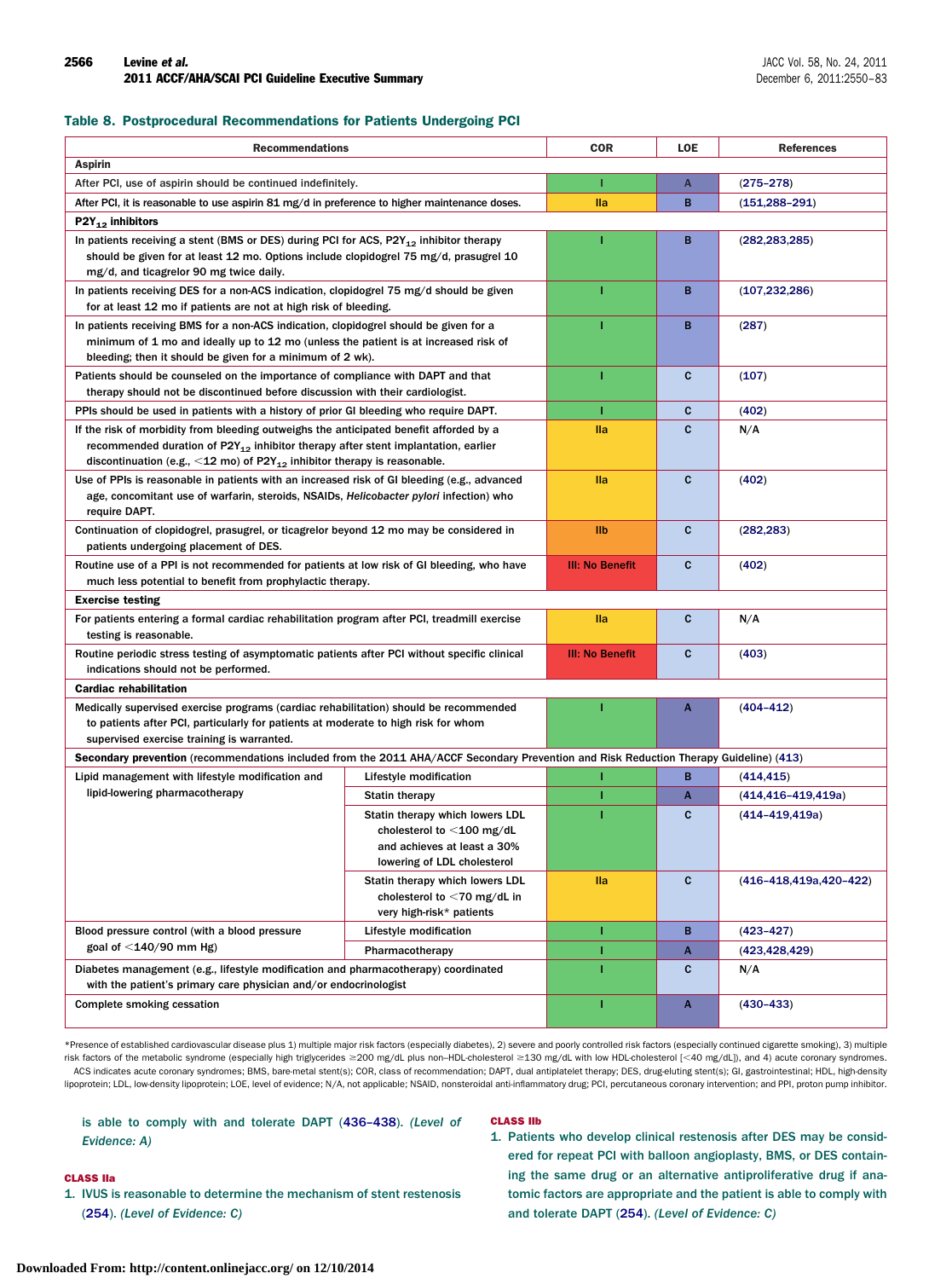**Table 8. Postprocedural Recommendations for Patients Undergoing PCI**

| Recommendations | | COR | LOE | References |
|---|---|---|---|---|
| **Aspirin** | | | | |
| After PCI, use of aspirin should be continued indefinitely. | | I | A | (275–278) |
| After PCI, it is reasonable to use aspirin 81 mg/d in preference to higher maintenance doses. | | IIa | B | (151,288–291) |
| **$P2Y_{12}$ inhibitors** | | | | |
| In patients receiving a stent (BMS or DES) during PCI for ACS, $P2Y_{12}$ inhibitor therapy should be given for at least 12 mo. Options include clopidogrel 75 mg/d, prasugrel 10 mg/d, and ticagrelor 90 mg twice daily. | | I | B | (282,283,285) |
| In patients receiving DES for a non-ACS indication, clopidogrel 75 mg/d should be given for at least 12 mo if patients are not at high risk of bleeding. | | I | B | (107,232,286) |
| In patients receiving BMS for a non-ACS indication, clopidogrel should be given for a minimum of 1 mo and ideally up to 12 mo (unless the patient is at increased risk of bleeding; then it should be given for a minimum of 2 wk). | | I | B | (287) |
| Patients should be counseled on the importance of compliance with DAPT and that therapy should not be discontinued before discussion with their cardiologist. | | I | C | (107) |
| PPIs should be used in patients with a history of prior GI bleeding who require DAPT. | | I | C | (402) |
| If the risk of morbidity from bleeding outweighs the anticipated benefit afforded by a recommended duration of $P2Y_{12}$ inhibitor therapy after stent implantation, earlier discontinuation (e.g., <12 mo) of $P2Y_{12}$ inhibitor therapy is reasonable. | | IIa | C | N/A |
| Use of PPIs is reasonable in patients with an increased risk of GI bleeding (e.g., advanced age, concomitant use of warfarin, steroids, NSAIDs, *Helicobacter pylori* infection) who require DAPT. | | IIa | C | (402) |
| Continuation of clopidogrel, prasugrel, or ticagrelor beyond 12 mo may be considered in patients undergoing placement of DES. | | IIb | C | (282,283) |
| Routine use of a PPI is not recommended for patients at low risk of GI bleeding, who have much less potential to benefit from prophylactic therapy. | | III: No Benefit | C | (402) |
| **Exercise testing** | | | | |
| For patients entering a formal cardiac rehabilitation program after PCI, treadmill exercise testing is reasonable. | | IIa | C | N/A |
| Routine periodic stress testing of asymptomatic patients after PCI without specific clinical indications should not be performed. | | III: No Benefit | C | (403) |
| **Cardiac rehabilitation** | | | | |
| Medically supervised exercise programs (cardiac rehabilitation) should be recommended to patients after PCI, particularly for patients at moderate to high risk for whom supervised exercise training is warranted. | | I | A | (404–412) |
| **Secondary prevention** (recommendations included from the 2011 AHA/ACCF Secondary Prevention and Risk Reduction Therapy Guideline) (413) | | | | |
| Lipid management with lifestyle modification and lipid-lowering pharmacotherapy | Lifestyle modification | I | B | (414,415) |
| | Statin therapy | I | A | (414,416–419,419a) |
| | Statin therapy which lowers LDL cholesterol to <100 mg/dL and achieves at least a 30% lowering of LDL cholesterol | I | C | (414–419,419a) |
| | Statin therapy which lowers LDL cholesterol to <70 mg/dL in very high-risk* patients | IIa | C | (416–418,419a,420–422) |
| Blood pressure control (with a blood pressure goal of <140/90 mm Hg) | Lifestyle modification | I | B | (423–427) |
| | Pharmacotherapy | I | A | (423,428,429) |
| Diabetes management (e.g., lifestyle modification and pharmacotherapy) coordinated with the patient's primary care physician and/or endocrinologist | | I | C | N/A |
| Complete smoking cessation | | I | A | (430–433) |

*Presence of established cardiovascular disease plus 1) multiple major risk factors (especially diabetes), 2) severe and poorly controlled risk factors (especially continued cigarette smoking), 3) multiple risk factors of the metabolic syndrome (especially high triglycerides ≥200 mg/dL plus non–HDL-cholesterol ≥130 mg/dL with low HDL-cholesterol [<40 mg/dL]), and 4) acute coronary syndromes.
ACS indicates acute coronary syndromes; BMS, bare-metal stent(s); COR, class of recommendation; DAPT, dual antiplatelet therapy; DES, drug-eluting stent(s); GI, gastrointestinal; HDL, high-density lipoprotein; LDL, low-density lipoprotein; LOE, level of evidence; N/A, not applicable; NSAID, nonsteroidal anti-inflammatory drug; PCI, percutaneous coronary intervention; and PPI, proton pump inhibitor.

is able to comply with and tolerate DAPT (436–438). *(Level of Evidence: A)*

**CLASS IIa**

1. IVUS is reasonable to determine the mechanism of stent restenosis (254). *(Level of Evidence: C)*

**CLASS IIb**

1. Patients who develop clinical restenosis after DES may be considered for repeat PCI with balloon angioplasty, BMS, or DES containing the same drug or an alternative antiproliferative drug if anatomic factors are appropriate and the patient is able to comply with and tolerate DAPT (254). *(Level of Evidence: C)*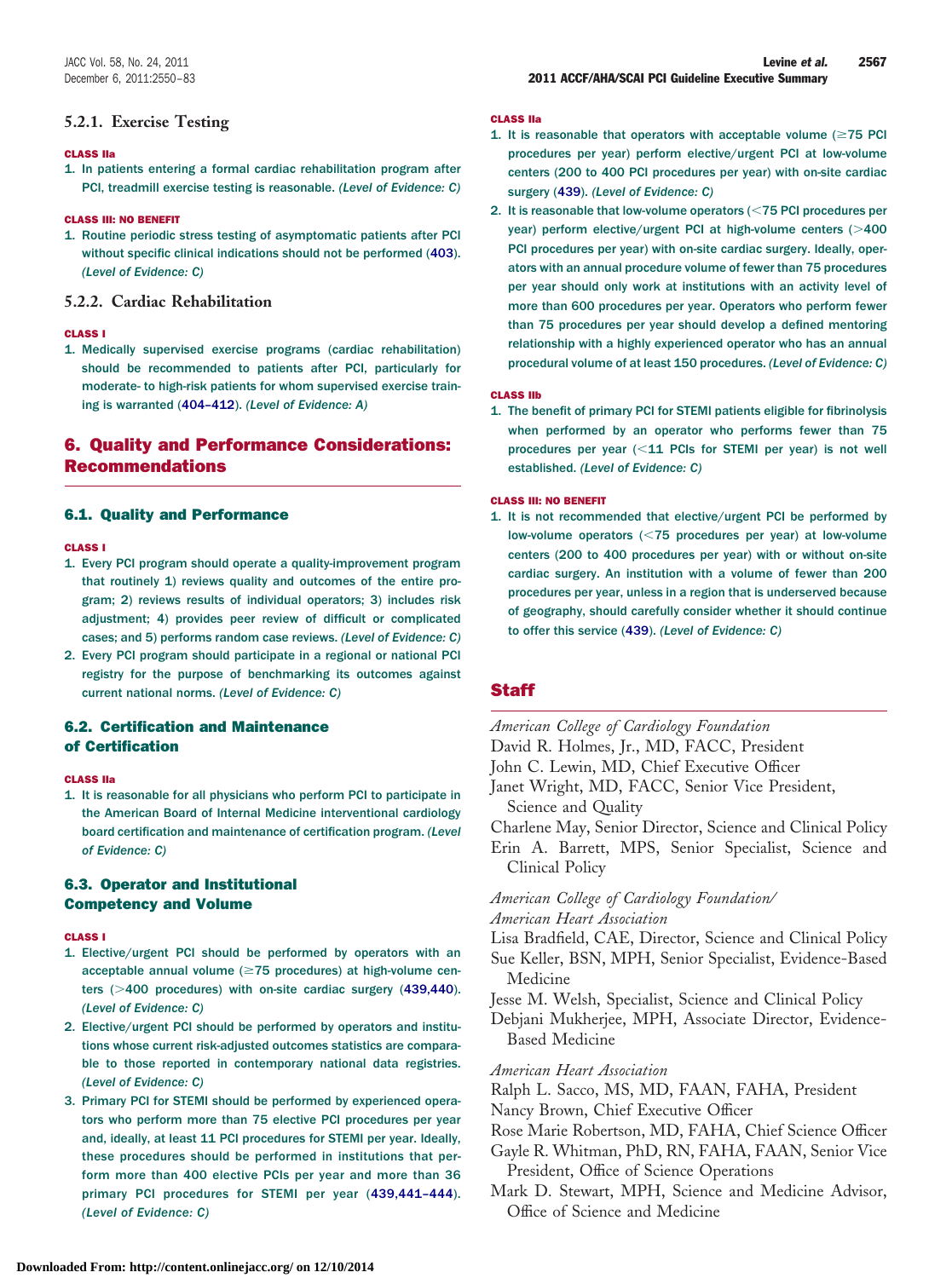### 5.2.1. Exercise Testing

**CLASS IIa**

1. In patients entering a formal cardiac rehabilitation program after PCI, treadmill exercise testing is reasonable. *(Level of Evidence: C)*

**CLASS III: NO BENEFIT**

1. Routine periodic stress testing of asymptomatic patients after PCI without specific clinical indications should not be performed (403). *(Level of Evidence: C)*

### 5.2.2. Cardiac Rehabilitation

**CLASS I**

1. Medically supervised exercise programs (cardiac rehabilitation) should be recommended to patients after PCI, particularly for moderate- to high-risk patients for whom supervised exercise training is warranted (404–412). *(Level of Evidence: A)*

## 6. Quality and Performance Considerations: Recommendations

### 6.1. Quality and Performance

**CLASS I**

1. Every PCI program should operate a quality-improvement program that routinely 1) reviews quality and outcomes of the entire program; 2) reviews results of individual operators; 3) includes risk adjustment; 4) provides peer review of difficult or complicated cases; and 5) performs random case reviews. *(Level of Evidence: C)*
2. Every PCI program should participate in a regional or national PCI registry for the purpose of benchmarking its outcomes against current national norms. *(Level of Evidence: C)*

### 6.2. Certification and Maintenance of Certification

**CLASS IIa**

1. It is reasonable for all physicians who perform PCI to participate in the American Board of Internal Medicine interventional cardiology board certification and maintenance of certification program. *(Level of Evidence: C)*

### 6.3. Operator and Institutional Competency and Volume

**CLASS I**

1. Elective/urgent PCI should be performed by operators with an acceptable annual volume (≥75 procedures) at high-volume centers (>400 procedures) with on-site cardiac surgery (439,440). *(Level of Evidence: C)*
2. Elective/urgent PCI should be performed by operators and institutions whose current risk-adjusted outcomes statistics are comparable to those reported in contemporary national data registries. *(Level of Evidence: C)*
3. Primary PCI for STEMI should be performed by experienced operators who perform more than 75 elective PCI procedures per year and, ideally, at least 11 PCI procedures for STEMI per year. Ideally, these procedures should be performed in institutions that perform more than 400 elective PCIs per year and more than 36 primary PCI procedures for STEMI per year (439,441–444). *(Level of Evidence: C)*

**CLASS IIa**

1. It is reasonable that operators with acceptable volume (≥75 PCI procedures per year) perform elective/urgent PCI at low-volume centers (200 to 400 PCI procedures per year) with on-site cardiac surgery (439). *(Level of Evidence: C)*
2. It is reasonable that low-volume operators (<75 PCI procedures per year) perform elective/urgent PCI at high-volume centers (>400 PCI procedures per year) with on-site cardiac surgery. Ideally, operators with an annual procedure volume of fewer than 75 procedures per year should only work at institutions with an activity level of more than 600 procedures per year. Operators who perform fewer than 75 procedures per year should develop a defined mentoring relationship with a highly experienced operator who has an annual procedural volume of at least 150 procedures. *(Level of Evidence: C)*

**CLASS IIb**

1. The benefit of primary PCI for STEMI patients eligible for fibrinolysis when performed by an operator who performs fewer than 75 procedures per year (<11 PCIs for STEMI per year) is not well established. *(Level of Evidence: C)*

**CLASS III: NO BENEFIT**

1. It is not recommended that elective/urgent PCI be performed by low-volume operators (<75 procedures per year) at low-volume centers (200 to 400 procedures per year) with or without on-site cardiac surgery. An institution with a volume of fewer than 200 procedures per year, unless in a region that is underserved because of geography, should carefully consider whether it should continue to offer this service (439). *(Level of Evidence: C)*

## Staff

*American College of Cardiology Foundation*
David R. Holmes, Jr., MD, FACC, President
John C. Lewin, MD, Chief Executive Officer
Janet Wright, MD, FACC, Senior Vice President, Science and Quality
Charlene May, Senior Director, Science and Clinical Policy
Erin A. Barrett, MPS, Senior Specialist, Science and Clinical Policy

*American College of Cardiology Foundation/ American Heart Association*
Lisa Bradfield, CAE, Director, Science and Clinical Policy
Sue Keller, BSN, MPH, Senior Specialist, Evidence-Based Medicine
Jesse M. Welsh, Specialist, Science and Clinical Policy
Debjani Mukherjee, MPH, Associate Director, Evidence-Based Medicine

*American Heart Association*
Ralph L. Sacco, MS, MD, FAAN, FAHA, President
Nancy Brown, Chief Executive Officer
Rose Marie Robertson, MD, FAHA, Chief Science Officer
Gayle R. Whitman, PhD, RN, FAHA, FAAN, Senior Vice President, Office of Science Operations
Mark D. Stewart, MPH, Science and Medicine Advisor, Office of Science and Medicine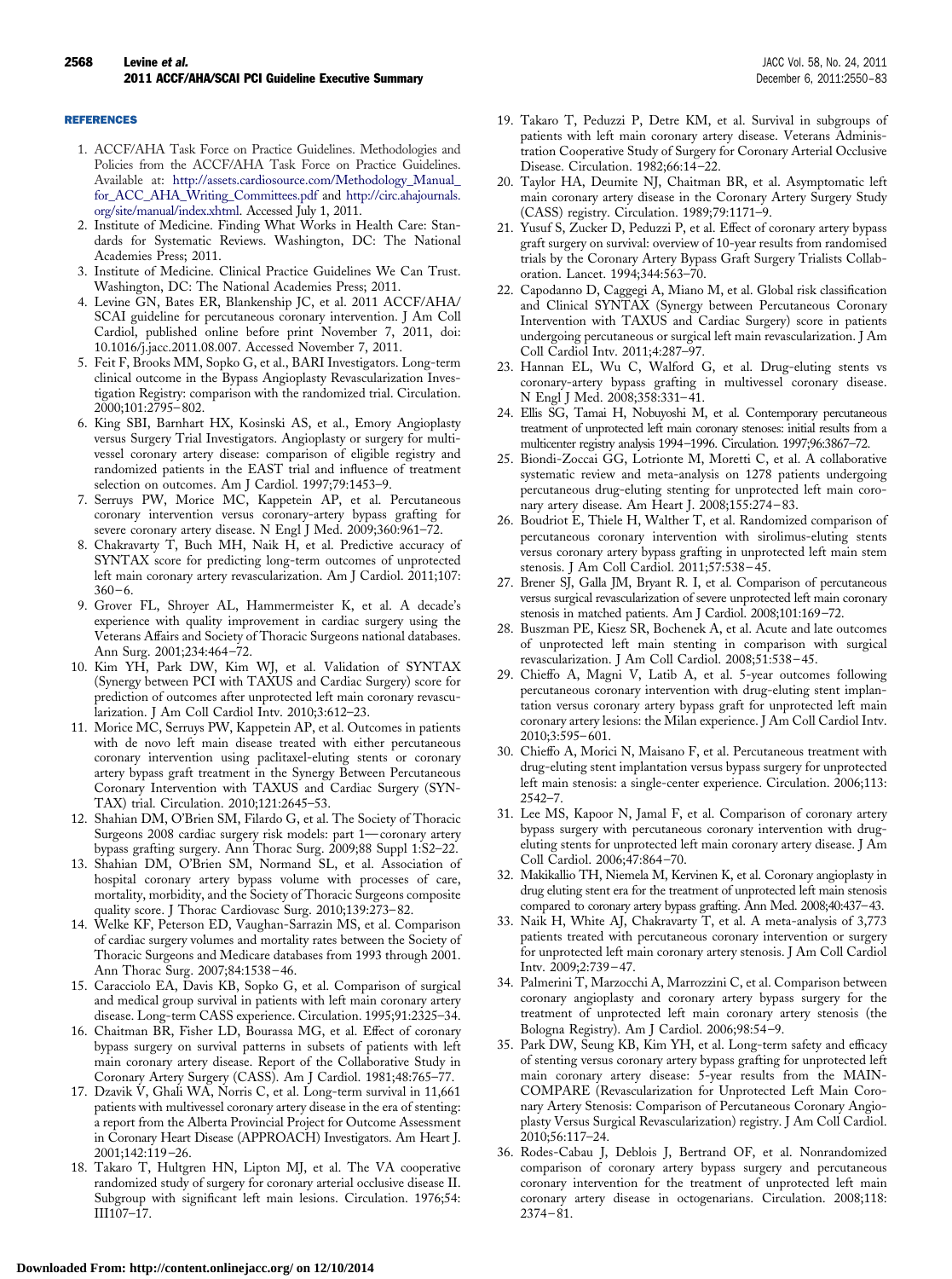## REFERENCES

1. ACCF/AHA Task Force on Practice Guidelines. Methodologies and Policies from the ACCF/AHA Task Force on Practice Guidelines. Available at: http://assets.cardiosource.com/Methodology_Manual_for_ACC_AHA_Writing_Committees.pdf and http://circ.ahajournals.org/site/manual/index.xhtml. Accessed July 1, 2011.
2. Institute of Medicine. Finding What Works in Health Care: Standards for Systematic Reviews. Washington, DC: The National Academies Press; 2011.
3. Institute of Medicine. Clinical Practice Guidelines We Can Trust. Washington, DC: The National Academies Press; 2011.
4. Levine GN, Bates ER, Blankenship JC, et al. 2011 ACCF/AHA/SCAI guideline for percutaneous coronary intervention. J Am Coll Cardiol, published online before print November 7, 2011, doi: 10.1016/j.jacc.2011.08.007. Accessed November 7, 2011.
5. Feit F, Brooks MM, Sopko G, et al., BARI Investigators. Long-term clinical outcome in the Bypass Angioplasty Revascularization Investigation Registry: comparison with the randomized trial. Circulation. 2000;101:2795–802.
6. King SBI, Barnhart HX, Kosinski AS, et al., Emory Angioplasty versus Surgery Trial Investigators. Angioplasty or surgery for multivessel coronary artery disease: comparison of eligible registry and randomized patients in the EAST trial and influence of treatment selection on outcomes. Am J Cardiol. 1997;79:1453–9.
7. Serruys PW, Morice MC, Kappetein AP, et al. Percutaneous coronary intervention versus coronary-artery bypass grafting for severe coronary artery disease. N Engl J Med. 2009;360:961–72.
8. Chakravarty T, Buch MH, Naik H, et al. Predictive accuracy of SYNTAX score for predicting long-term outcomes of unprotected left main coronary artery revascularization. Am J Cardiol. 2011;107:360–6.
9. Grover FL, Shroyer AL, Hammermeister K, et al. A decade's experience with quality improvement in cardiac surgery using the Veterans Affairs and Society of Thoracic Surgeons national databases. Ann Surg. 2001;234:464–72.
10. Kim YH, Park DW, Kim WJ, et al. Validation of SYNTAX (Synergy between PCI with TAXUS and Cardiac Surgery) score for prediction of outcomes after unprotected left main coronary revascularization. J Am Coll Cardiol Intv. 2010;3:612–23.
11. Morice MC, Serruys PW, Kappetein AP, et al. Outcomes in patients with de novo left main disease treated with either percutaneous coronary intervention using paclitaxel-eluting stents or coronary artery bypass graft treatment in the Synergy Between Percutaneous Coronary Intervention with TAXUS and Cardiac Surgery (SYNTAX) trial. Circulation. 2010;121:2645–53.
12. Shahian DM, O'Brien SM, Filardo G, et al. The Society of Thoracic Surgeons 2008 cardiac surgery risk models: part 1—coronary artery bypass grafting surgery. Ann Thorac Surg. 2009;88 Suppl 1:S2–22.
13. Shahian DM, O'Brien SM, Normand SL, et al. Association of hospital coronary artery bypass volume with processes of care, mortality, morbidity, and the Society of Thoracic Surgeons composite quality score. J Thorac Cardiovasc Surg. 2010;139:273–82.
14. Welke KF, Peterson ED, Vaughan-Sarrazin MS, et al. Comparison of cardiac surgery volumes and mortality rates between the Society of Thoracic Surgeons and Medicare databases from 1993 through 2001. Ann Thorac Surg. 2007;84:1538–46.
15. Caracciolo EA, Davis KB, Sopko G, et al. Comparison of surgical and medical group survival in patients with left main coronary artery disease. Long-term CASS experience. Circulation. 1995;91:2325–34.
16. Chaitman BR, Fisher LD, Bourassa MG, et al. Effect of coronary bypass surgery on survival patterns in subsets of patients with left main coronary artery disease. Report of the Collaborative Study in Coronary Artery Surgery (CASS). Am J Cardiol. 1981;48:765–77.
17. Dzavik V, Ghali WA, Norris C, et al. Long-term survival in 11,661 patients with multivessel coronary artery disease in the era of stenting: a report from the Alberta Provincial Project for Outcome Assessment in Coronary Heart Disease (APPROACH) Investigators. Am Heart J. 2001;142:119–26.
18. Takaro T, Hultgren HN, Lipton MJ, et al. The VA cooperative randomized study of surgery for coronary arterial occlusive disease II. Subgroup with significant left main lesions. Circulation. 1976;54:III107–17.
19. Takaro T, Peduzzi P, Detre KM, et al. Survival in subgroups of patients with left main coronary artery disease. Veterans Administration Cooperative Study of Surgery for Coronary Arterial Occlusive Disease. Circulation. 1982;66:14–22.
20. Taylor HA, Deumite NJ, Chaitman BR, et al. Asymptomatic left main coronary artery disease in the Coronary Artery Surgery Study (CASS) registry. Circulation. 1989;79:1171–9.
21. Yusuf S, Zucker D, Peduzzi P, et al. Effect of coronary artery bypass graft surgery on survival: overview of 10-year results from randomised trials by the Coronary Artery Bypass Graft Surgery Trialists Collaboration. Lancet. 1994;344:563–70.
22. Capodanno D, Caggegi A, Miano M, et al. Global risk classification and Clinical SYNTAX (Synergy between Percutaneous Coronary Intervention with TAXUS and Cardiac Surgery) score in patients undergoing percutaneous or surgical left main revascularization. J Am Coll Cardiol Intv. 2011;4:287–97.
23. Hannan EL, Wu C, Walford G, et al. Drug-eluting stents vs coronary-artery bypass grafting in multivessel coronary disease. N Engl J Med. 2008;358:331–41.
24. Ellis SG, Tamai H, Nobuyoshi M, et al. Contemporary percutaneous treatment of unprotected left main coronary stenoses: initial results from a multicenter registry analysis 1994–1996. Circulation. 1997;96:3867–72.
25. Biondi-Zoccai GG, Lotrionte M, Moretti C, et al. A collaborative systematic review and meta-analysis on 1278 patients undergoing percutaneous drug-eluting stenting for unprotected left main coronary artery disease. Am Heart J. 2008;155:274–83.
26. Boudriot E, Thiele H, Walther T, et al. Randomized comparison of percutaneous coronary intervention with sirolimus-eluting stents versus coronary artery bypass grafting in unprotected left main stem stenosis. J Am Coll Cardiol. 2011;57:538–45.
27. Brener SJ, Galla JM, Bryant R. I, et al. Comparison of percutaneous versus surgical revascularization of severe unprotected left main coronary stenosis in matched patients. Am J Cardiol. 2008;101:169–72.
28. Buszman PE, Kiesz SR, Bochenek A, et al. Acute and late outcomes of unprotected left main stenting in comparison with surgical revascularization. J Am Coll Cardiol. 2008;51:538–45.
29. Chieffo A, Magni V, Latib A, et al. 5-year outcomes following percutaneous coronary intervention with drug-eluting stent implantation versus coronary artery bypass graft for unprotected left main coronary artery lesions: the Milan experience. J Am Coll Cardiol Intv. 2010;3:595–601.
30. Chieffo A, Morici N, Maisano F, et al. Percutaneous treatment with drug-eluting stent implantation versus bypass surgery for unprotected left main stenosis: a single-center experience. Circulation. 2006;113:2542–7.
31. Lee MS, Kapoor N, Jamal F, et al. Comparison of coronary artery bypass surgery with percutaneous coronary intervention with drug-eluting stents for unprotected left main coronary artery disease. J Am Coll Cardiol. 2006;47:864–70.
32. Makikallio TH, Niemela M, Kervinen K, et al. Coronary angioplasty in drug eluting stent era for the treatment of unprotected left main stenosis compared to coronary artery bypass grafting. Ann Med. 2008;40:437–43.
33. Naik H, White AJ, Chakravarty T, et al. A meta-analysis of 3,773 patients treated with percutaneous coronary intervention or surgery for unprotected left main coronary artery stenosis. J Am Coll Cardiol Intv. 2009;2:739–47.
34. Palmerini T, Marzocchi A, Marrozzini C, et al. Comparison between coronary angioplasty and coronary artery bypass surgery for the treatment of unprotected left main coronary artery stenosis (the Bologna Registry). Am J Cardiol. 2006;98:54–9.
35. Park DW, Seung KB, Kim YH, et al. Long-term safety and efficacy of stenting versus coronary artery bypass grafting for unprotected left main coronary artery disease: 5-year results from the MAIN-COMPARE (Revascularization for Unprotected Left Main Coronary Artery Stenosis: Comparison of Percutaneous Coronary Angioplasty Versus Surgical Revascularization) registry. J Am Coll Cardiol. 2010;56:117–24.
36. Rodes-Cabau J, Deblois J, Bertrand OF, et al. Nonrandomized comparison of coronary artery bypass surgery and percutaneous coronary intervention for the treatment of unprotected left main coronary artery disease in octogenarians. Circulation. 2008;118:2374–81.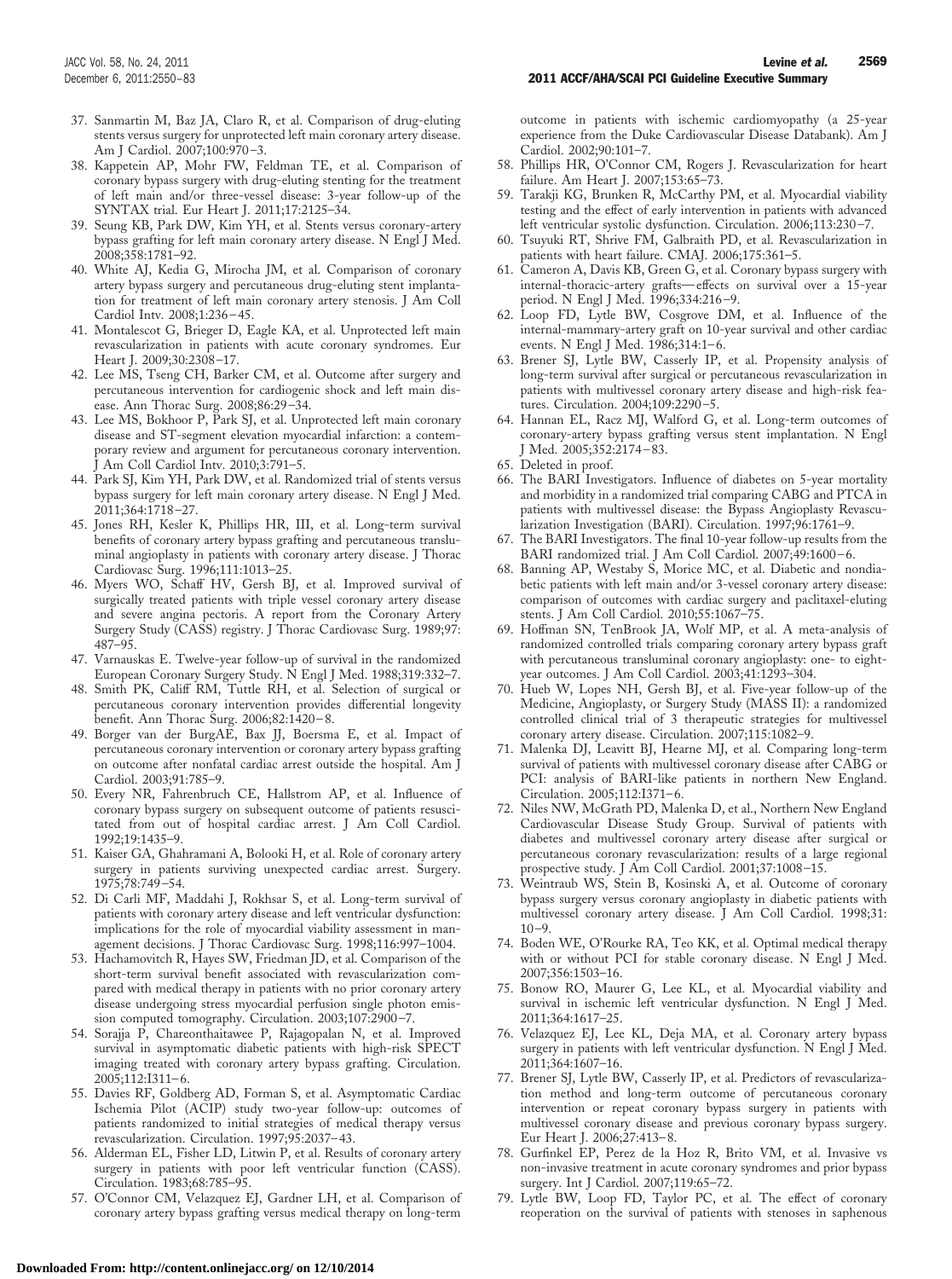37. Sanmartin M, Baz JA, Claro R, et al. Comparison of drug-eluting stents versus surgery for unprotected left main coronary artery disease. Am J Cardiol. 2007;100:970–3.
38. Kappetein AP, Mohr FW, Feldman TE, et al. Comparison of coronary bypass surgery with drug-eluting stenting for the treatment of left main and/or three-vessel disease: 3-year follow-up of the SYNTAX trial. Eur Heart J. 2011;17:2125–34.
39. Seung KB, Park DW, Kim YH, et al. Stents versus coronary-artery bypass grafting for left main coronary artery disease. N Engl J Med. 2008;358:1781–92.
40. White AJ, Kedia G, Mirocha JM, et al. Comparison of coronary artery bypass surgery and percutaneous drug-eluting stent implantation for treatment of left main coronary artery stenosis. J Am Coll Cardiol Intv. 2008;1:236–45.
41. Montalescot G, Brieger D, Eagle KA, et al. Unprotected left main revascularization in patients with acute coronary syndromes. Eur Heart J. 2009;30:2308–17.
42. Lee MS, Tseng CH, Barker CM, et al. Outcome after surgery and percutaneous intervention for cardiogenic shock and left main disease. Ann Thorac Surg. 2008;86:29–34.
43. Lee MS, Bokhoor P, Park SJ, et al. Unprotected left main coronary disease and ST-segment elevation myocardial infarction: a contemporary review and argument for percutaneous coronary intervention. J Am Coll Cardiol Intv. 2010;3:791–5.
44. Park SJ, Kim YH, Park DW, et al. Randomized trial of stents versus bypass surgery for left main coronary artery disease. N Engl J Med. 2011;364:1718–27.
45. Jones RH, Kesler K, Phillips HR, III, et al. Long-term survival benefits of coronary artery bypass grafting and percutaneous transluminal angioplasty in patients with coronary artery disease. J Thorac Cardiovasc Surg. 1996;111:1013–25.
46. Myers WO, Schaff HV, Gersh BJ, et al. Improved survival of surgically treated patients with triple vessel coronary artery disease and severe angina pectoris. A report from the Coronary Artery Surgery Study (CASS) registry. J Thorac Cardiovasc Surg. 1989;97:487–95.
47. Varnauskas E. Twelve-year follow-up of survival in the randomized European Coronary Surgery Study. N Engl J Med. 1988;319:332–7.
48. Smith PK, Califf RM, Tuttle RH, et al. Selection of surgical or percutaneous coronary intervention provides differential longevity benefit. Ann Thorac Surg. 2006;82:1420–8.
49. Borger van der BurgAE, Bax JJ, Boersma E, et al. Impact of percutaneous coronary intervention or coronary artery bypass grafting on outcome after nonfatal cardiac arrest outside the hospital. Am J Cardiol. 2003;91:785–9.
50. Every NR, Fahrenbruch CE, Hallstrom AP, et al. Influence of coronary bypass surgery on subsequent outcome of patients resuscitated from out of hospital cardiac arrest. J Am Coll Cardiol. 1992;19:1435–9.
51. Kaiser GA, Ghahramani A, Bolooki H, et al. Role of coronary artery surgery in patients surviving unexpected cardiac arrest. Surgery. 1975;78:749–54.
52. Di Carli MF, Maddahi J, Rokhsar S, et al. Long-term survival of patients with coronary artery disease and left ventricular dysfunction: implications for the role of myocardial viability assessment in management decisions. J Thorac Cardiovasc Surg. 1998;116:997–1004.
53. Hachamovitch R, Hayes SW, Friedman JD, et al. Comparison of the short-term survival benefit associated with revascularization compared with medical therapy in patients with no prior coronary artery disease undergoing stress myocardial perfusion single photon emission computed tomography. Circulation. 2003;107:2900–7.
54. Sorajja P, Chareonthaitawee P, Rajagopalan N, et al. Improved survival in asymptomatic diabetic patients with high-risk SPECT imaging treated with coronary artery bypass grafting. Circulation. 2005;112:I311–6.
55. Davies RF, Goldberg AD, Forman S, et al. Asymptomatic Cardiac Ischemia Pilot (ACIP) study two-year follow-up: outcomes of patients randomized to initial strategies of medical therapy versus revascularization. Circulation. 1997;95:2037–43.
56. Alderman EL, Fisher LD, Litwin P, et al. Results of coronary artery surgery in patients with poor left ventricular function (CASS). Circulation. 1983;68:785–95.
57. O'Connor CM, Velazquez EJ, Gardner LH, et al. Comparison of coronary artery bypass grafting versus medical therapy on long-term outcome in patients with ischemic cardiomyopathy (a 25-year experience from the Duke Cardiovascular Disease Databank). Am J Cardiol. 2002;90:101–7.
58. Phillips HR, O'Connor CM, Rogers J. Revascularization for heart failure. Am Heart J. 2007;153:65–73.
59. Tarakji KG, Brunken R, McCarthy PM, et al. Myocardial viability testing and the effect of early intervention in patients with advanced left ventricular systolic dysfunction. Circulation. 2006;113:230–7.
60. Tsuyuki RT, Shrive FM, Galbraith PD, et al. Revascularization in patients with heart failure. CMAJ. 2006;175:361–5.
61. Cameron A, Davis KB, Green G, et al. Coronary bypass surgery with internal-thoracic-artery grafts—effects on survival over a 15-year period. N Engl J Med. 1996;334:216–9.
62. Loop FD, Lytle BW, Cosgrove DM, et al. Influence of the internal-mammary-artery graft on 10-year survival and other cardiac events. N Engl J Med. 1986;314:1–6.
63. Brener SJ, Lytle BW, Casserly IP, et al. Propensity analysis of long-term survival after surgical or percutaneous revascularization in patients with multivessel coronary artery disease and high-risk features. Circulation. 2004;109:2290–5.
64. Hannan EL, Racz MJ, Walford G, et al. Long-term outcomes of coronary-artery bypass grafting versus stent implantation. N Engl J Med. 2005;352:2174–83.
65. Deleted in proof.
66. The BARI Investigators. Influence of diabetes on 5-year mortality and morbidity in a randomized trial comparing CABG and PTCA in patients with multivessel disease: the Bypass Angioplasty Revascularization Investigation (BARI). Circulation. 1997;96:1761–9.
67. The BARI Investigators. The final 10-year follow-up results from the BARI randomized trial. J Am Coll Cardiol. 2007;49:1600–6.
68. Banning AP, Westaby S, Morice MC, et al. Diabetic and nondiabetic patients with left main and/or 3-vessel coronary artery disease: comparison of outcomes with cardiac surgery and paclitaxel-eluting stents. J Am Coll Cardiol. 2010;55:1067–75.
69. Hoffman SN, TenBrook JA, Wolf MP, et al. A meta-analysis of randomized controlled trials comparing coronary artery bypass graft with percutaneous transluminal coronary angioplasty: one- to eight-year outcomes. J Am Coll Cardiol. 2003;41:1293–304.
70. Hueb W, Lopes NH, Gersh BJ, et al. Five-year follow-up of the Medicine, Angioplasty, or Surgery Study (MASS II): a randomized controlled clinical trial of 3 therapeutic strategies for multivessel coronary artery disease. Circulation. 2007;115:1082–9.
71. Malenka DJ, Leavitt BJ, Hearne MJ, et al. Comparing long-term survival of patients with multivessel coronary disease after CABG or PCI: analysis of BARI-like patients in northern New England. Circulation. 2005;112:I371–6.
72. Niles NW, McGrath PD, Malenka D, et al., Northern New England Cardiovascular Disease Study Group. Survival of patients with diabetes and multivessel coronary artery disease after surgical or percutaneous coronary revascularization: results of a large regional prospective study. J Am Coll Cardiol. 2001;37:1008–15.
73. Weintraub WS, Stein B, Kosinski A, et al. Outcome of coronary bypass surgery versus coronary angioplasty in diabetic patients with multivessel coronary artery disease. J Am Coll Cardiol. 1998;31:10–9.
74. Boden WE, O'Rourke RA, Teo KK, et al. Optimal medical therapy with or without PCI for stable coronary disease. N Engl J Med. 2007;356:1503–16.
75. Bonow RO, Maurer G, Lee KL, et al. Myocardial viability and survival in ischemic left ventricular dysfunction. N Engl J Med. 2011;364:1617–25.
76. Velazquez EJ, Lee KL, Deja MA, et al. Coronary artery bypass surgery in patients with left ventricular dysfunction. N Engl J Med. 2011;364:1607–16.
77. Brener SJ, Lytle BW, Casserly IP, et al. Predictors of revascularization method and long-term outcome of percutaneous coronary intervention or repeat coronary bypass surgery in patients with multivessel coronary disease and previous coronary bypass surgery. Eur Heart J. 2006;27:413–8.
78. Gurfinkel EP, Perez de la Hoz R, Brito VM, et al. Invasive vs non-invasive treatment in acute coronary syndromes and prior bypass surgery. Int J Cardiol. 2007;119:65–72.
79. Lytle BW, Loop FD, Taylor PC, et al. The effect of coronary reoperation on the survival of patients with stenoses in saphenous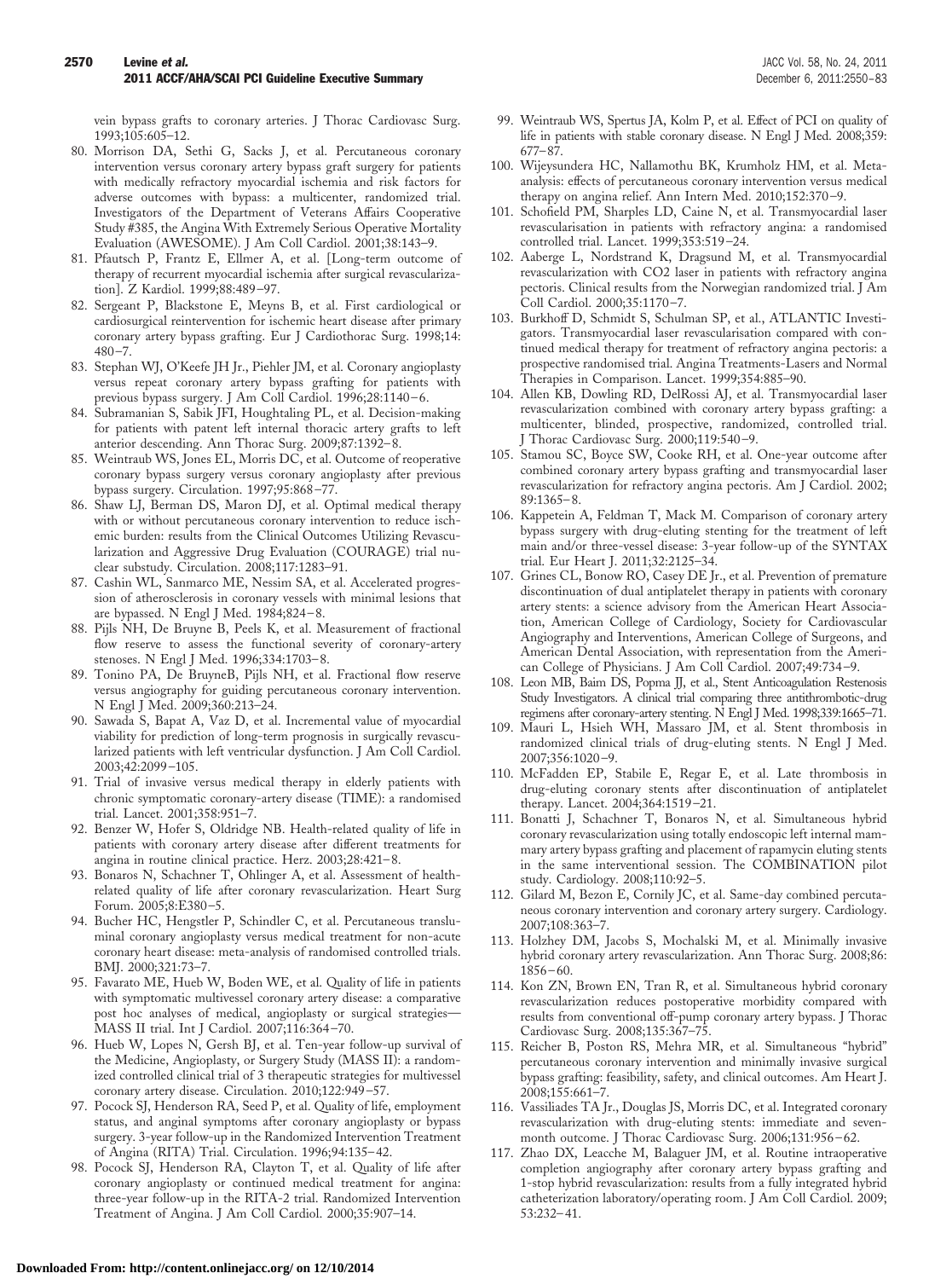vein bypass grafts to coronary arteries. J Thorac Cardiovasc Surg. 1993;105:605–12.

80. Morrison DA, Sethi G, Sacks J, et al. Percutaneous coronary intervention versus coronary artery bypass graft surgery for patients with medically refractory myocardial ischemia and risk factors for adverse outcomes with bypass: a multicenter, randomized trial. Investigators of the Department of Veterans Affairs Cooperative Study #385, the Angina With Extremely Serious Operative Mortality Evaluation (AWESOME). J Am Coll Cardiol. 2001;38:143–9.
81. Pfautsch P, Frantz E, Ellmer A, et al. [Long-term outcome of therapy of recurrent myocardial ischemia after surgical revascularization]. Z Kardiol. 1999;88:489–97.
82. Sergeant P, Blackstone E, Meyns B, et al. First cardiological or cardiosurgical reintervention for ischemic heart disease after primary coronary artery bypass grafting. Eur J Cardiothorac Surg. 1998;14: 480–7.
83. Stephan WJ, O'Keefe JH Jr., Piehler JM, et al. Coronary angioplasty versus repeat coronary artery bypass grafting for patients with previous bypass surgery. J Am Coll Cardiol. 1996;28:1140–6.
84. Subramanian S, Sabik JFI, Houghtaling PL, et al. Decision-making for patients with patent left internal thoracic artery grafts to left anterior descending. Ann Thorac Surg. 2009;87:1392–8.
85. Weintraub WS, Jones EL, Morris DC, et al. Outcome of reoperative coronary bypass surgery versus coronary angioplasty after previous bypass surgery. Circulation. 1997;95:868–77.
86. Shaw LJ, Berman DS, Maron DJ, et al. Optimal medical therapy with or without percutaneous coronary intervention to reduce ischemic burden: results from the Clinical Outcomes Utilizing Revascularization and Aggressive Drug Evaluation (COURAGE) trial nuclear substudy. Circulation. 2008;117:1283–91.
87. Cashin WL, Sanmarco ME, Nessim SA, et al. Accelerated progression of atherosclerosis in coronary vessels with minimal lesions that are bypassed. N Engl J Med. 1984;824–8.
88. Pijls NH, De Bruyne B, Peels K, et al. Measurement of fractional flow reserve to assess the functional severity of coronary-artery stenoses. N Engl J Med. 1996;334:1703–8.
89. Tonino PA, De BruyneB, Pijls NH, et al. Fractional flow reserve versus angiography for guiding percutaneous coronary intervention. N Engl J Med. 2009;360:213–24.
90. Sawada S, Bapat A, Vaz D, et al. Incremental value of myocardial viability for prediction of long-term prognosis in surgically revascularized patients with left ventricular dysfunction. J Am Coll Cardiol. 2003;42:2099–105.
91. Trial of invasive versus medical therapy in elderly patients with chronic symptomatic coronary-artery disease (TIME): a randomised trial. Lancet. 2001;358:951–7.
92. Benzer W, Hofer S, Oldridge NB. Health-related quality of life in patients with coronary artery disease after different treatments for angina in routine clinical practice. Herz. 2003;28:421–8.
93. Bonaros N, Schachner T, Ohlinger A, et al. Assessment of health-related quality of life after coronary revascularization. Heart Surg Forum. 2005;8:E380–5.
94. Bucher HC, Hengstler P, Schindler C, et al. Percutaneous transluminal coronary angioplasty versus medical treatment for non-acute coronary heart disease: meta-analysis of randomised controlled trials. BMJ. 2000;321:73–7.
95. Favarato ME, Hueb W, Boden WE, et al. Quality of life in patients with symptomatic multivessel coronary artery disease: a comparative post hoc analyses of medical, angioplasty or surgical strategies—MASS II trial. Int J Cardiol. 2007;116:364–70.
96. Hueb W, Lopes N, Gersh BJ, et al. Ten-year follow-up survival of the Medicine, Angioplasty, or Surgery Study (MASS II): a randomized controlled clinical trial of 3 therapeutic strategies for multivessel coronary artery disease. Circulation. 2010;122:949–57.
97. Pocock SJ, Henderson RA, Seed P, et al. Quality of life, employment status, and anginal symptoms after coronary angioplasty or bypass surgery. 3-year follow-up in the Randomized Intervention Treatment of Angina (RITA) Trial. Circulation. 1996;94:135–42.
98. Pocock SJ, Henderson RA, Clayton T, et al. Quality of life after coronary angioplasty or continued medical treatment for angina: three-year follow-up in the RITA-2 trial. Randomized Intervention Treatment of Angina. J Am Coll Cardiol. 2000;35:907–14.
99. Weintraub WS, Spertus JA, Kolm P, et al. Effect of PCI on quality of life in patients with stable coronary disease. N Engl J Med. 2008;359: 677–87.
100. Wijeysundera HC, Nallamothu BK, Krumholz HM, et al. Meta-analysis: effects of percutaneous coronary intervention versus medical therapy on angina relief. Ann Intern Med. 2010;152:370–9.
101. Schofield PM, Sharples LD, Caine N, et al. Transmyocardial laser revascularisation in patients with refractory angina: a randomised controlled trial. Lancet. 1999;353:519–24.
102. Aaberge L, Nordstrand K, Dragsund M, et al. Transmyocardial revascularization with CO2 laser in patients with refractory angina pectoris. Clinical results from the Norwegian randomized trial. J Am Coll Cardiol. 2000;35:1170–7.
103. Burkhoff D, Schmidt S, Schulman SP, et al., ATLANTIC Investigators. Transmyocardial laser revascularisation compared with continued medical therapy for treatment of refractory angina pectoris: a prospective randomised trial. Angina Treatments-Lasers and Normal Therapies in Comparison. Lancet. 1999;354:885–90.
104. Allen KB, Dowling RD, DelRossi AJ, et al. Transmyocardial laser revascularization combined with coronary artery bypass grafting: a multicenter, blinded, prospective, randomized, controlled trial. J Thorac Cardiovasc Surg. 2000;119:540–9.
105. Stamou SC, Boyce SW, Cooke RH, et al. One-year outcome after combined coronary artery bypass grafting and transmyocardial laser revascularization for refractory angina pectoris. Am J Cardiol. 2002; 89:1365–8.
106. Kappetein A, Feldman T, Mack M. Comparison of coronary artery bypass surgery with drug-eluting stenting for the treatment of left main and/or three-vessel disease: 3-year follow-up of the SYNTAX trial. Eur Heart J. 2011;32:2125–34.
107. Grines CL, Bonow RO, Casey DE Jr., et al. Prevention of premature discontinuation of dual antiplatelet therapy in patients with coronary artery stents: a science advisory from the American Heart Association, American College of Cardiology, Society for Cardiovascular Angiography and Interventions, American College of Surgeons, and American Dental Association, with representation from the American College of Physicians. J Am Coll Cardiol. 2007;49:734–9.
108. Leon MB, Baim DS, Popma JJ, et al., Stent Anticoagulation Restenosis Study Investigators. A clinical trial comparing three antithrombotic-drug regimens after coronary-artery stenting. N Engl J Med. 1998;339:1665–71.
109. Mauri L, Hsieh WH, Massaro JM, et al. Stent thrombosis in randomized clinical trials of drug-eluting stents. N Engl J Med. 2007;356:1020–9.
110. McFadden EP, Stabile E, Regar E, et al. Late thrombosis in drug-eluting coronary stents after discontinuation of antiplatelet therapy. Lancet. 2004;364:1519–21.
111. Bonatti J, Schachner T, Bonaros N, et al. Simultaneous hybrid coronary revascularization using totally endoscopic left internal mammary artery bypass grafting and placement of rapamycin eluting stents in the same interventional session. The COMBINATION pilot study. Cardiology. 2008;110:92–5.
112. Gilard M, Bezon E, Cornily JC, et al. Same-day combined percutaneous coronary intervention and coronary artery surgery. Cardiology. 2007;108:363–7.
113. Holzhey DM, Jacobs S, Mochalski M, et al. Minimally invasive hybrid coronary artery revascularization. Ann Thorac Surg. 2008;86: 1856–60.
114. Kon ZN, Brown EN, Tran R, et al. Simultaneous hybrid coronary revascularization reduces postoperative morbidity compared with results from conventional off-pump coronary artery bypass. J Thorac Cardiovasc Surg. 2008;135:367–75.
115. Reicher B, Poston RS, Mehra MR, et al. Simultaneous "hybrid" percutaneous coronary intervention and minimally invasive surgical bypass grafting: feasibility, safety, and clinical outcomes. Am Heart J. 2008;155:661–7.
116. Vassiliades TA Jr., Douglas JS, Morris DC, et al. Integrated coronary revascularization with drug-eluting stents: immediate and seven-month outcome. J Thorac Cardiovasc Surg. 2006;131:956–62.
117. Zhao DX, Leacche M, Balaguer JM, et al. Routine intraoperative completion angiography after coronary artery bypass grafting and 1-stop hybrid revascularization: results from a fully integrated hybrid catheterization laboratory/operating room. J Am Coll Cardiol. 2009; 53:232–41.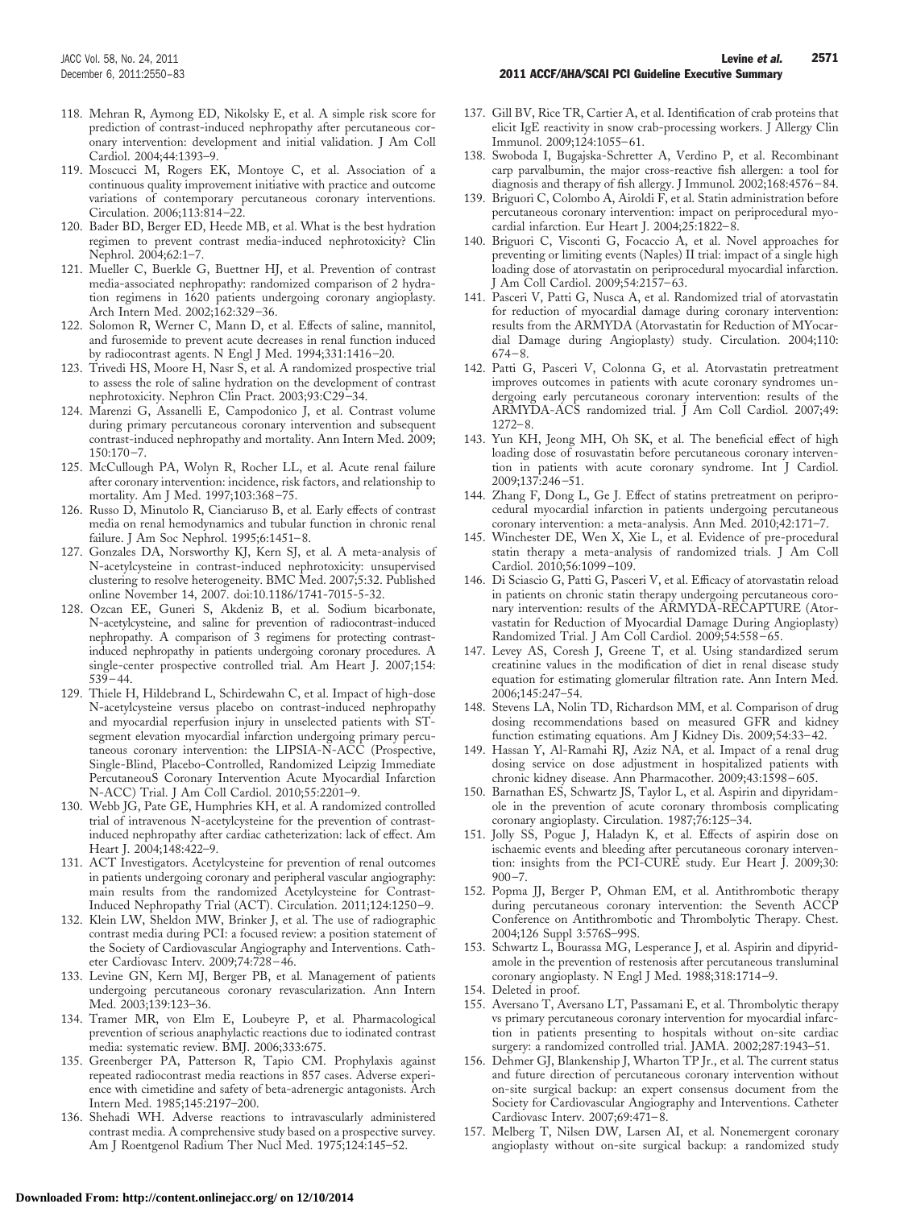118. Mehran R, Aymong ED, Nikolsky E, et al. A simple risk score for prediction of contrast-induced nephropathy after percutaneous coronary intervention: development and initial validation. J Am Coll Cardiol. 2004;44:1393–9.
119. Moscucci M, Rogers EK, Montoye C, et al. Association of a continuous quality improvement initiative with practice and outcome variations of contemporary percutaneous coronary interventions. Circulation. 2006;113:814–22.
120. Bader BD, Berger ED, Heede MB, et al. What is the best hydration regimen to prevent contrast media-induced nephrotoxicity? Clin Nephrol. 2004;62:1–7.
121. Mueller C, Buerkle G, Buettner HJ, et al. Prevention of contrast media-associated nephropathy: randomized comparison of 2 hydration regimens in 1620 patients undergoing coronary angioplasty. Arch Intern Med. 2002;162:329–36.
122. Solomon R, Werner C, Mann D, et al. Effects of saline, mannitol, and furosemide to prevent acute decreases in renal function induced by radiocontrast agents. N Engl J Med. 1994;331:1416–20.
123. Trivedi HS, Moore H, Nasr S, et al. A randomized prospective trial to assess the role of saline hydration on the development of contrast nephrotoxicity. Nephron Clin Pract. 2003;93:C29–34.
124. Marenzi G, Assanelli E, Campodonico J, et al. Contrast volume during primary percutaneous coronary intervention and subsequent contrast-induced nephropathy and mortality. Ann Intern Med. 2009;150:170–7.
125. McCullough PA, Wolyn R, Rocher LL, et al. Acute renal failure after coronary intervention: incidence, risk factors, and relationship to mortality. Am J Med. 1997;103:368–75.
126. Russo D, Minutolo R, Cianciaruso B, et al. Early effects of contrast media on renal hemodynamics and tubular function in chronic renal failure. J Am Soc Nephrol. 1995;6:1451–8.
127. Gonzales DA, Norsworthy KJ, Kern SJ, et al. A meta-analysis of N-acetylcysteine in contrast-induced nephrotoxicity: unsupervised clustering to resolve heterogeneity. BMC Med. 2007;5:32. Published online November 14, 2007. doi:10.1186/1741-7015-5-32.
128. Ozcan EE, Guneri S, Akdeniz B, et al. Sodium bicarbonate, N-acetylcysteine, and saline for prevention of radiocontrast-induced nephropathy. A comparison of 3 regimens for protecting contrast-induced nephropathy in patients undergoing coronary procedures. A single-center prospective controlled trial. Am Heart J. 2007;154:539–44.
129. Thiele H, Hildebrand L, Schirdewahn C, et al. Impact of high-dose N-acetylcysteine versus placebo on contrast-induced nephropathy and myocardial reperfusion injury in unselected patients with ST-segment elevation myocardial infarction undergoing primary percutaneous coronary intervention: the LIPSIA-N-ACC (Prospective, Single-Blind, Placebo-Controlled, Randomized Leipzig Immediate PercutaneouS Coronary Intervention Acute Myocardial Infarction N-ACC) Trial. J Am Coll Cardiol. 2010;55:2201–9.
130. Webb JG, Pate GE, Humphries KH, et al. A randomized controlled trial of intravenous N-acetylcysteine for the prevention of contrast-induced nephropathy after cardiac catheterization: lack of effect. Am Heart J. 2004;148:422–9.
131. ACT Investigators. Acetylcysteine for prevention of renal outcomes in patients undergoing coronary and peripheral vascular angiography: main results from the randomized Acetylcysteine for Contrast-Induced Nephropathy Trial (ACT). Circulation. 2011;124:1250–9.
132. Klein LW, Sheldon MW, Brinker J, et al. The use of radiographic contrast media during PCI: a focused review: a position statement of the Society of Cardiovascular Angiography and Interventions. Catheter Cardiovasc Interv. 2009;74:728–46.
133. Levine GN, Kern MJ, Berger PB, et al. Management of patients undergoing percutaneous coronary revascularization. Ann Intern Med. 2003;139:123–36.
134. Tramer MR, von Elm E, Loubeyre P, et al. Pharmacological prevention of serious anaphylactic reactions due to iodinated contrast media: systematic review. BMJ. 2006;333:675.
135. Greenberger PA, Patterson R, Tapio CM. Prophylaxis against repeated radiocontrast media reactions in 857 cases. Adverse experience with cimetidine and safety of beta-adrenergic antagonists. Arch Intern Med. 1985;145:2197–200.
136. Shehadi WH. Adverse reactions to intravascularly administered contrast media. A comprehensive study based on a prospective survey. Am J Roentgenol Radium Ther Nucl Med. 1975;124:145–52.
137. Gill BV, Rice TR, Cartier A, et al. Identification of crab proteins that elicit IgE reactivity in snow crab-processing workers. J Allergy Clin Immunol. 2009;124:1055–61.
138. Swoboda I, Bugajska-Schretter A, Verdino P, et al. Recombinant carp parvalbumin, the major cross-reactive fish allergen: a tool for diagnosis and therapy of fish allergy. J Immunol. 2002;168:4576–84.
139. Briguori C, Colombo A, Airoldi F, et al. Statin administration before percutaneous coronary intervention: impact on periprocedural myocardial infarction. Eur Heart J. 2004;25:1822–8.
140. Briguori C, Visconti G, Focaccio A, et al. Novel approaches for preventing or limiting events (Naples) II trial: impact of a single high loading dose of atorvastatin on periprocedural myocardial infarction. J Am Coll Cardiol. 2009;54:2157–63.
141. Pasceri V, Patti G, Nusca A, et al. Randomized trial of atorvastatin for reduction of myocardial damage during coronary intervention: results from the ARMYDA (Atorvastatin for Reduction of MYocardial Damage during Angioplasty) study. Circulation. 2004;110:674–8.
142. Patti G, Pasceri V, Colonna G, et al. Atorvastatin pretreatment improves outcomes in patients with acute coronary syndromes undergoing early percutaneous coronary intervention: results of the ARMYDA-ACS randomized trial. J Am Coll Cardiol. 2007;49:1272–8.
143. Yun KH, Jeong MH, Oh SK, et al. The beneficial effect of high loading dose of rosuvastatin before percutaneous coronary intervention in patients with acute coronary syndrome. Int J Cardiol. 2009;137:246–51.
144. Zhang F, Dong L, Ge J. Effect of statins pretreatment on periprocedural myocardial infarction in patients undergoing percutaneous coronary intervention: a meta-analysis. Ann Med. 2010;42:171–7.
145. Winchester DE, Wen X, Xie L, et al. Evidence of pre-procedural statin therapy a meta-analysis of randomized trials. J Am Coll Cardiol. 2010;56:1099–109.
146. Di Sciascio G, Patti G, Pasceri V, et al. Efficacy of atorvastatin reload in patients on chronic statin therapy undergoing percutaneous coronary intervention: results of the ARMYDA-RECAPTURE (Atorvastatin for Reduction of Myocardial Damage During Angioplasty) Randomized Trial. J Am Coll Cardiol. 2009;54:558–65.
147. Levey AS, Coresh J, Greene T, et al. Using standardized serum creatinine values in the modification of diet in renal disease study equation for estimating glomerular filtration rate. Ann Intern Med. 2006;145:247–54.
148. Stevens LA, Nolin TD, Richardson MM, et al. Comparison of drug dosing recommendations based on measured GFR and kidney function estimating equations. Am J Kidney Dis. 2009;54:33–42.
149. Hassan Y, Al-Ramahi RJ, Aziz NA, et al. Impact of a renal drug dosing service on dose adjustment in hospitalized patients with chronic kidney disease. Ann Pharmacother. 2009;43:1598–605.
150. Barnathan ES, Schwartz JS, Taylor L, et al. Aspirin and dipyridamole in the prevention of acute coronary thrombosis complicating coronary angioplasty. Circulation. 1987;76:125–34.
151. Jolly SS, Pogue J, Haladyn K, et al. Effects of aspirin dose on ischaemic events and bleeding after percutaneous coronary intervention: insights from the PCI-CURE study. Eur Heart J. 2009;30:900–7.
152. Popma JJ, Berger P, Ohman EM, et al. Antithrombotic therapy during percutaneous coronary intervention: the Seventh ACCP Conference on Antithrombotic and Thrombolytic Therapy. Chest. 2004;126 Suppl 3:576S–99S.
153. Schwartz L, Bourassa MG, Lesperance J, et al. Aspirin and dipyridamole in the prevention of restenosis after percutaneous transluminal coronary angioplasty. N Engl J Med. 1988;318:1714–9.
154. Deleted in proof.
155. Aversano T, Aversano LT, Passamani E, et al. Thrombolytic therapy vs primary percutaneous coronary intervention for myocardial infarction in patients presenting to hospitals without on-site cardiac surgery: a randomized controlled trial. JAMA. 2002;287:1943–51.
156. Dehmer GJ, Blankenship J, Wharton TP Jr., et al. The current status and future direction of percutaneous coronary intervention without on-site surgical backup: an expert consensus document from the Society for Cardiovascular Angiography and Interventions. Catheter Cardiovasc Interv. 2007;69:471–8.
157. Melberg T, Nilsen DW, Larsen AI, et al. Nonemergent coronary angioplasty without on-site surgical backup: a randomized study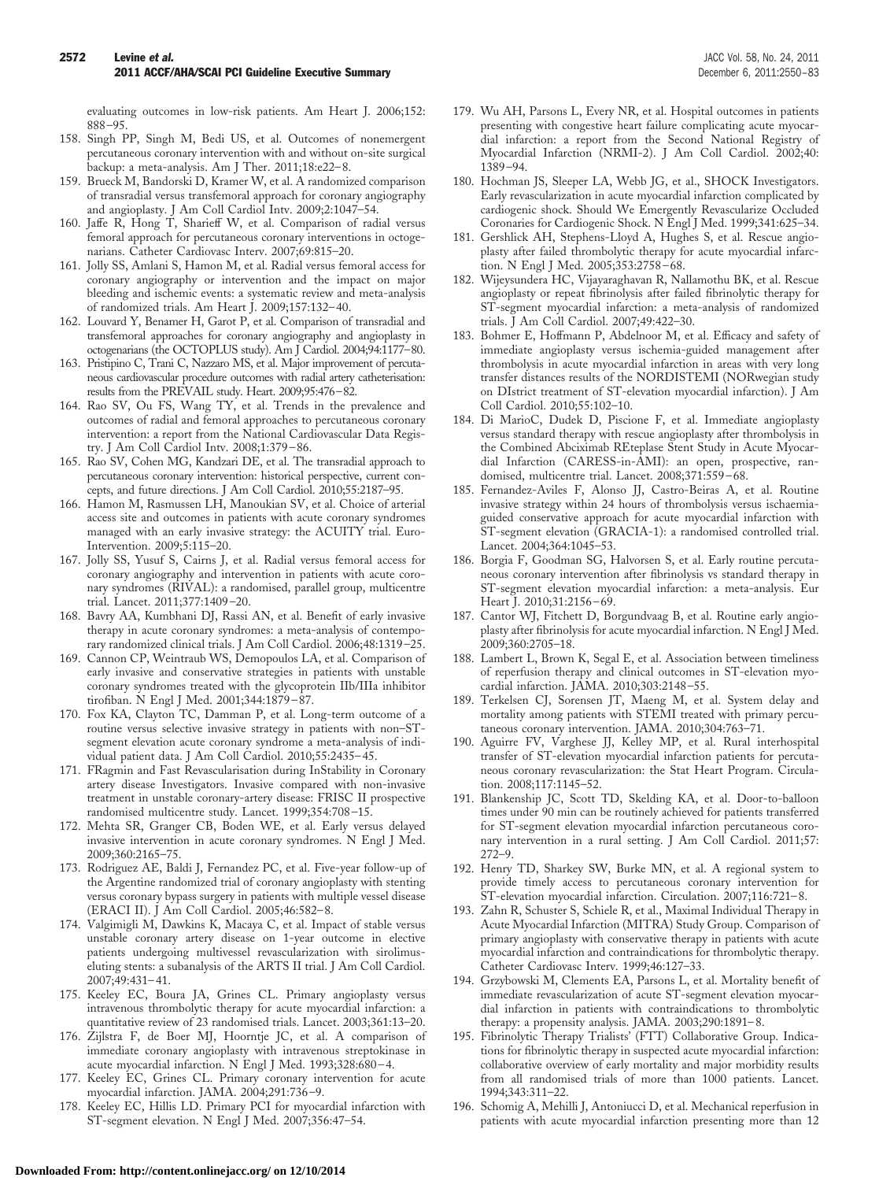evaluating outcomes in low-risk patients. Am Heart J. 2006;152: 888–95.

158. Singh PP, Singh M, Bedi US, et al. Outcomes of nonemergent percutaneous coronary intervention with and without on-site surgical backup: a meta-analysis. Am J Ther. 2011;18:e22–8.
159. Brueck M, Bandorski D, Kramer W, et al. A randomized comparison of transradial versus transfemoral approach for coronary angiography and angioplasty. J Am Coll Cardiol Intv. 2009;2:1047–54.
160. Jaffe R, Hong T, Sharieff W, et al. Comparison of radial versus femoral approach for percutaneous coronary interventions in octogenarians. Catheter Cardiovasc Interv. 2007;69:815–20.
161. Jolly SS, Amlani S, Hamon M, et al. Radial versus femoral access for coronary angiography or intervention and the impact on major bleeding and ischemic events: a systematic review and meta-analysis of randomized trials. Am Heart J. 2009;157:132–40.
162. Louvard Y, Benamer H, Garot P, et al. Comparison of transradial and transfemoral approaches for coronary angiography and angioplasty in octogenarians (the OCTOPLUS study). Am J Cardiol. 2004;94:1177–80.
163. Pristipino C, Trani C, Nazzaro MS, et al. Major improvement of percutaneous cardiovascular procedure outcomes with radial artery catheterisation: results from the PREVAIL study. Heart. 2009;95:476–82.
164. Rao SV, Ou FS, Wang TY, et al. Trends in the prevalence and outcomes of radial and femoral approaches to percutaneous coronary intervention: a report from the National Cardiovascular Data Registry. J Am Coll Cardiol Intv. 2008;1:379–86.
165. Rao SV, Cohen MG, Kandzari DE, et al. The transradial approach to percutaneous coronary intervention: historical perspective, current concepts, and future directions. J Am Coll Cardiol. 2010;55:2187–95.
166. Hamon M, Rasmussen LH, Manoukian SV, et al. Choice of arterial access site and outcomes in patients with acute coronary syndromes managed with an early invasive strategy: the ACUITY trial. EuroIntervention. 2009;5:115–20.
167. Jolly SS, Yusuf S, Cairns J, et al. Radial versus femoral access for coronary angiography and intervention in patients with acute coronary syndromes (RIVAL): a randomised, parallel group, multicentre trial. Lancet. 2011;377:1409–20.
168. Bavry AA, Kumbhani DJ, Rassi AN, et al. Benefit of early invasive therapy in acute coronary syndromes: a meta-analysis of contemporary randomized clinical trials. J Am Coll Cardiol. 2006;48:1319–25.
169. Cannon CP, Weintraub WS, Demopoulos LA, et al. Comparison of early invasive and conservative strategies in patients with unstable coronary syndromes treated with the glycoprotein IIb/IIIa inhibitor tirofiban. N Engl J Med. 2001;344:1879–87.
170. Fox KA, Clayton TC, Damman P, et al. Long-term outcome of a routine versus selective invasive strategy in patients with non–ST-segment elevation acute coronary syndrome a meta-analysis of individual patient data. J Am Coll Cardiol. 2010;55:2435–45.
171. FRagmin and Fast Revascularisation during InStability in Coronary artery disease Investigators. Invasive compared with non-invasive treatment in unstable coronary-artery disease: FRISC II prospective randomised multicentre study. Lancet. 1999;354:708–15.
172. Mehta SR, Granger CB, Boden WE, et al. Early versus delayed invasive intervention in acute coronary syndromes. N Engl J Med. 2009;360:2165–75.
173. Rodriguez AE, Baldi J, Fernandez PC, et al. Five-year follow-up of the Argentine randomized trial of coronary angioplasty with stenting versus coronary bypass surgery in patients with multiple vessel disease (ERACI II). J Am Coll Cardiol. 2005;46:582–8.
174. Valgimigli M, Dawkins K, Macaya C, et al. Impact of stable versus unstable coronary artery disease on 1-year outcome in elective patients undergoing multivessel revascularization with sirolimus-eluting stents: a subanalysis of the ARTS II trial. J Am Coll Cardiol. 2007;49:431–41.
175. Keeley EC, Boura JA, Grines CL. Primary angioplasty versus intravenous thrombolytic therapy for acute myocardial infarction: a quantitative review of 23 randomised trials. Lancet. 2003;361:13–20.
176. Zijlstra F, de Boer MJ, Hoorntje JC, et al. A comparison of immediate coronary angioplasty with intravenous streptokinase in acute myocardial infarction. N Engl J Med. 1993;328:680–4.
177. Keeley EC, Grines CL. Primary coronary intervention for acute myocardial infarction. JAMA. 2004;291:736–9.
178. Keeley EC, Hillis LD. Primary PCI for myocardial infarction with ST-segment elevation. N Engl J Med. 2007;356:47–54.
179. Wu AH, Parsons L, Every NR, et al. Hospital outcomes in patients presenting with congestive heart failure complicating acute myocardial infarction: a report from the Second National Registry of Myocardial Infarction (NRMI-2). J Am Coll Cardiol. 2002;40: 1389–94.
180. Hochman JS, Sleeper LA, Webb JG, et al., SHOCK Investigators. Early revascularization in acute myocardial infarction complicated by cardiogenic shock. Should We Emergently Revascularize Occluded Coronaries for Cardiogenic Shock. N Engl J Med. 1999;341:625–34.
181. Gershlick AH, Stephens-Lloyd A, Hughes S, et al. Rescue angioplasty after failed thrombolytic therapy for acute myocardial infarction. N Engl J Med. 2005;353:2758–68.
182. Wijeysundera HC, Vijayaraghavan R, Nallamothu BK, et al. Rescue angioplasty or repeat fibrinolysis after failed fibrinolytic therapy for ST-segment myocardial infarction: a meta-analysis of randomized trials. J Am Coll Cardiol. 2007;49:422–30.
183. Bohmer E, Hoffmann P, Abdelnoor M, et al. Efficacy and safety of immediate angioplasty versus ischemia-guided management after thrombolysis in acute myocardial infarction in areas with very long transfer distances results of the NORDISTEMI (NORwegian study on DIstrict treatment of ST-elevation myocardial infarction). J Am Coll Cardiol. 2010;55:102–10.
184. Di MarioC, Dudek D, Piscione F, et al. Immediate angioplasty versus standard therapy with rescue angioplasty after thrombolysis in the Combined Abciximab REteplase Stent Study in Acute Myocardial Infarction (CARESS-in-AMI): an open, prospective, randomised, multicentre trial. Lancet. 2008;371:559–68.
185. Fernandez-Aviles F, Alonso JJ, Castro-Beiras A, et al. Routine invasive strategy within 24 hours of thrombolysis versus ischaemia-guided conservative approach for acute myocardial infarction with ST-segment elevation (GRACIA-1): a randomised controlled trial. Lancet. 2004;364:1045–53.
186. Borgia F, Goodman SG, Halvorsen S, et al. Early routine percutaneous coronary intervention after fibrinolysis vs standard therapy in ST-segment elevation myocardial infarction: a meta-analysis. Eur Heart J. 2010;31:2156–69.
187. Cantor WJ, Fitchett D, Borgundvaag B, et al. Routine early angioplasty after fibrinolysis for acute myocardial infarction. N Engl J Med. 2009;360:2705–18.
188. Lambert L, Brown K, Segal E, et al. Association between timeliness of reperfusion therapy and clinical outcomes in ST-elevation myocardial infarction. JAMA. 2010;303:2148–55.
189. Terkelsen CJ, Sorensen JT, Maeng M, et al. System delay and mortality among patients with STEMI treated with primary percutaneous coronary intervention. JAMA. 2010;304:763–71.
190. Aguirre FV, Varghese JJ, Kelley MP, et al. Rural interhospital transfer of ST-elevation myocardial infarction patients for percutaneous coronary revascularization: the Stat Heart Program. Circulation. 2008;117:1145–52.
191. Blankenship JC, Scott TD, Skelding KA, et al. Door-to-balloon times under 90 min can be routinely achieved for patients transferred for ST-segment elevation myocardial infarction percutaneous coronary intervention in a rural setting. J Am Coll Cardiol. 2011;57: 272–9.
192. Henry TD, Sharkey SW, Burke MN, et al. A regional system to provide timely access to percutaneous coronary intervention for ST-elevation myocardial infarction. Circulation. 2007;116:721–8.
193. Zahn R, Schuster S, Schiele R, et al., Maximal Individual Therapy in Acute Myocardial Infarction (MITRA) Study Group. Comparison of primary angioplasty with conservative therapy in patients with acute myocardial infarction and contraindications for thrombolytic therapy. Catheter Cardiovasc Interv. 1999;46:127–33.
194. Grzybowski M, Clements EA, Parsons L, et al. Mortality benefit of immediate revascularization of acute ST-segment elevation myocardial infarction in patients with contraindications to thrombolytic therapy: a propensity analysis. JAMA. 2003;290:1891–8.
195. Fibrinolytic Therapy Trialists' (FTT) Collaborative Group. Indications for fibrinolytic therapy in suspected acute myocardial infarction: collaborative overview of early mortality and major morbidity results from all randomised trials of more than 1000 patients. Lancet. 1994;343:311–22.
196. Schomig A, Mehilli J, Antoniucci D, et al. Mechanical reperfusion in patients with acute myocardial infarction presenting more than 12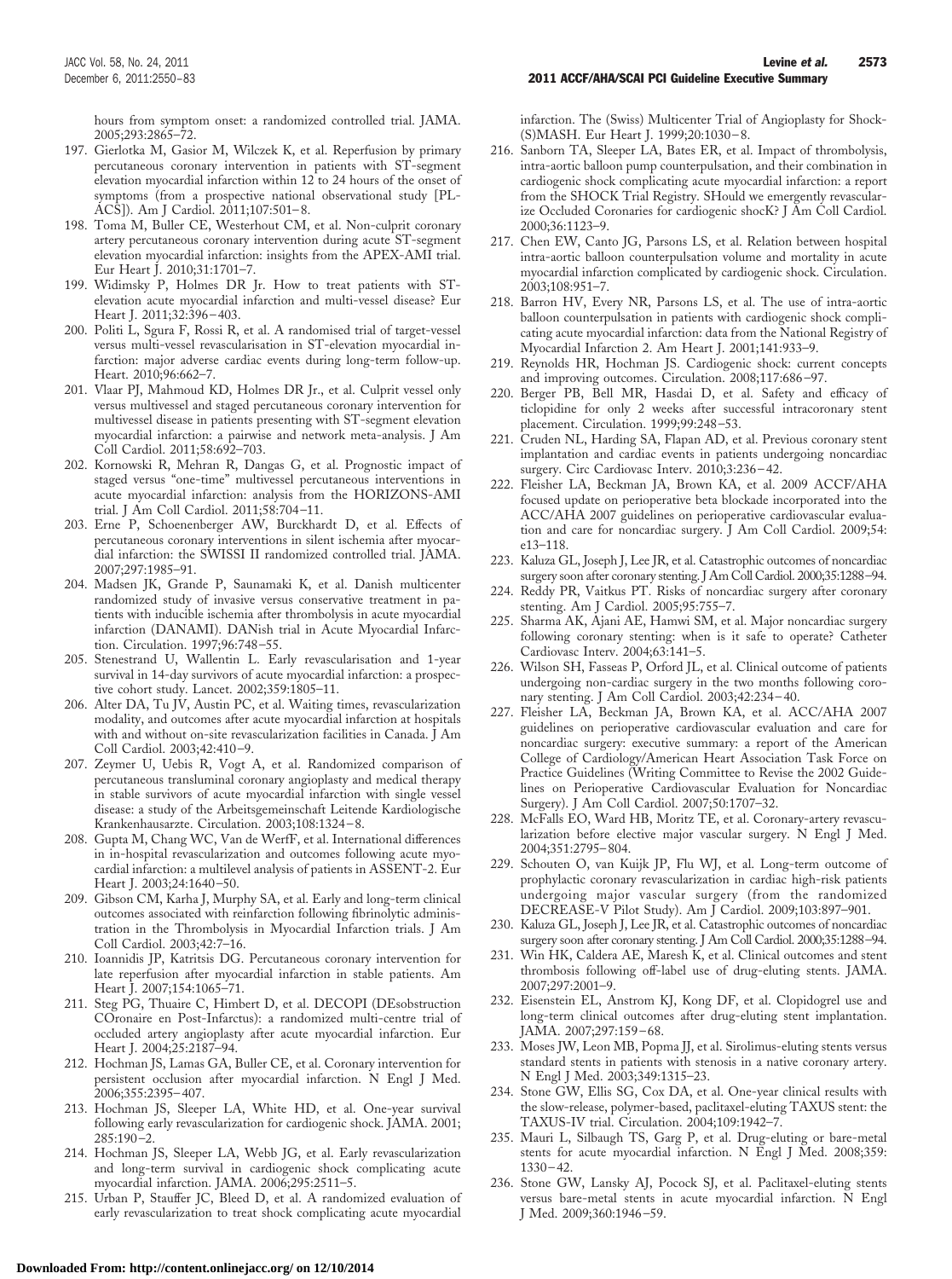hours from symptom onset: a randomized controlled trial. JAMA. 2005;293:2865–72.

197. Gierlotka M, Gasior M, Wilczek K, et al. Reperfusion by primary percutaneous coronary intervention in patients with ST-segment elevation myocardial infarction within 12 to 24 hours of the onset of symptoms (from a prospective national observational study [PL-ACS]). Am J Cardiol. 2011;107:501–8.
198. Toma M, Buller CE, Westerhout CM, et al. Non-culprit coronary artery percutaneous coronary intervention during acute ST-segment elevation myocardial infarction: insights from the APEX-AMI trial. Eur Heart J. 2010;31:1701–7.
199. Widimsky P, Holmes DR Jr. How to treat patients with ST-elevation acute myocardial infarction and multi-vessel disease? Eur Heart J. 2011;32:396–403.
200. Politi L, Sgura F, Rossi R, et al. A randomised trial of target-vessel versus multi-vessel revascularisation in ST-elevation myocardial infarction: major adverse cardiac events during long-term follow-up. Heart. 2010;96:662–7.
201. Vlaar PJ, Mahmoud KD, Holmes DR Jr., et al. Culprit vessel only versus multivessel and staged percutaneous coronary intervention for multivessel disease in patients presenting with ST-segment elevation myocardial infarction: a pairwise and network meta-analysis. J Am Coll Cardiol. 2011;58:692–703.
202. Kornowski R, Mehran R, Dangas G, et al. Prognostic impact of staged versus "one-time" multivessel percutaneous interventions in acute myocardial infarction: analysis from the HORIZONS-AMI trial. J Am Coll Cardiol. 2011;58:704–11.
203. Erne P, Schoenenberger AW, Burckhardt D, et al. Effects of percutaneous coronary interventions in silent ischemia after myocardial infarction: the SWISSI II randomized controlled trial. JAMA. 2007;297:1985–91.
204. Madsen JK, Grande P, Saunamaki K, et al. Danish multicenter randomized study of invasive versus conservative treatment in patients with inducible ischemia after thrombolysis in acute myocardial infarction (DANAMI). DANish trial in Acute Myocardial Infarction. Circulation. 1997;96:748–55.
205. Stenestrand U, Wallentin L. Early revascularisation and 1-year survival in 14-day survivors of acute myocardial infarction: a prospective cohort study. Lancet. 2002;359:1805–11.
206. Alter DA, Tu JV, Austin PC, et al. Waiting times, revascularization modality, and outcomes after acute myocardial infarction at hospitals with and without on-site revascularization facilities in Canada. J Am Coll Cardiol. 2003;42:410–9.
207. Zeymer U, Uebis R, Vogt A, et al. Randomized comparison of percutaneous transluminal coronary angioplasty and medical therapy in stable survivors of acute myocardial infarction with single vessel disease: a study of the Arbeitsgemeinschaft Leitende Kardiologische Krankenhausarzte. Circulation. 2003;108:1324–8.
208. Gupta M, Chang WC, Van de WerfF, et al. International differences in in-hospital revascularization and outcomes following acute myocardial infarction: a multilevel analysis of patients in ASSENT-2. Eur Heart J. 2003;24:1640–50.
209. Gibson CM, Karha J, Murphy SA, et al. Early and long-term clinical outcomes associated with reinfarction following fibrinolytic administration in the Thrombolysis in Myocardial Infarction trials. J Am Coll Cardiol. 2003;42:7–16.
210. Ioannidis JP, Katritsis DG. Percutaneous coronary intervention for late reperfusion after myocardial infarction in stable patients. Am Heart J. 2007;154:1065–71.
211. Steg PG, Thuaire C, Himbert D, et al. DECOPI (DEsobstruction COronaire en Post-Infarctus): a randomized multi-centre trial of occluded artery angioplasty after acute myocardial infarction. Eur Heart J. 2004;25:2187–94.
212. Hochman JS, Lamas GA, Buller CE, et al. Coronary intervention for persistent occlusion after myocardial infarction. N Engl J Med. 2006;355:2395–407.
213. Hochman JS, Sleeper LA, White HD, et al. One-year survival following early revascularization for cardiogenic shock. JAMA. 2001; 285:190–2.
214. Hochman JS, Sleeper LA, Webb JG, et al. Early revascularization and long-term survival in cardiogenic shock complicating acute myocardial infarction. JAMA. 2006;295:2511–5.
215. Urban P, Stauffer JC, Bleed D, et al. A randomized evaluation of early revascularization to treat shock complicating acute myocardial infarction. The (Swiss) Multicenter Trial of Angioplasty for Shock-(S)MASH. Eur Heart J. 1999;20:1030–8.
216. Sanborn TA, Sleeper LA, Bates ER, et al. Impact of thrombolysis, intra-aortic balloon pump counterpulsation, and their combination in cardiogenic shock complicating acute myocardial infarction: a report from the SHOCK Trial Registry. SHould we emergently revascularize Occluded Coronaries for cardiogenic shocK? J Am Coll Cardiol. 2000;36:1123–9.
217. Chen EW, Canto JG, Parsons LS, et al. Relation between hospital intra-aortic balloon counterpulsation volume and mortality in acute myocardial infarction complicated by cardiogenic shock. Circulation. 2003;108:951–7.
218. Barron HV, Every NR, Parsons LS, et al. The use of intra-aortic balloon counterpulsation in patients with cardiogenic shock complicating acute myocardial infarction: data from the National Registry of Myocardial Infarction 2. Am Heart J. 2001;141:933–9.
219. Reynolds HR, Hochman JS. Cardiogenic shock: current concepts and improving outcomes. Circulation. 2008;117:686–97.
220. Berger PB, Bell MR, Hasdai D, et al. Safety and efficacy of ticlopidine for only 2 weeks after successful intracoronary stent placement. Circulation. 1999;99:248–53.
221. Cruden NL, Harding SA, Flapan AD, et al. Previous coronary stent implantation and cardiac events in patients undergoing noncardiac surgery. Circ Cardiovasc Interv. 2010;3:236–42.
222. Fleisher LA, Beckman JA, Brown KA, et al. 2009 ACCF/AHA focused update on perioperative beta blockade incorporated into the ACC/AHA 2007 guidelines on perioperative cardiovascular evaluation and care for noncardiac surgery. J Am Coll Cardiol. 2009;54: e13–118.
223. Kaluza GL, Joseph J, Lee JR, et al. Catastrophic outcomes of noncardiac surgery soon after coronary stenting. J Am Coll Cardiol. 2000;35:1288–94.
224. Reddy PR, Vaitkus PT. Risks of noncardiac surgery after coronary stenting. Am J Cardiol. 2005;95:755–7.
225. Sharma AK, Ajani AE, Hamwi SM, et al. Major noncardiac surgery following coronary stenting: when is it safe to operate? Catheter Cardiovasc Interv. 2004;63:141–5.
226. Wilson SH, Fasseas P, Orford JL, et al. Clinical outcome of patients undergoing non-cardiac surgery in the two months following coronary stenting. J Am Coll Cardiol. 2003;42:234–40.
227. Fleisher LA, Beckman JA, Brown KA, et al. ACC/AHA 2007 guidelines on perioperative cardiovascular evaluation and care for noncardiac surgery: executive summary: a report of the American College of Cardiology/American Heart Association Task Force on Practice Guidelines (Writing Committee to Revise the 2002 Guidelines on Perioperative Cardiovascular Evaluation for Noncardiac Surgery). J Am Coll Cardiol. 2007;50:1707–32.
228. McFalls EO, Ward HB, Moritz TE, et al. Coronary-artery revascularization before elective major vascular surgery. N Engl J Med. 2004;351:2795–804.
229. Schouten O, van Kuijk JP, Flu WJ, et al. Long-term outcome of prophylactic coronary revascularization in cardiac high-risk patients undergoing major vascular surgery (from the randomized DECREASE-V Pilot Study). Am J Cardiol. 2009;103:897–901.
230. Kaluza GL, Joseph J, Lee JR, et al. Catastrophic outcomes of noncardiac surgery soon after coronary stenting. J Am Coll Cardiol. 2000;35:1288–94.
231. Win HK, Caldera AE, Maresh K, et al. Clinical outcomes and stent thrombosis following off-label use of drug-eluting stents. JAMA. 2007;297:2001–9.
232. Eisenstein EL, Anstrom KJ, Kong DF, et al. Clopidogrel use and long-term clinical outcomes after drug-eluting stent implantation. JAMA. 2007;297:159–68.
233. Moses JW, Leon MB, Popma JJ, et al. Sirolimus-eluting stents versus standard stents in patients with stenosis in a native coronary artery. N Engl J Med. 2003;349:1315–23.
234. Stone GW, Ellis SG, Cox DA, et al. One-year clinical results with the slow-release, polymer-based, paclitaxel-eluting TAXUS stent: the TAXUS-IV trial. Circulation. 2004;109:1942–7.
235. Mauri L, Silbaugh TS, Garg P, et al. Drug-eluting or bare-metal stents for acute myocardial infarction. N Engl J Med. 2008;359: 1330–42.
236. Stone GW, Lansky AJ, Pocock SJ, et al. Paclitaxel-eluting stents versus bare-metal stents in acute myocardial infarction. N Engl J Med. 2009;360:1946–59.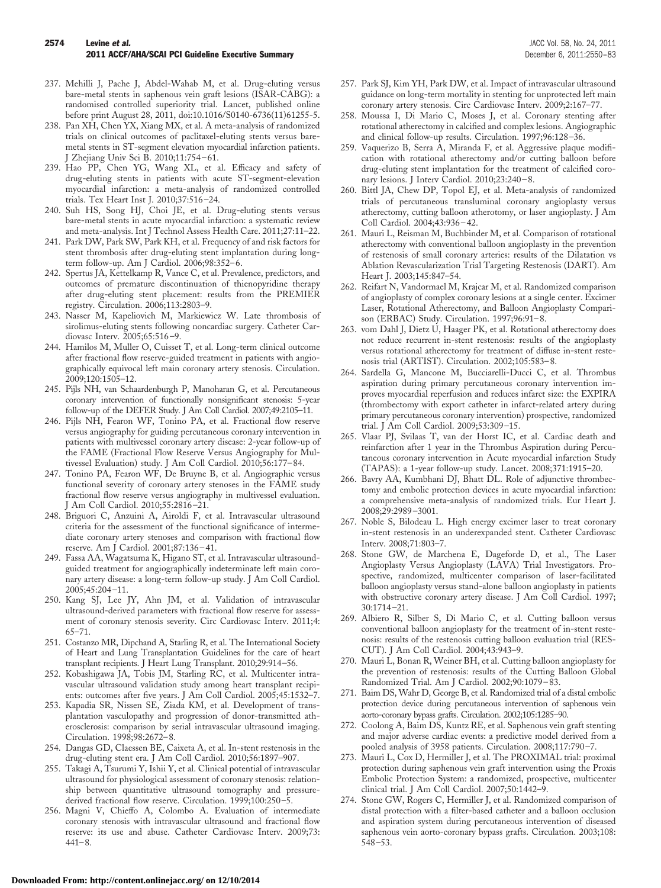237. Mehilli J, Pache J, Abdel-Wahab M, et al. Drug-eluting versus bare-metal stents in saphenous vein graft lesions (ISAR-CABG): a randomised controlled superiority trial. Lancet, published online before print August 28, 2011, doi:10.1016/S0140-6736(11)61255-5.
238. Pan XH, Chen YX, Xiang MX, et al. A meta-analysis of randomized trials on clinical outcomes of paclitaxel-eluting stents versus bare-metal stents in ST-segment elevation myocardial infarction patients. J Zhejiang Univ Sci B. 2010;11:754–61.
239. Hao PP, Chen YG, Wang XL, et al. Efficacy and safety of drug-eluting stents in patients with acute ST-segment-elevation myocardial infarction: a meta-analysis of randomized controlled trials. Tex Heart Inst J. 2010;37:516–24.
240. Suh HS, Song HJ, Choi JE, et al. Drug-eluting stents versus bare-metal stents in acute myocardial infarction: a systematic review and meta-analysis. Int J Technol Assess Health Care. 2011;27:11–22.
241. Park DW, Park SW, Park KH, et al. Frequency of and risk factors for stent thrombosis after drug-eluting stent implantation during long-term follow-up. Am J Cardiol. 2006;98:352–6.
242. Spertus JA, Kettelkamp R, Vance C, et al. Prevalence, predictors, and outcomes of premature discontinuation of thienopyridine therapy after drug-eluting stent placement: results from the PREMIER registry. Circulation. 2006;113:2803–9.
243. Nasser M, Kapeliovich M, Markiewicz W. Late thrombosis of sirolimus-eluting stents following noncardiac surgery. Catheter Cardiovasc Interv. 2005;65:516–9.
244. Hamilos M, Muller O, Cuisset T, et al. Long-term clinical outcome after fractional flow reserve-guided treatment in patients with angiographically equivocal left main coronary artery stenosis. Circulation. 2009;120:1505–12.
245. Pijls NH, van Schaardenburgh P, Manoharan G, et al. Percutaneous coronary intervention of functionally nonsignificant stenosis: 5-year follow-up of the DEFER Study. J Am Coll Cardiol. 2007;49:2105–11.
246. Pijls NH, Fearon WF, Tonino PA, et al. Fractional flow reserve versus angiography for guiding percutaneous coronary intervention in patients with multivessel coronary artery disease: 2-year follow-up of the FAME (Fractional Flow Reserve Versus Angiography for Multivessel Evaluation) study. J Am Coll Cardiol. 2010;56:177–84.
247. Tonino PA, Fearon WF, De Bruyne B, et al. Angiographic versus functional severity of coronary artery stenoses in the FAME study fractional flow reserve versus angiography in multivessel evaluation. J Am Coll Cardiol. 2010;55:2816–21.
248. Briguori C, Anzuini A, Airoldi F, et al. Intravascular ultrasound criteria for the assessment of the functional significance of intermediate coronary artery stenoses and comparison with fractional flow reserve. Am J Cardiol. 2001;87:136–41.
249. Fassa AA, Wagatsuma K, Higano ST, et al. Intravascular ultrasound-guided treatment for angiographically indeterminate left main coronary artery disease: a long-term follow-up study. J Am Coll Cardiol. 2005;45:204–11.
250. Kang SJ, Lee JY, Ahn JM, et al. Validation of intravascular ultrasound-derived parameters with fractional flow reserve for assessment of coronary stenosis severity. Circ Cardiovasc Interv. 2011;4:65–71.
251. Costanzo MR, Dipchand A, Starling R, et al. The International Society of Heart and Lung Transplantation Guidelines for the care of heart transplant recipients. J Heart Lung Transplant. 2010;29:914–56.
252. Kobashigawa JA, Tobis JM, Starling RC, et al. Multicenter intravascular ultrasound validation study among heart transplant recipients: outcomes after five years. J Am Coll Cardiol. 2005;45:1532–7.
253. Kapadia SR, Nissen SE, Ziada KM, et al. Development of transplantation vasculopathy and progression of donor-transmitted atherosclerosis: comparison by serial intravascular ultrasound imaging. Circulation. 1998;98:2672–8.
254. Dangas GD, Claessen BE, Caixeta A, et al. In-stent restenosis in the drug-eluting stent era. J Am Coll Cardiol. 2010;56:1897–907.
255. Takagi A, Tsurumi Y, Ishii Y, et al. Clinical potential of intravascular ultrasound for physiological assessment of coronary stenosis: relationship between quantitative ultrasound tomography and pressure-derived fractional flow reserve. Circulation. 1999;100:250–5.
256. Magni V, Chieffo A, Colombo A. Evaluation of intermediate coronary stenosis with intravascular ultrasound and fractional flow reserve: its use and abuse. Catheter Cardiovasc Interv. 2009;73:441–8.
257. Park SJ, Kim YH, Park DW, et al. Impact of intravascular ultrasound guidance on long-term mortality in stenting for unprotected left main coronary artery stenosis. Circ Cardiovasc Interv. 2009;2:167–77.
258. Moussa I, Di Mario C, Moses J, et al. Coronary stenting after rotational atherectomy in calcified and complex lesions. Angiographic and clinical follow-up results. Circulation. 1997;96:128–36.
259. Vaquerizo B, Serra A, Miranda F, et al. Aggressive plaque modification with rotational atherectomy and/or cutting balloon before drug-eluting stent implantation for the treatment of calcified coronary lesions. J Interv Cardiol. 2010;23:240–8.
260. Bittl JA, Chew DP, Topol EJ, et al. Meta-analysis of randomized trials of percutaneous transluminal coronary angioplasty versus atherectomy, cutting balloon atherotomy, or laser angioplasty. J Am Coll Cardiol. 2004;43:936–42.
261. Mauri L, Reisman M, Buchbinder M, et al. Comparison of rotational atherectomy with conventional balloon angioplasty in the prevention of restenosis of small coronary arteries: results of the Dilatation vs Ablation Revascularization Trial Targeting Restenosis (DART). Am Heart J. 2003;145:847–54.
262. Reifart N, Vandormael M, Krajcar M, et al. Randomized comparison of angioplasty of complex coronary lesions at a single center. Excimer Laser, Rotational Atherectomy, and Balloon Angioplasty Comparison (ERBAC) Study. Circulation. 1997;96:91–8.
263. vom Dahl J, Dietz U, Haager PK, et al. Rotational atherectomy does not reduce recurrent in-stent restenosis: results of the angioplasty versus rotational atherectomy for treatment of diffuse in-stent restenosis trial (ARTIST). Circulation. 2002;105:583–8.
264. Sardella G, Mancone M, Bucciarelli-Ducci C, et al. Thrombus aspiration during primary percutaneous coronary intervention improves myocardial reperfusion and reduces infarct size: the EXPIRA (thrombectomy with export catheter in infarct-related artery during primary percutaneous coronary intervention) prospective, randomized trial. J Am Coll Cardiol. 2009;53:309–15.
265. Vlaar PJ, Svilaas T, van der Horst IC, et al. Cardiac death and reinfarction after 1 year in the Thrombus Aspiration during Percutaneous coronary intervention in Acute myocardial infarction Study (TAPAS): a 1-year follow-up study. Lancet. 2008;371:1915–20.
266. Bavry AA, Kumbhani DJ, Bhatt DL. Role of adjunctive thrombectomy and embolic protection devices in acute myocardial infarction: a comprehensive meta-analysis of randomized trials. Eur Heart J. 2008;29:2989–3001.
267. Noble S, Bilodeau L. High energy excimer laser to treat coronary in-stent restenosis in an underexpanded stent. Catheter Cardiovasc Interv. 2008;71:803–7.
268. Stone GW, de Marchena E, Dageforde D, et al., The Laser Angioplasty Versus Angioplasty (LAVA) Trial Investigators. Prospective, randomized, multicenter comparison of laser-facilitated balloon angioplasty versus stand-alone balloon angioplasty in patients with obstructive coronary artery disease. J Am Coll Cardiol. 1997;30:1714–21.
269. Albiero R, Silber S, Di Mario C, et al. Cutting balloon versus conventional balloon angioplasty for the treatment of in-stent restenosis: results of the restenosis cutting balloon evaluation trial (RESCUT). J Am Coll Cardiol. 2004;43:943–9.
270. Mauri L, Bonan R, Weiner BH, et al. Cutting balloon angioplasty for the prevention of restenosis: results of the Cutting Balloon Global Randomized Trial. Am J Cardiol. 2002;90:1079–83.
271. Baim DS, Wahr D, George B, et al. Randomized trial of a distal embolic protection device during percutaneous intervention of saphenous vein aorto-coronary bypass grafts. Circulation. 2002;105:1285–90.
272. Coolong A, Baim DS, Kuntz RE, et al. Saphenous vein graft stenting and major adverse cardiac events: a predictive model derived from a pooled analysis of 3958 patients. Circulation. 2008;117:790–7.
273. Mauri L, Cox D, Hermiller J, et al. The PROXIMAL trial: proximal protection during saphenous vein graft intervention using the Proxis Embolic Protection System: a randomized, prospective, multicenter clinical trial. J Am Coll Cardiol. 2007;50:1442–9.
274. Stone GW, Rogers C, Hermiller J, et al. Randomized comparison of distal protection with a filter-based catheter and a balloon occlusion and aspiration system during percutaneous intervention of diseased saphenous vein aorto-coronary bypass grafts. Circulation. 2003;108:548–53.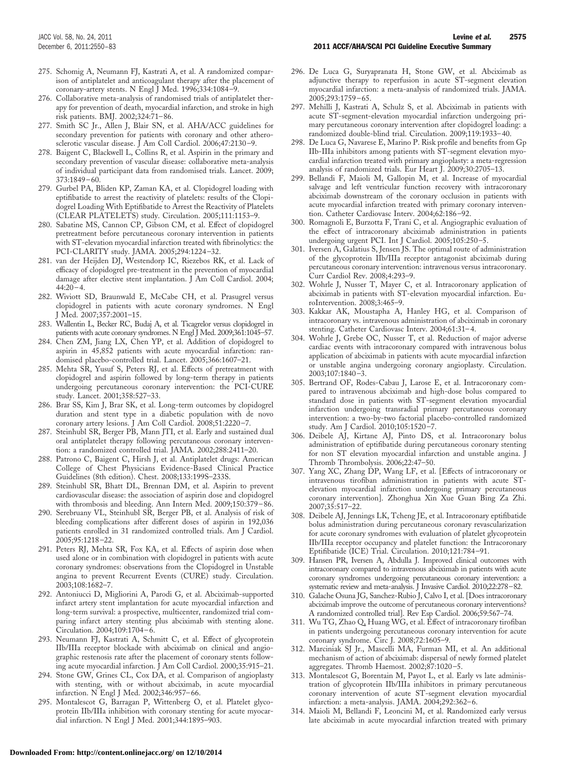275. Schomig A, Neumann FJ, Kastrati A, et al. A randomized comparison of antiplatelet and anticoagulant therapy after the placement of coronary-artery stents. N Engl J Med. 1996;334:1084–9.
276. Collaborative meta-analysis of randomised trials of antiplatelet therapy for prevention of death, myocardial infarction, and stroke in high risk patients. BMJ. 2002;324:71–86.
277. Smith SC Jr., Allen J, Blair SN, et al. AHA/ACC guidelines for secondary prevention for patients with coronary and other atherosclerotic vascular disease. J Am Coll Cardiol. 2006;47:2130–9.
278. Baigent C, Blackwell L, Collins R, et al. Aspirin in the primary and secondary prevention of vascular disease: collaborative meta-analysis of individual participant data from randomised trials. Lancet. 2009;373:1849–60.
279. Gurbel PA, Bliden KP, Zaman KA, et al. Clopidogrel loading with eptifibatide to arrest the reactivity of platelets: results of the Clopidogrel Loading With Eptifibatide to Arrest the Reactivity of Platelets (CLEAR PLATELETS) study. Circulation. 2005;111:1153–9.
280. Sabatine MS, Cannon CP, Gibson CM, et al. Effect of clopidogrel pretreatment before percutaneous coronary intervention in patients with ST-elevation myocardial infarction treated with fibrinolytics: the PCI-CLARITY study. JAMA. 2005;294:1224–32.
281. van der Heijden DJ, Westendorp IC, Riezebos RK, et al. Lack of efficacy of clopidogrel pre-treatment in the prevention of myocardial damage after elective stent implantation. J Am Coll Cardiol. 2004;44:20–4.
282. Wiviott SD, Braunwald E, McCabe CH, et al. Prasugrel versus clopidogrel in patients with acute coronary syndromes. N Engl J Med. 2007;357:2001–15.
283. Wallentin L, Becker RC, Budaj A, et al. Ticagrelor versus clopidogrel in patients with acute coronary syndromes. N Engl J Med. 2009;361:1045–57.
284. Chen ZM, Jiang LX, Chen YP, et al. Addition of clopidogrel to aspirin in 45,852 patients with acute myocardial infarction: randomised placebo-controlled trial. Lancet. 2005;366:1607–21.
285. Mehta SR, Yusuf S, Peters RJ, et al. Effects of pretreatment with clopidogrel and aspirin followed by long-term therapy in patients undergoing percutaneous coronary intervention: the PCI-CURE study. Lancet. 2001;358:527–33.
286. Brar SS, Kim J, Brar SK, et al. Long-term outcomes by clopidogrel duration and stent type in a diabetic population with de novo coronary artery lesions. J Am Coll Cardiol. 2008;51:2220–7.
287. Steinhubl SR, Berger PB, Mann JTI, et al. Early and sustained dual oral antiplatelet therapy following percutaneous coronary intervention: a randomized controlled trial. JAMA. 2002;288:2411–20.
288. Patrono C, Baigent C, Hirsh J, et al. Antiplatelet drugs: American College of Chest Physicians Evidence-Based Clinical Practice Guidelines (8th edition). Chest. 2008;133:199S–233S.
289. Steinhubl SR, Bhatt DL, Brennan DM, et al. Aspirin to prevent cardiovascular disease: the association of aspirin dose and clopidogrel with thrombosis and bleeding. Ann Intern Med. 2009;150:379–86.
290. Serebruany VL, Steinhubl SR, Berger PB, et al. Analysis of risk of bleeding complications after different doses of aspirin in 192,036 patients enrolled in 31 randomized controlled trials. Am J Cardiol. 2005;95:1218–22.
291. Peters RJ, Mehta SR, Fox KA, et al. Effects of aspirin dose when used alone or in combination with clopidogrel in patients with acute coronary syndromes: observations from the Clopidogrel in Unstable angina to prevent Recurrent Events (CURE) study. Circulation. 2003;108:1682–7.
292. Antoniucci D, Migliorini A, Parodi G, et al. Abciximab-supported infarct artery stent implantation for acute myocardial infarction and long-term survival: a prospective, multicenter, randomized trial comparing infarct artery stenting plus abciximab with stenting alone. Circulation. 2004;109:1704–6.
293. Neumann FJ, Kastrati A, Schmitt C, et al. Effect of glycoprotein IIb/IIIa receptor blockade with abciximab on clinical and angiographic restenosis rate after the placement of coronary stents following acute myocardial infarction. J Am Coll Cardiol. 2000;35:915–21.
294. Stone GW, Grines CL, Cox DA, et al. Comparison of angioplasty with stenting, with or without abciximab, in acute myocardial infarction. N Engl J Med. 2002;346:957–66.
295. Montalescot G, Barragan P, Wittenberg O, et al. Platelet glycoprotein IIb/IIIa inhibition with coronary stenting for acute myocardial infarction. N Engl J Med. 2001;344:1895–903.
296. De Luca G, Suryapranata H, Stone GW, et al. Abciximab as adjunctive therapy to reperfusion in acute ST-segment elevation myocardial infarction: a meta-analysis of randomized trials. JAMA. 2005;293:1759–65.
297. Mehilli J, Kastrati A, Schulz S, et al. Abciximab in patients with acute ST-segment-elevation myocardial infarction undergoing primary percutaneous coronary intervention after clopidogrel loading: a randomized double-blind trial. Circulation. 2009;119:1933–40.
298. De Luca G, Navarese E, Marino P. Risk profile and benefits from Gp IIb-IIIa inhibitors among patients with ST-segment elevation myocardial infarction treated with primary angioplasty: a meta-regression analysis of randomized trials. Eur Heart J. 2009;30:2705–13.
299. Bellandi F, Maioli M, Gallopin M, et al. Increase of myocardial salvage and left ventricular function recovery with intracoronary abciximab downstream of the coronary occlusion in patients with acute myocardial infarction treated with primary coronary intervention. Catheter Cardiovasc Interv. 2004;62:186–92.
300. Romagnoli E, Burzotta F, Trani C, et al. Angiographic evaluation of the effect of intracoronary abciximab administration in patients undergoing urgent PCI. Int J Cardiol. 2005;105:250–5.
301. Iversen A, Galatius S, Jensen JS. The optimal route of administration of the glycoprotein IIb/IIIa receptor antagonist abciximab during percutaneous coronary intervention: intravenous versus intracoronary. Curr Cardiol Rev. 2008;4:293–9.
302. Wohrle J, Nusser T, Mayer C, et al. Intracoronary application of abciximab in patients with ST-elevation myocardial infarction. EuroIntervention. 2008;3:465–9.
303. Kakkar AK, Moustapha A, Hanley HG, et al. Comparison of intracoronary vs. intravenous administration of abciximab in coronary stenting. Catheter Cardiovasc Interv. 2004;61:31–4.
304. Wohrle J, Grebe OC, Nusser T, et al. Reduction of major adverse cardiac events with intracoronary compared with intravenous bolus application of abciximab in patients with acute myocardial infarction or unstable angina undergoing coronary angioplasty. Circulation. 2003;107:1840–3.
305. Bertrand OF, Rodes-Cabau J, Larose E, et al. Intracoronary compared to intravenous abciximab and high-dose bolus compared to standard dose in patients with ST-segment elevation myocardial infarction undergoing transradial primary percutaneous coronary intervention: a two-by-two factorial placebo-controlled randomized study. Am J Cardiol. 2010;105:1520–7.
306. Deibele AJ, Kirtane AJ, Pinto DS, et al. Intracoronary bolus administration of eptifibatide during percutaneous coronary stenting for non ST elevation myocardial infarction and unstable angina. J Thromb Thrombolysis. 2006;22:47–50.
307. Yang XC, Zhang DP, Wang LF, et al. [Effects of intracoronary or intravenous tirofiban administration in patients with acute ST-elevation myocardial infarction undergoing primary percutaneous coronary intervention]. Zhonghua Xin Xue Guan Bing Za Zhi. 2007;35:517–22.
308. Deibele AJ, Jennings LK, Tcheng JE, et al. Intracoronary eptifibatide bolus administration during percutaneous coronary revascularization for acute coronary syndromes with evaluation of platelet glycoprotein IIb/IIIa receptor occupancy and platelet function: the Intracoronary Eptifibatide (ICE) Trial. Circulation. 2010;121:784–91.
309. Hansen PR, Iversen A, Abdulla J. Improved clinical outcomes with intracoronary compared to intravenous abciximab in patients with acute coronary syndromes undergoing percutaneous coronary intervention: a systematic review and meta-analysis. J Invasive Cardiol. 2010;22:278–82.
310. Galache Osuna JG, Sanchez-Rubio J, Calvo I, et al. [Does intracoronary abciximab improve the outcome of percutaneous coronary interventions? A randomized controlled trial]. Rev Esp Cardiol. 2006;59:567–74.
311. Wu TG, Zhao Q, Huang WG, et al. Effect of intracoronary tirofiban in patients undergoing percutaneous coronary intervention for acute coronary syndrome. Circ J. 2008;72:1605–9.
312. Marciniak SJ Jr., Mascelli MA, Furman MI, et al. An additional mechanism of action of abciximab: dispersal of newly formed platelet aggregates. Thromb Haemost. 2002;87:1020–5.
313. Montalescot G, Borentain M, Payot L, et al. Early vs late administration of glycoprotein IIb/IIIa inhibitors in primary percutaneous coronary intervention of acute ST-segment elevation myocardial infarction: a meta-analysis. JAMA. 2004;292:362–6.
314. Maioli M, Bellandi F, Leoncini M, et al. Randomized early versus late abciximab in acute myocardial infarction treated with primary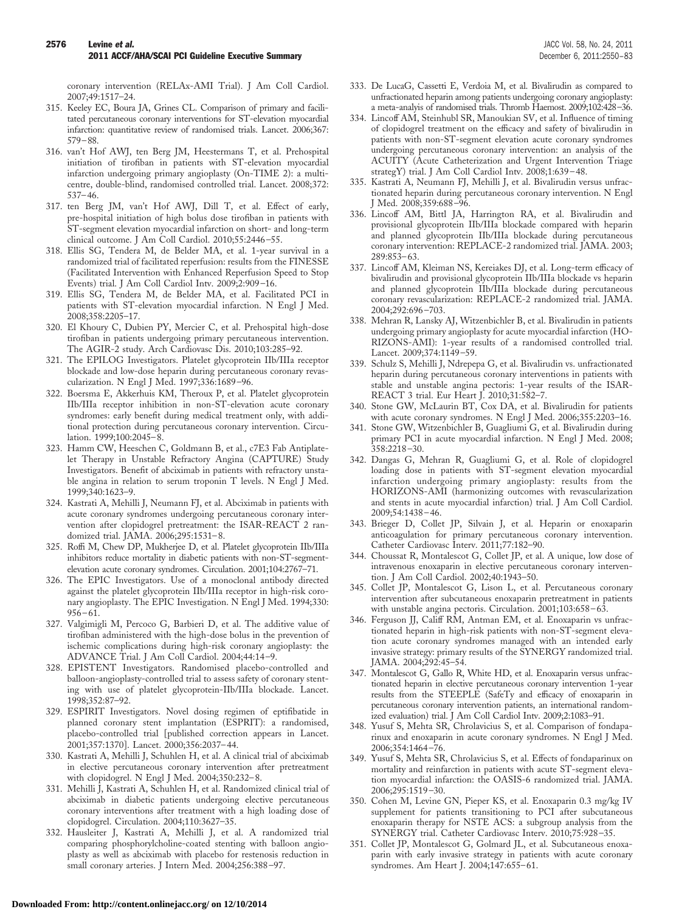coronary intervention (RELAx-AMI Trial). J Am Coll Cardiol. 2007;49:1517–24.

315. Keeley EC, Boura JA, Grines CL. Comparison of primary and facilitated percutaneous coronary interventions for ST-elevation myocardial infarction: quantitative review of randomised trials. Lancet. 2006;367: 579–88.
316. van't Hof AWJ, ten Berg JM, Heestermans T, et al. Prehospital initiation of tirofiban in patients with ST-elevation myocardial infarction undergoing primary angioplasty (On-TIME 2): a multicentre, double-blind, randomised controlled trial. Lancet. 2008;372: 537–46.
317. ten Berg JM, van't Hof AWJ, Dill T, et al. Effect of early, pre-hospital initiation of high bolus dose tirofiban in patients with ST-segment elevation myocardial infarction on short- and long-term clinical outcome. J Am Coll Cardiol. 2010;55:2446–55.
318. Ellis SG, Tendera M, de Belder MA, et al. 1-year survival in a randomized trial of facilitated reperfusion: results from the FINESSE (Facilitated Intervention with Enhanced Reperfusion Speed to Stop Events) trial. J Am Coll Cardiol Intv. 2009;2:909–16.
319. Ellis SG, Tendera M, de Belder MA, et al. Facilitated PCI in patients with ST-elevation myocardial infarction. N Engl J Med. 2008;358:2205–17.
320. El Khoury C, Dubien PY, Mercier C, et al. Prehospital high-dose tirofiban in patients undergoing primary percutaneous intervention. The AGIR-2 study. Arch Cardiovasc Dis. 2010;103:285–92.
321. The EPILOG Investigators. Platelet glycoprotein IIb/IIIa receptor blockade and low-dose heparin during percutaneous coronary revascularization. N Engl J Med. 1997;336:1689–96.
322. Boersma E, Akkerhuis KM, Theroux P, et al. Platelet glycoprotein IIb/IIIa receptor inhibition in non-ST-elevation acute coronary syndromes: early benefit during medical treatment only, with additional protection during percutaneous coronary intervention. Circulation. 1999;100:2045–8.
323. Hamm CW, Heeschen C, Goldmann B, et al., c7E3 Fab Antiplatelet Therapy in Unstable Refractory Angina (CAPTURE) Study Investigators. Benefit of abciximab in patients with refractory unstable angina in relation to serum troponin T levels. N Engl J Med. 1999;340:1623–9.
324. Kastrati A, Mehilli J, Neumann FJ, et al. Abciximab in patients with acute coronary syndromes undergoing percutaneous coronary intervention after clopidogrel pretreatment: the ISAR-REACT 2 randomized trial. JAMA. 2006;295:1531–8.
325. Roffi M, Chew DP, Mukherjee D, et al. Platelet glycoprotein IIb/IIIa inhibitors reduce mortality in diabetic patients with non-ST-segment-elevation acute coronary syndromes. Circulation. 2001;104:2767–71.
326. The EPIC Investigators. Use of a monoclonal antibody directed against the platelet glycoprotein IIb/IIIa receptor in high-risk coronary angioplasty. The EPIC Investigation. N Engl J Med. 1994;330: 956–61.
327. Valgimigli M, Percoco G, Barbieri D, et al. The additive value of tirofiban administered with the high-dose bolus in the prevention of ischemic complications during high-risk coronary angioplasty: the ADVANCE Trial. J Am Coll Cardiol. 2004;44:14–9.
328. EPISTENT Investigators. Randomised placebo-controlled and balloon-angioplasty-controlled trial to assess safety of coronary stenting with use of platelet glycoprotein-IIb/IIIa blockade. Lancet. 1998;352:87–92.
329. ESPIRIT Investigators. Novel dosing regimen of eptifibatide in planned coronary stent implantation (ESPRIT): a randomised, placebo-controlled trial [published correction appears in Lancet. 2001;357:1370]. Lancet. 2000;356:2037–44.
330. Kastrati A, Mehilli J, Schuhlen H, et al. A clinical trial of abciximab in elective percutaneous coronary intervention after pretreatment with clopidogrel. N Engl J Med. 2004;350:232–8.
331. Mehilli J, Kastrati A, Schuhlen H, et al. Randomized clinical trial of abciximab in diabetic patients undergoing elective percutaneous coronary interventions after treatment with a high loading dose of clopidogrel. Circulation. 2004;110:3627–35.
332. Hausleiter J, Kastrati A, Mehilli J, et al. A randomized trial comparing phosphorylcholine-coated stenting with balloon angioplasty as well as abciximab with placebo for restenosis reduction in small coronary arteries. J Intern Med. 2004;256:388–97.
333. De LucaG, Cassetti E, Verdoia M, et al. Bivalirudin as compared to unfractionated heparin among patients undergoing coronary angioplasty: a meta-analysis of randomised trials. Thromb Haemost. 2009;102:428–36.
334. Lincoff AM, Steinhubl SR, Manoukian SV, et al. Influence of timing of clopidogrel treatment on the efficacy and safety of bivalirudin in patients with non-ST-segment elevation acute coronary syndromes undergoing percutaneous coronary intervention: an analysis of the ACUITY (Acute Catheterization and Urgent Intervention Triage strategY) trial. J Am Coll Cardiol Intv. 2008;1:639–48.
335. Kastrati A, Neumann FJ, Mehilli J, et al. Bivalirudin versus unfractionated heparin during percutaneous coronary intervention. N Engl J Med. 2008;359:688–96.
336. Lincoff AM, Bittl JA, Harrington RA, et al. Bivalirudin and provisional glycoprotein IIb/IIIa blockade compared with heparin and planned glycoprotein IIb/IIIa blockade during percutaneous coronary intervention: REPLACE-2 randomized trial. JAMA. 2003; 289:853–63.
337. Lincoff AM, Kleiman NS, Kereiakes DJ, et al. Long-term efficacy of bivalirudin and provisional glycoprotein IIb/IIIa blockade vs heparin and planned glycoprotein IIb/IIIa blockade during percutaneous coronary revascularization: REPLACE-2 randomized trial. JAMA. 2004;292:696–703.
338. Mehran R, Lansky AJ, Witzenbichler B, et al. Bivalirudin in patients undergoing primary angioplasty for acute myocardial infarction (HORIZONS-AMI): 1-year results of a randomised controlled trial. Lancet. 2009;374:1149–59.
339. Schulz S, Mehilli J, Ndrepepa G, et al. Bivalirudin vs. unfractionated heparin during percutaneous coronary interventions in patients with stable and unstable angina pectoris: 1-year results of the ISAR-REACT 3 trial. Eur Heart J. 2010;31:582–7.
340. Stone GW, McLaurin BT, Cox DA, et al. Bivalirudin for patients with acute coronary syndromes. N Engl J Med. 2006;355:2203–16.
341. Stone GW, Witzenbichler B, Guagliumi G, et al. Bivalirudin during primary PCI in acute myocardial infarction. N Engl J Med. 2008; 358:2218–30.
342. Dangas G, Mehran R, Guagliumi G, et al. Role of clopidogrel loading dose in patients with ST-segment elevation myocardial infarction undergoing primary angioplasty: results from the HORIZONS-AMI (harmonizing outcomes with revascularization and stents in acute myocardial infarction) trial. J Am Coll Cardiol. 2009;54:1438–46.
343. Brieger D, Collet JP, Silvain J, et al. Heparin or enoxaparin anticoagulation for primary percutaneous coronary intervention. Catheter Cardiovasc Interv. 2011;77:182–90.
344. Choussat R, Montalescot G, Collet JP, et al. A unique, low dose of intravenous enoxaparin in elective percutaneous coronary intervention. J Am Coll Cardiol. 2002;40:1943–50.
345. Collet JP, Montalescot G, Lison L, et al. Percutaneous coronary intervention after subcutaneous enoxaparin pretreatment in patients with unstable angina pectoris. Circulation. 2001;103:658–63.
346. Ferguson JJ, Califf RM, Antman EM, et al. Enoxaparin vs unfractionated heparin in high-risk patients with non-ST-segment elevation acute coronary syndromes managed with an intended early invasive strategy: primary results of the SYNERGY randomized trial. JAMA. 2004;292:45–54.
347. Montalescot G, Gallo R, White HD, et al. Enoxaparin versus unfractionated heparin in elective percutaneous coronary intervention 1-year results from the STEEPLE (SafeTy and efficacy of enoxaparin in percutaneous coronary intervention patients, an international randomized evaluation) trial. J Am Coll Cardiol Intv. 2009;2:1083–91.
348. Yusuf S, Mehta SR, Chrolavicius S, et al. Comparison of fondaparinux and enoxaparin in acute coronary syndromes. N Engl J Med. 2006;354:1464–76.
349. Yusuf S, Mehta SR, Chrolavicius S, et al. Effects of fondaparinux on mortality and reinfarction in patients with acute ST-segment elevation myocardial infarction: the OASIS-6 randomized trial. JAMA. 2006;295:1519–30.
350. Cohen M, Levine GN, Pieper KS, et al. Enoxaparin 0.3 mg/kg IV supplement for patients transitioning to PCI after subcutaneous enoxaparin therapy for NSTE ACS: a subgroup analysis from the SYNERGY trial. Catheter Cardiovasc Interv. 2010;75:928–35.
351. Collet JP, Montalescot G, Golmard JL, et al. Subcutaneous enoxaparin with early invasive strategy in patients with acute coronary syndromes. Am Heart J. 2004;147:655–61.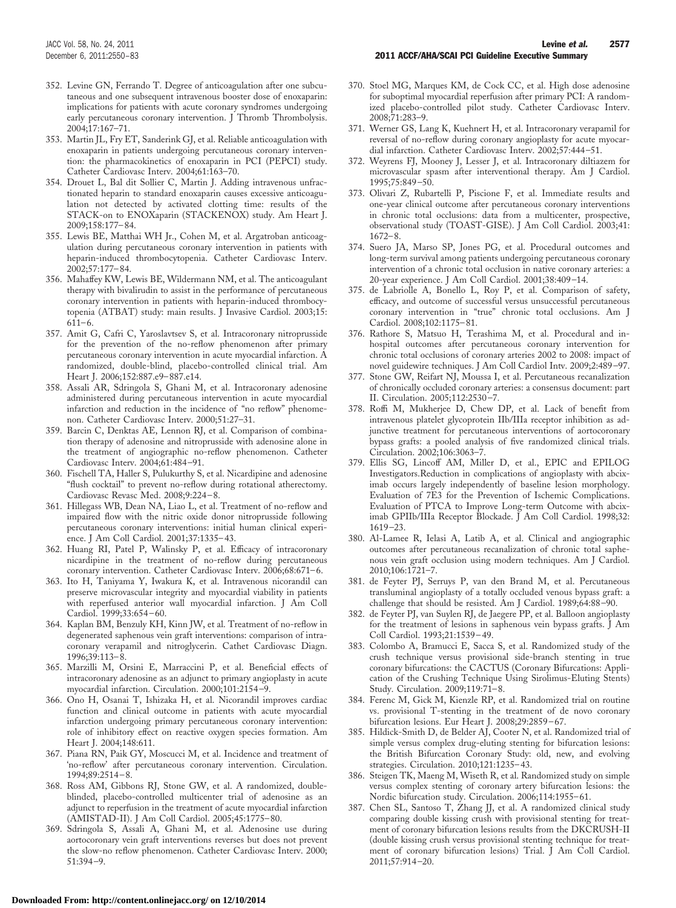352. Levine GN, Ferrando T. Degree of anticoagulation after one subcutaneous and one subsequent intravenous booster dose of enoxaparin: implications for patients with acute coronary syndromes undergoing early percutaneous coronary intervention. J Thromb Thrombolysis. 2004;17:167–71.
353. Martin JL, Fry ET, Sanderink GJ, et al. Reliable anticoagulation with enoxaparin in patients undergoing percutaneous coronary intervention: the pharmacokinetics of enoxaparin in PCI (PEPCI) study. Catheter Cardiovasc Interv. 2004;61:163–70.
354. Drouet L, Bal dit Sollier C, Martin J. Adding intravenous unfractionated heparin to standard enoxaparin causes excessive anticoagulation not detected by activated clotting time: results of the STACK-on to ENOXaparin (STACKENOX) study. Am Heart J. 2009;158:177–84.
355. Lewis BE, Matthai WH Jr., Cohen M, et al. Argatroban anticoagulation during percutaneous coronary intervention in patients with heparin-induced thrombocytopenia. Catheter Cardiovasc Interv. 2002;57:177–84.
356. Mahaffey KW, Lewis BE, Wildermann NM, et al. The anticoagulant therapy with bivalirudin to assist in the performance of percutaneous coronary intervention in patients with heparin-induced thrombocytopenia (ATBAT) study: main results. J Invasive Cardiol. 2003;15:611–6.
357. Amit G, Cafri C, Yaroslavtsev S, et al. Intracoronary nitroprusside for the prevention of the no-reflow phenomenon after primary percutaneous coronary intervention in acute myocardial infarction. A randomized, double-blind, placebo-controlled clinical trial. Am Heart J. 2006;152:887.e9–887.e14.
358. Assali AR, Sdringola S, Ghani M, et al. Intracoronary adenosine administered during percutaneous intervention in acute myocardial infarction and reduction in the incidence of "no reflow" phenomenon. Catheter Cardiovasc Interv. 2000;51:27–31.
359. Barcin C, Denktas AE, Lennon RJ, et al. Comparison of combination therapy of adenosine and nitroprusside with adenosine alone in the treatment of angiographic no-reflow phenomenon. Catheter Cardiovasc Interv. 2004;61:484–91.
360. Fischell TA, Haller S, Pulukurthy S, et al. Nicardipine and adenosine "flush cocktail" to prevent no-reflow during rotational atherectomy. Cardiovasc Revasc Med. 2008;9:224–8.
361. Hillegass WB, Dean NA, Liao L, et al. Treatment of no-reflow and impaired flow with the nitric oxide donor nitroprusside following percutaneous coronary interventions: initial human clinical experience. J Am Coll Cardiol. 2001;37:1335–43.
362. Huang RI, Patel P, Walinsky P, et al. Efficacy of intracoronary nicardipine in the treatment of no-reflow during percutaneous coronary intervention. Catheter Cardiovasc Interv. 2006;68:671–6.
363. Ito H, Taniyama Y, Iwakura K, et al. Intravenous nicorandil can preserve microvascular integrity and myocardial viability in patients with reperfused anterior wall myocardial infarction. J Am Coll Cardiol. 1999;33:654–60.
364. Kaplan BM, Benzuly KH, Kinn JW, et al. Treatment of no-reflow in degenerated saphenous vein graft interventions: comparison of intracoronary verapamil and nitroglycerin. Cathet Cardiovasc Diagn. 1996;39:113–8.
365. Marzilli M, Orsini E, Marraccini P, et al. Beneficial effects of intracoronary adenosine as an adjunct to primary angioplasty in acute myocardial infarction. Circulation. 2000;101:2154–9.
366. Ono H, Osanai T, Ishizaka H, et al. Nicorandil improves cardiac function and clinical outcome in patients with acute myocardial infarction undergoing primary percutaneous coronary intervention: role of inhibitory effect on reactive oxygen species formation. Am Heart J. 2004;148:611.
367. Piana RN, Paik GY, Moscucci M, et al. Incidence and treatment of 'no-reflow' after percutaneous coronary intervention. Circulation. 1994;89:2514–8.
368. Ross AM, Gibbons RJ, Stone GW, et al. A randomized, double-blinded, placebo-controlled multicenter trial of adenosine as an adjunct to reperfusion in the treatment of acute myocardial infarction (AMISTAD-II). J Am Coll Cardiol. 2005;45:1775–80.
369. Sdringola S, Assali A, Ghani M, et al. Adenosine use during aortocoronary vein graft interventions reverses but does not prevent the slow-no reflow phenomenon. Catheter Cardiovasc Interv. 2000;51:394–9.
370. Stoel MG, Marques KM, de Cock CC, et al. High dose adenosine for suboptimal myocardial reperfusion after primary PCI: A randomized placebo-controlled pilot study. Catheter Cardiovasc Interv. 2008;71:283–9.
371. Werner GS, Lang K, Kuehnert H, et al. Intracoronary verapamil for reversal of no-reflow during coronary angioplasty for acute myocardial infarction. Catheter Cardiovasc Interv. 2002;57:444–51.
372. Weyrens FJ, Mooney J, Lesser J, et al. Intracoronary diltiazem for microvascular spasm after interventional therapy. Am J Cardiol. 1995;75:849–50.
373. Olivari Z, Rubartelli P, Piscione F, et al. Immediate results and one-year clinical outcome after percutaneous coronary interventions in chronic total occlusions: data from a multicenter, prospective, observational study (TOAST-GISE). J Am Coll Cardiol. 2003;41:1672–8.
374. Suero JA, Marso SP, Jones PG, et al. Procedural outcomes and long-term survival among patients undergoing percutaneous coronary intervention of a chronic total occlusion in native coronary arteries: a 20-year experience. J Am Coll Cardiol. 2001;38:409–14.
375. de Labriolle A, Bonello L, Roy P, et al. Comparison of safety, efficacy, and outcome of successful versus unsuccessful percutaneous coronary intervention in "true" chronic total occlusions. Am J Cardiol. 2008;102:1175–81.
376. Rathore S, Matsuo H, Terashima M, et al. Procedural and in-hospital outcomes after percutaneous coronary intervention for chronic total occlusions of coronary arteries 2002 to 2008: impact of novel guidewire techniques. J Am Coll Cardiol Intv. 2009;2:489–97.
377. Stone GW, Reifart NJ, Moussa I, et al. Percutaneous recanalization of chronically occluded coronary arteries: a consensus document: part II. Circulation. 2005;112:2530–7.
378. Roffi M, Mukherjee D, Chew DP, et al. Lack of benefit from intravenous platelet glycoprotein IIb/IIIa receptor inhibition as adjunctive treatment for percutaneous interventions of aortocoronary bypass grafts: a pooled analysis of five randomized clinical trials. Circulation. 2002;106:3063–7.
379. Ellis SG, Lincoff AM, Miller D, et al., EPIC and EPILOG Investigators.Reduction in complications of angioplasty with abciximab occurs largely independently of baseline lesion morphology. Evaluation of 7E3 for the Prevention of Ischemic Complications. Evaluation of PTCA to Improve Long-term Outcome with abciximab GPIIb/IIIa Receptor Blockade. J Am Coll Cardiol. 1998;32:1619–23.
380. Al-Lamee R, Ielasi A, Latib A, et al. Clinical and angiographic outcomes after percutaneous recanalization of chronic total saphenous vein graft occlusion using modern techniques. Am J Cardiol. 2010;106:1721–7.
381. de Feyter PJ, Serruys P, van den Brand M, et al. Percutaneous transluminal angioplasty of a totally occluded venous bypass graft: a challenge that should be resisted. Am J Cardiol. 1989;64:88–90.
382. de Feyter PJ, van Suylen RJ, de Jaegere PP, et al. Balloon angioplasty for the treatment of lesions in saphenous vein bypass grafts. J Am Coll Cardiol. 1993;21:1539–49.
383. Colombo A, Bramucci E, Sacca S, et al. Randomized study of the crush technique versus provisional side-branch stenting in true coronary bifurcations: the CACTUS (Coronary Bifurcations: Application of the Crushing Technique Using Sirolimus-Eluting Stents) Study. Circulation. 2009;119:71–8.
384. Ferenc M, Gick M, Kienzle RP, et al. Randomized trial on routine vs. provisional T-stenting in the treatment of de novo coronary bifurcation lesions. Eur Heart J. 2008;29:2859–67.
385. Hildick-Smith D, de Belder AJ, Cooter N, et al. Randomized trial of simple versus complex drug-eluting stenting for bifurcation lesions: the British Bifurcation Coronary Study: old, new, and evolving strategies. Circulation. 2010;121:1235–43.
386. Steigen TK, Maeng M, Wiseth R, et al. Randomized study on simple versus complex stenting of coronary artery bifurcation lesions: the Nordic bifurcation study. Circulation. 2006;114:1955–61.
387. Chen SL, Santoso T, Zhang JJ, et al. A randomized clinical study comparing double kissing crush with provisional stenting for treatment of coronary bifurcation lesions results from the DKCRUSH-II (double kissing crush versus provisional stenting technique for treatment of coronary bifurcation lesions) Trial. J Am Coll Cardiol. 2011;57:914–20.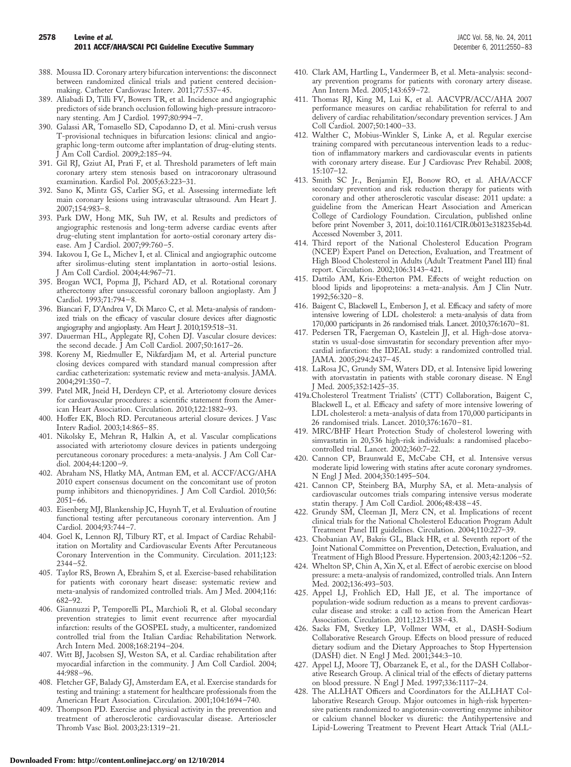388. Moussa ID. Coronary artery bifurcation interventions: the disconnect between randomized clinical trials and patient centered decision-making. Catheter Cardiovasc Interv. 2011;77:537–45.
389. Aliabadi D, Tilli FV, Bowers TR, et al. Incidence and angiographic predictors of side branch occlusion following high-pressure intracoronary stenting. Am J Cardiol. 1997;80:994–7.
390. Galassi AR, Tomasello SD, Capodanno D, et al. Mini-crush versus T-provisional techniques in bifurcation lesions: clinical and angiographic long-term outcome after implantation of drug-eluting stents. J Am Coll Cardiol. 2009;2:185–94.
391. Gil RJ, Gziut AI, Prati F, et al. Threshold parameters of left main coronary artery stem stenosis based on intracoronary ultrasound examination. Kardiol Pol. 2005;63:223–31.
392. Sano K, Mintz GS, Carlier SG, et al. Assessing intermediate left main coronary lesions using intravascular ultrasound. Am Heart J. 2007;154:983–8.
393. Park DW, Hong MK, Suh IW, et al. Results and predictors of angiographic restenosis and long-term adverse cardiac events after drug-eluting stent implantation for aorto-ostial coronary artery disease. Am J Cardiol. 2007;99:760–5.
394. Iakovou I, Ge L, Michev I, et al. Clinical and angiographic outcome after sirolimus-eluting stent implantation in aorto-ostial lesions. J Am Coll Cardiol. 2004;44:967–71.
395. Brogan WCI, Popma JJ, Pichard AD, et al. Rotational coronary atherectomy after unsuccessful coronary balloon angioplasty. Am J Cardiol. 1993;71:794–8.
396. Biancari F, D'Andrea V, Di Marco C, et al. Meta-analysis of randomized trials on the efficacy of vascular closure devices after diagnostic angiography and angioplasty. Am Heart J. 2010;159:518–31.
397. Dauerman HL, Applegate RJ, Cohen DJ. Vascular closure devices: the second decade. J Am Coll Cardiol. 2007;50:1617–26.
398. Koreny M, Riedmuller E, Nikfardjam M, et al. Arterial puncture closing devices compared with standard manual compression after cardiac catheterization: systematic review and meta-analysis. JAMA. 2004;291:350–7.
399. Patel MR, Jneid H, Derdeyn CP, et al. Arteriotomy closure devices for cardiovascular procedures: a scientific statement from the American Heart Association. Circulation. 2010;122:1882–93.
400. Hoffer EK, Bloch RD. Percutaneous arterial closure devices. J Vasc Interv Radiol. 2003;14:865–85.
401. Nikolsky E, Mehran R, Halkin A, et al. Vascular complications associated with arteriotomy closure devices in patients undergoing percutaneous coronary procedures: a meta-analysis. J Am Coll Cardiol. 2004;44:1200–9.
402. Abraham NS, Hlatky MA, Antman EM, et al. ACCF/ACG/AHA 2010 expert consensus document on the concomitant use of proton pump inhibitors and thienopyridines. J Am Coll Cardiol. 2010;56: 2051–66.
403. Eisenberg MJ, Blankenship JC, Huynh T, et al. Evaluation of routine functional testing after percutaneous coronary intervention. Am J Cardiol. 2004;93:744–7.
404. Goel K, Lennon RJ, Tilbury RT, et al. Impact of Cardiac Rehabilitation on Mortality and Cardiovascular Events After Percutaneous Coronary Intervention in the Community. Circulation. 2011;123: 2344–52.
405. Taylor RS, Brown A, Ebrahim S, et al. Exercise-based rehabilitation for patients with coronary heart disease: systematic review and meta-analysis of randomized controlled trials. Am J Med. 2004;116: 682–92.
406. Giannuzzi P, Temporelli PL, Marchioli R, et al. Global secondary prevention strategies to limit event recurrence after myocardial infarction: results of the GOSPEL study, a multicenter, randomized controlled trial from the Italian Cardiac Rehabilitation Network. Arch Intern Med. 2008;168:2194–204.
407. Witt BJ, Jacobsen SJ, Weston SA, et al. Cardiac rehabilitation after myocardial infarction in the community. J Am Coll Cardiol. 2004; 44:988–96.
408. Fletcher GF, Balady GJ, Amsterdam EA, et al. Exercise standards for testing and training: a statement for healthcare professionals from the American Heart Association. Circulation. 2001;104:1694–740.
409. Thompson PD. Exercise and physical activity in the prevention and treatment of atherosclerotic cardiovascular disease. Arterioscler Thromb Vasc Biol. 2003;23:1319–21.
410. Clark AM, Hartling L, Vandermeer B, et al. Meta-analysis: secondary prevention programs for patients with coronary artery disease. Ann Intern Med. 2005;143:659–72.
411. Thomas RJ, King M, Lui K, et al. AACVPR/ACC/AHA 2007 performance measures on cardiac rehabilitation for referral to and delivery of cardiac rehabilitation/secondary prevention services. J Am Coll Cardiol. 2007;50:1400–33.
412. Walther C, Mobius-Winkler S, Linke A, et al. Regular exercise training compared with percutaneous intervention leads to a reduction of inflammatory markers and cardiovascular events in patients with coronary artery disease. Eur J Cardiovasc Prev Rehabil. 2008; 15:107–12.
413. Smith SC Jr., Benjamin EJ, Bonow RO, et al. AHA/ACCF secondary prevention and risk reduction therapy for patients with coronary and other atherosclerotic vascular disease: 2011 update: a guideline from the American Heart Association and American College of Cardiology Foundation. Circulation, published online before print November 3, 2011, doi:10.1161/CIR.0b013e318235eb4d. Accessed November 3, 2011.
414. Third report of the National Cholesterol Education Program (NCEP) Expert Panel on Detection, Evaluation, and Treatment of High Blood Cholesterol in Adults (Adult Treatment Panel III) final report. Circulation. 2002;106:3143–421.
415. Dattilo AM, Kris-Etherton PM. Effects of weight reduction on blood lipids and lipoproteins: a meta-analysis. Am J Clin Nutr. 1992;56:320–8.
416. Baigent C, Blackwell L, Emberson J, et al. Efficacy and safety of more intensive lowering of LDL cholesterol: a meta-analysis of data from 170,000 participants in 26 randomised trials. Lancet. 2010;376:1670–81.
417. Pedersen TR, Faergeman O, Kastelein JJ, et al. High-dose atorvastatin vs usual-dose simvastatin for secondary prevention after myocardial infarction: the IDEAL study: a randomized controlled trial. JAMA. 2005;294:2437–45.
418. LaRosa JC, Grundy SM, Waters DD, et al. Intensive lipid lowering with atorvastatin in patients with stable coronary disease. N Engl J Med. 2005;352:1425–35.
419a. Cholesterol Treatment Trialists' (CTT) Collaboration, Baigent C, Blackwell L, et al. Efficacy and safety of more intensive lowering of LDL cholesterol: a meta-analysis of data from 170,000 participants in 26 randomised trials. Lancet. 2010;376:1670–81.
419. MRC/BHF Heart Protection Study of cholesterol lowering with simvastatin in 20,536 high-risk individuals: a randomised placebo-controlled trial. Lancet. 2002;360:7–22.
420. Cannon CP, Braunwald E, McCabe CH, et al. Intensive versus moderate lipid lowering with statins after acute coronary syndromes. N Engl J Med. 2004;350:1495–504.
421. Cannon CP, Steinberg BA, Murphy SA, et al. Meta-analysis of cardiovascular outcomes trials comparing intensive versus moderate statin therapy. J Am Coll Cardiol. 2006;48:438–45.
422. Grundy SM, Cleeman JI, Merz CN, et al. Implications of recent clinical trials for the National Cholesterol Education Program Adult Treatment Panel III guidelines. Circulation. 2004;110:227–39.
423. Chobanian AV, Bakris GL, Black HR, et al. Seventh report of the Joint National Committee on Prevention, Detection, Evaluation, and Treatment of High Blood Pressure. Hypertension. 2003;42:1206–52.
424. Whelton SP, Chin A, Xin X, et al. Effect of aerobic exercise on blood pressure: a meta-analysis of randomized, controlled trials. Ann Intern Med. 2002;136:493–503.
425. Appel LJ, Frohlich ED, Hall JE, et al. The importance of population-wide sodium reduction as a means to prevent cardiovascular disease and stroke: a call to action from the American Heart Association. Circulation. 2011;123:1138–43.
426. Sacks FM, Svetkey LP, Vollmer WM, et al., DASH-Sodium Collaborative Research Group. Effects on blood pressure of reduced dietary sodium and the Dietary Approaches to Stop Hypertension (DASH) diet. N Engl J Med. 2001;344:3–10.
427. Appel LJ, Moore TJ, Obarzanek E, et al., for the DASH Collaborative Research Group. A clinical trial of the effects of dietary patterns on blood pressure. N Engl J Med. 1997;336:1117–24.
428. The ALLHAT Officers and Coordinators for the ALLHAT Collaborative Research Group. Major outcomes in high-risk hypertensive patients randomized to angiotensin-converting enzyme inhibitor or calcium channel blocker vs diuretic: the Antihypertensive and Lipid-Lowering Treatment to Prevent Heart Attack Trial (ALL-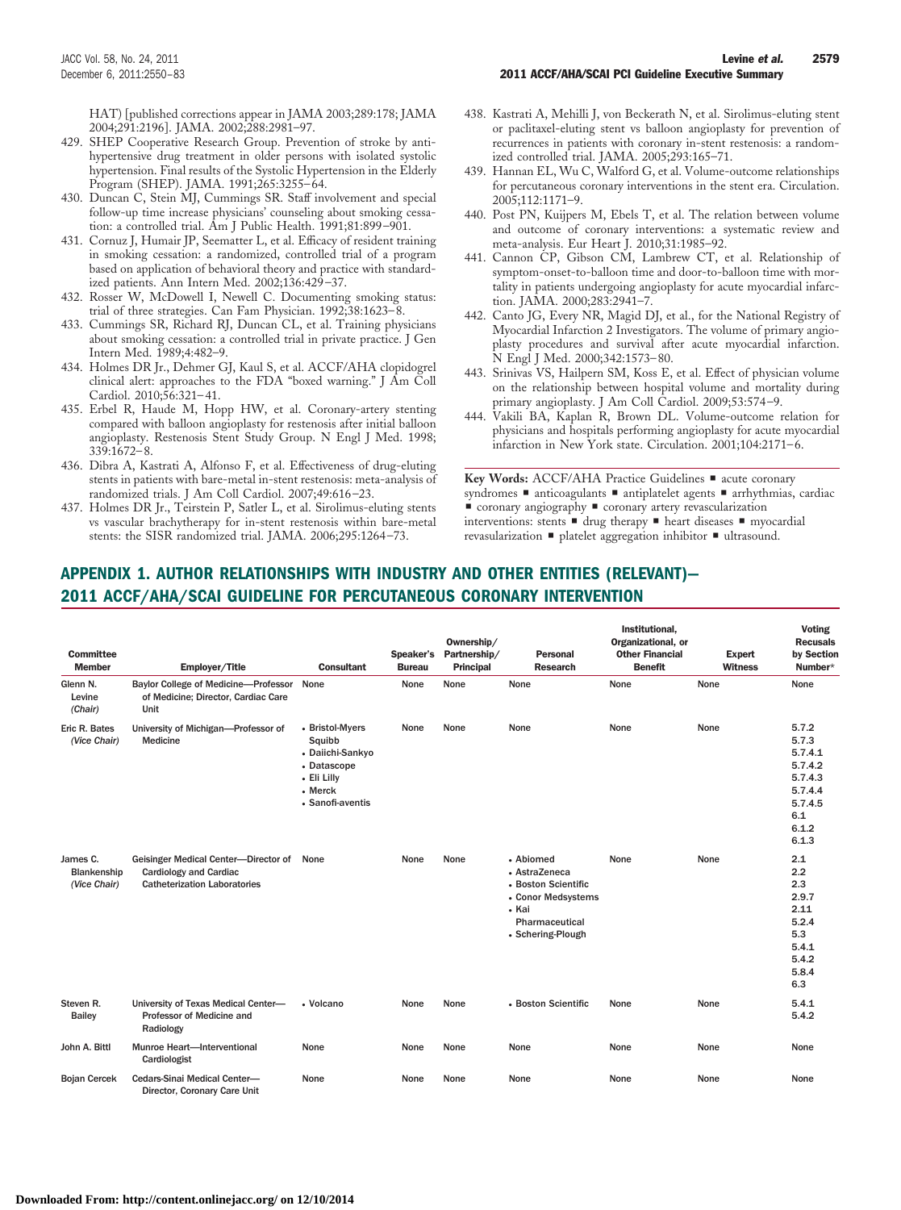HAT) [published corrections appear in JAMA 2003;289:178; JAMA 2004;291:2196]. JAMA. 2002;288:2981–97.

429. SHEP Cooperative Research Group. Prevention of stroke by antihypertensive drug treatment in older persons with isolated systolic hypertension. Final results of the Systolic Hypertension in the Elderly Program (SHEP). JAMA. 1991;265:3255–64.
430. Duncan C, Stein MJ, Cummings SR. Staff involvement and special follow-up time increase physicians' counseling about smoking cessation: a controlled trial. Am J Public Health. 1991;81:899–901.
431. Cornuz J, Humair JP, Seematter L, et al. Efficacy of resident training in smoking cessation: a randomized, controlled trial of a program based on application of behavioral theory and practice with standardized patients. Ann Intern Med. 2002;136:429–37.
432. Rosser W, McDowell I, Newell C. Documenting smoking status: trial of three strategies. Can Fam Physician. 1992;38:1623–8.
433. Cummings SR, Richard RJ, Duncan CL, et al. Training physicians about smoking cessation: a controlled trial in private practice. J Gen Intern Med. 1989;4:482–9.
434. Holmes DR Jr., Dehmer GJ, Kaul S, et al. ACCF/AHA clopidogrel clinical alert: approaches to the FDA "boxed warning." J Am Coll Cardiol. 2010;56:321–41.
435. Erbel R, Haude M, Hopp HW, et al. Coronary-artery stenting compared with balloon angioplasty for restenosis after initial balloon angioplasty. Restenosis Stent Study Group. N Engl J Med. 1998; 339:1672–8.
436. Dibra A, Kastrati A, Alfonso F, et al. Effectiveness of drug-eluting stents in patients with bare-metal in-stent restenosis: meta-analysis of randomized trials. J Am Coll Cardiol. 2007;49:616–23.
437. Holmes DR Jr., Teirstein P, Satler L, et al. Sirolimus-eluting stents vs vascular brachytherapy for in-stent restenosis within bare-metal stents: the SISR randomized trial. JAMA. 2006;295:1264–73.
438. Kastrati A, Mehilli J, von Beckerath N, et al. Sirolimus-eluting stent or paclitaxel-eluting stent vs balloon angioplasty for prevention of recurrences in patients with coronary in-stent restenosis: a randomized controlled trial. JAMA. 2005;293:165–71.
439. Hannan EL, Wu C, Walford G, et al. Volume-outcome relationships for percutaneous coronary interventions in the stent era. Circulation. 2005;112:1171–9.
440. Post PN, Kuijpers M, Ebels T, et al. The relation between volume and outcome of coronary interventions: a systematic review and meta-analysis. Eur Heart J. 2010;31:1985–92.
441. Cannon CP, Gibson CM, Lambrew CT, et al. Relationship of symptom-onset-to-balloon time and door-to-balloon time with mortality in patients undergoing angioplasty for acute myocardial infarction. JAMA. 2000;283:2941–7.
442. Canto JG, Every NR, Magid DJ, et al., for the National Registry of Myocardial Infarction 2 Investigators. The volume of primary angioplasty procedures and survival after acute myocardial infarction. N Engl J Med. 2000;342:1573–80.
443. Srinivas VS, Hailpern SM, Koss E, et al. Effect of physician volume on the relationship between hospital volume and mortality during primary angioplasty. J Am Coll Cardiol. 2009;53:574–9.
444. Vakili BA, Kaplan R, Brown DL. Volume-outcome relation for physicians and hospitals performing angioplasty for acute myocardial infarction in New York state. Circulation. 2001;104:2171–6.

**Key Words:** ACCF/AHA Practice Guidelines ■ acute coronary syndromes ■ anticoagulants ■ antiplatelet agents ■ arrhythmias, cardiac ■ coronary angiography ■ coronary artery revascularization interventions: stents ■ drug therapy ■ heart diseases ■ myocardial revascularization ■ platelet aggregation inhibitor ■ ultrasound.

## APPENDIX 1. AUTHOR RELATIONSHIPS WITH INDUSTRY AND OTHER ENTITIES (RELEVANT)—2011 ACCF/AHA/SCAI GUIDELINE FOR PERCUTANEOUS CORONARY INTERVENTION

| Committee Member | Employer/Title | Consultant | Speaker's Bureau | Ownership/ Partnership/ Principal | Personal Research | Institutional, Organizational, or Other Financial Benefit | Expert Witness | Voting Recusals by Section Number* |
|---|---|---|---|---|---|---|---|---|
| Glenn N. Levine *(Chair)* | Baylor College of Medicine—Professor of Medicine; Director, Cardiac Care Unit | None | None | None | None | None | None | None |
| Eric R. Bates *(Vice Chair)* | University of Michigan—Professor of Medicine | • Bristol-Myers Squibb<br>• Daiichi-Sankyo<br>• Datascope<br>• Eli Lilly<br>• Merck<br>• Sanofi-aventis | None | None | None | None | None | 5.7.2<br>5.7.3<br>5.7.4.1<br>5.7.4.2<br>5.7.4.3<br>5.7.4.4<br>5.7.4.5<br>6.1<br>6.1.2<br>6.1.3 |
| James C. Blankenship *(Vice Chair)* | Geisinger Medical Center—Director of Cardiology and Cardiac Catheterization Laboratories | None | None | None | • Abiomed<br>• AstraZeneca<br>• Boston Scientific<br>• Conor Medsystems<br>• Kai Pharmaceutical<br>• Schering-Plough | None | None | 2.1<br>2.2<br>2.3<br>2.9.7<br>2.11<br>5.2.4<br>5.3<br>5.4.1<br>5.4.2<br>5.8.4<br>6.3 |
| Steven R. Bailey | University of Texas Medical Center—Professor of Medicine and Radiology | • Volcano | None | None | • Boston Scientific | None | None | 5.4.1<br>5.4.2 |
| John A. Bittl | Munroe Heart—Interventional Cardiologist | None | None | None | None | None | None | None |
| Bojan Cercek | Cedars-Sinai Medical Center—Director, Coronary Care Unit | None | None | None | None | None | None | None |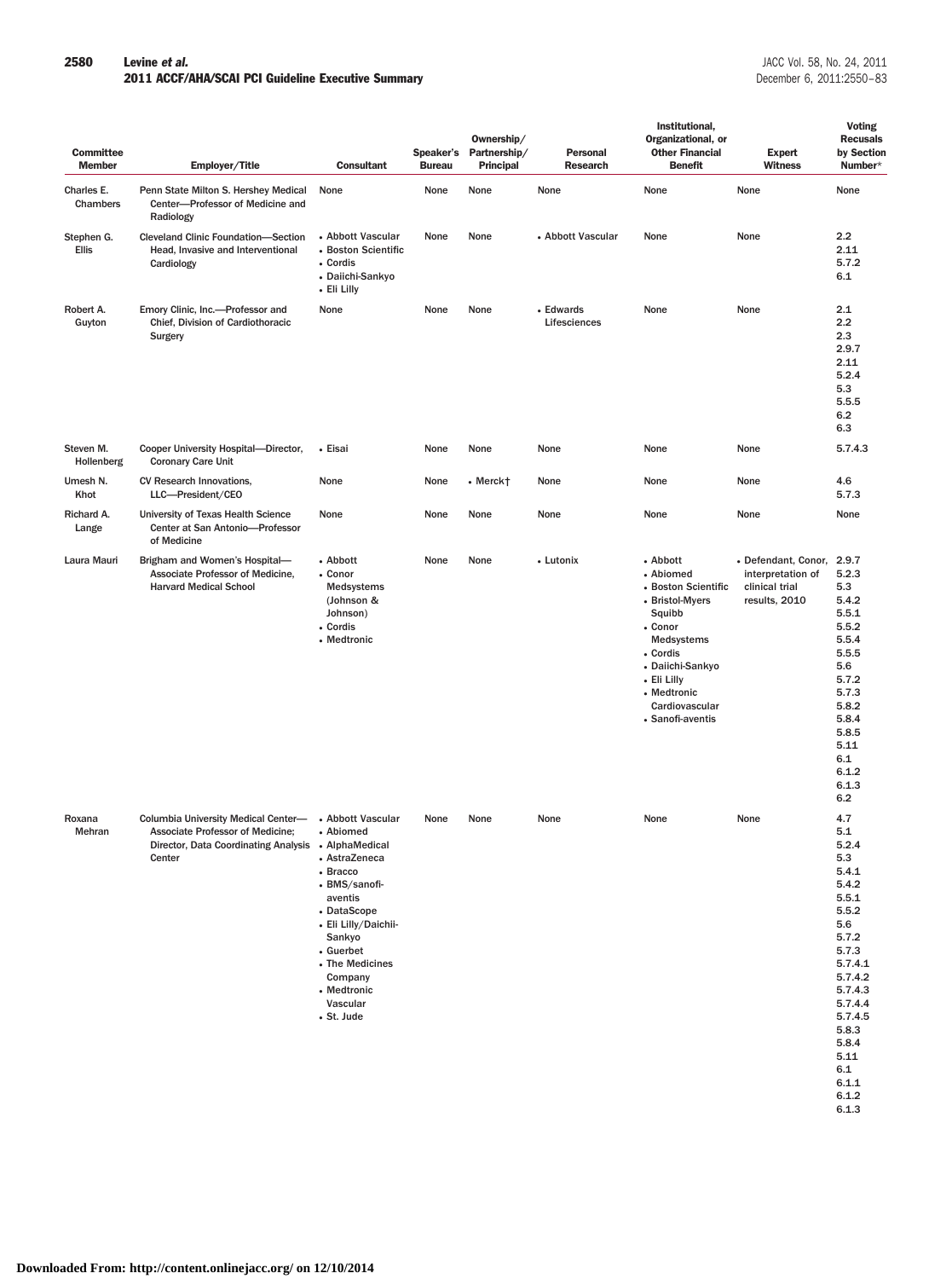| Committee Member | Employer/Title | Consultant | Speaker's Bureau | Ownership/ Partnership/ Principal | Personal Research | Institutional, Organizational, or Other Financial Benefit | Expert Witness | Voting Recusals by Section Number* |
|---|---|---|---|---|---|---|---|---|
| Charles E. Chambers | Penn State Milton S. Hershey Medical Center—Professor of Medicine and Radiology | None | None | None | None | None | None | None |
| Stephen G. Ellis | Cleveland Clinic Foundation—Section Head, Invasive and Interventional Cardiology | • Abbott Vascular<br>• Boston Scientific<br>• Cordis<br>• Daiichi-Sankyo<br>• Eli Lilly | None | None | • Abbott Vascular | None | None | 2.2<br>2.11<br>5.7.2<br>6.1 |
| Robert A. Guyton | Emory Clinic, Inc.—Professor and Chief, Division of Cardiothoracic Surgery | None | None | None | • Edwards Lifesciences | None | None | 2.1<br>2.2<br>2.3<br>2.9.7<br>2.11<br>5.2.4<br>5.3<br>5.5.5<br>6.2<br>6.3 |
| Steven M. Hollenberg | Cooper University Hospital—Director, Coronary Care Unit | • Eisai | None | None | None | None | None | 5.7.4.3 |
| Umesh N. Khot | CV Research Innovations, LLC—President/CEO | None | None | • Merck† | None | None | None | 4.6<br>5.7.3 |
| Richard A. Lange | University of Texas Health Science Center at San Antonio—Professor of Medicine | None | None | None | None | None | None | None |
| Laura Mauri | Brigham and Women's Hospital—Associate Professor of Medicine, Harvard Medical School | • Abbott<br>• Conor Medsystems (Johnson & Johnson)<br>• Cordis<br>• Medtronic | None | None | • Lutonix | • Abbott<br>• Abiomed<br>• Boston Scientific<br>• Bristol-Myers Squibb<br>• Conor Medsystems<br>• Cordis<br>• Daiichi-Sankyo<br>• Eli Lilly<br>• Medtronic Cardiovascular<br>• Sanofi-aventis | • Defendant, Conor, interpretation of clinical trial results, 2010 | 2.9.7<br>5.2.3<br>5.3<br>5.4.2<br>5.5.1<br>5.5.2<br>5.5.4<br>5.5.5<br>5.6<br>5.7.2<br>5.7.3<br>5.8.2<br>5.8.4<br>5.8.5<br>5.11<br>6.1<br>6.1.2<br>6.1.3<br>6.2 |
| Roxana Mehran | Columbia University Medical Center—Associate Professor of Medicine; Director, Data Coordinating Analysis Center | • Abbott Vascular<br>• Abiomed<br>• AlphaMedical<br>• AstraZeneca<br>• Bracco<br>• BMS/sanofi-aventis<br>• DataScope<br>• Eli Lilly/Daichii-Sankyo<br>• Guerbet<br>• The Medicines Company<br>• Medtronic Vascular<br>• St. Jude | None | None | None | None | None | 4.7<br>5.1<br>5.2.4<br>5.3<br>5.4.1<br>5.4.2<br>5.5.1<br>5.5.2<br>5.6<br>5.7.2<br>5.7.3<br>5.7.4.1<br>5.7.4.2<br>5.7.4.3<br>5.7.4.4<br>5.7.4.5<br>5.8.3<br>5.8.4<br>5.11<br>6.1<br>6.1.1<br>6.1.2<br>6.1.3 |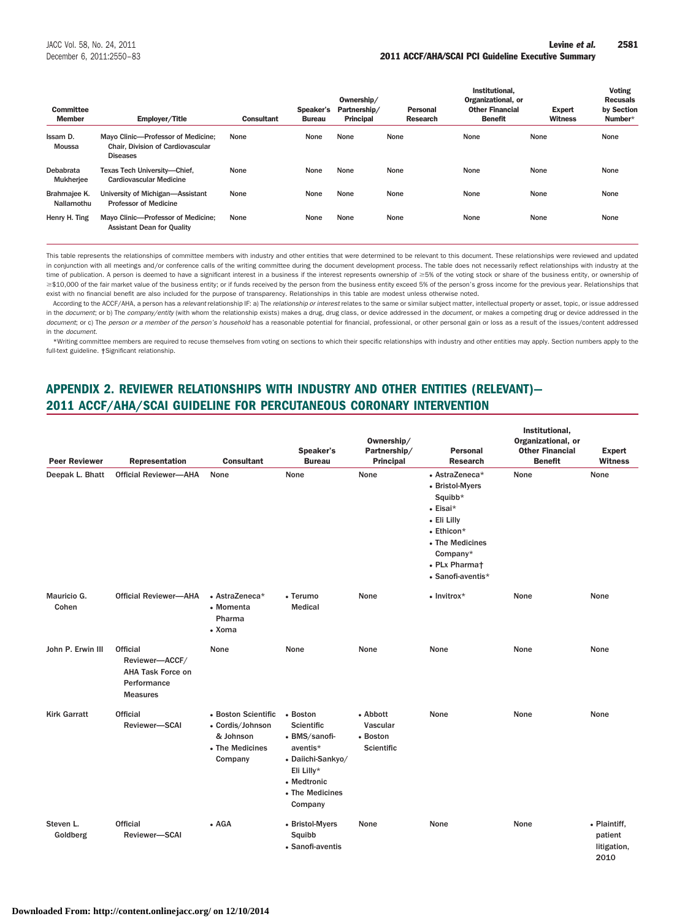| Committee Member | Employer/Title | Consultant | Speaker's Bureau | Ownership/ Partnership/ Principal | Personal Research | Institutional, Organizational, or Other Financial Benefit | Expert Witness | Voting Recusals by Section Number* |
|---|---|---|---|---|---|---|---|---|
| Issam D. Moussa | Mayo Clinic—Professor of Medicine; Chair, Division of Cardiovascular Diseases | None | None | None | None | None | None | None |
| Debabrata Mukherjee | Texas Tech University—Chief, Cardiovascular Medicine | None | None | None | None | None | None | None |
| Brahmajee K. Nallamothu | University of Michigan—Assistant Professor of Medicine | None | None | None | None | None | None | None |
| Henry H. Ting | Mayo Clinic—Professor of Medicine; Assistant Dean for Quality | None | None | None | None | None | None | None |

This table represents the relationships of committee members with industry and other entities that were determined to be relevant to this document. These relationships were reviewed and updated in conjunction with all meetings and/or conference calls of the writing committee during the document development process. The table does not necessarily reflect relationships with industry at the time of publication. A person is deemed to have a significant interest in a business if the interest represents ownership of ≥5% of the voting stock or share of the business entity, or ownership of ≥$10,000 of the fair market value of the business entity; or if funds received by the person from the business entity exceed 5% of the person's gross income for the previous year. Relationships that exist with no financial benefit are also included for the purpose of transparency. Relationships in this table are modest unless otherwise noted.

According to the ACCF/AHA, a person has a *relevant* relationship IF: a) The *relationship or interest* relates to the same or similar subject matter, intellectual property or asset, topic, or issue addressed in the *document*; or b) The *company/entity* (with whom the relationship exists) makes a drug, drug class, or device addressed in the *document*, or makes a competing drug or device addressed in the *document*; or c) The *person or a member of the person's household* has a reasonable potential for financial, professional, or other personal gain or loss as a result of the issues/content addressed in the *document*.

*Writing committee members are required to recuse themselves from voting on sections to which their specific relationships with industry and other entities may apply. Section numbers apply to the full-text guideline. †Significant relationship.

## APPENDIX 2. REVIEWER RELATIONSHIPS WITH INDUSTRY AND OTHER ENTITIES (RELEVANT)—2011 ACCF/AHA/SCAI GUIDELINE FOR PERCUTANEOUS CORONARY INTERVENTION

| Peer Reviewer | Representation | Consultant | Speaker's Bureau | Ownership/ Partnership/ Principal | Personal Research | Institutional, Organizational, or Other Financial Benefit | Expert Witness |
|---|---|---|---|---|---|---|---|
| Deepak L. Bhatt | Official Reviewer—AHA | None | None | None | • AstraZeneca*<br>• Bristol-Myers Squibb*<br>• Eisai*<br>• Eli Lilly<br>• Ethicon*<br>• The Medicines Company*<br>• PLx Pharma†<br>• Sanofi-aventis* | None | None |
| Mauricio G. Cohen | Official Reviewer—AHA | • AstraZeneca*<br>• Momenta Pharma<br>• Xoma | • Terumo Medical | None | • Invitrox* | None | None |
| John P. Erwin III | Official Reviewer—ACCF/AHA Task Force on Performance Measures | None | None | None | None | None | None |
| Kirk Garratt | Official Reviewer—SCAI | • Boston Scientific<br>• Cordis/Johnson & Johnson<br>• The Medicines Company | • Boston Scientific<br>• BMS/sanofi-aventis*<br>• Daiichi-Sankyo/ Eli Lilly*<br>• Medtronic<br>• The Medicines Company | • Abbott Vascular<br>• Boston Scientific | None | None | None |
| Steven L. Goldberg | Official Reviewer—SCAI | • AGA | • Bristol-Myers Squibb<br>• Sanofi-aventis | None | None | None | • Plaintiff, patient litigation, 2010 |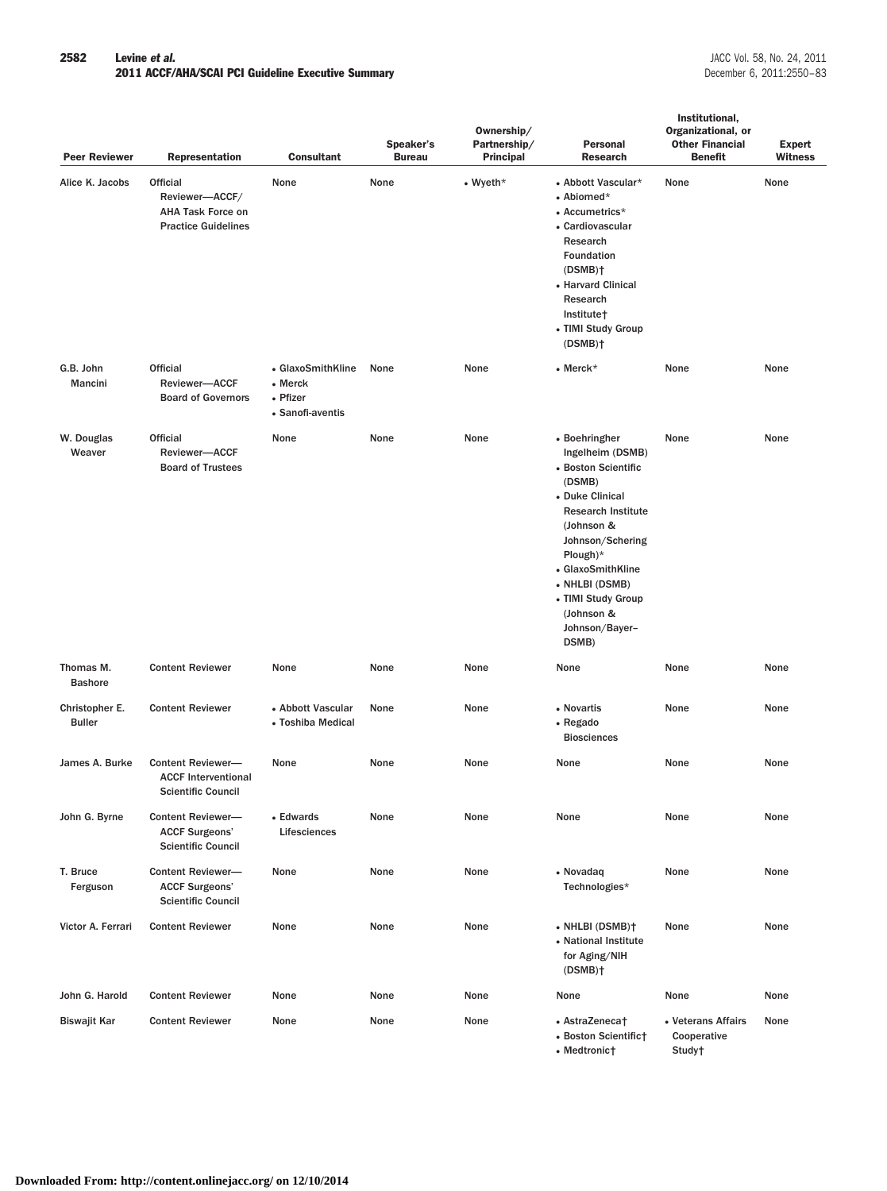| Peer Reviewer | Representation | Consultant | Speaker's Bureau | Ownership/ Partnership/ Principal | Personal Research | Institutional, Organizational, or Other Financial Benefit | Expert Witness |
|---|---|---|---|---|---|---|---|
| Alice K. Jacobs | Official Reviewer—ACCF/ AHA Task Force on Practice Guidelines | None | None | • Wyeth* | • Abbott Vascular*<br>• Abiomed*<br>• Accumetrics*<br>• Cardiovascular Research Foundation (DSMB)†<br>• Harvard Clinical Research Institute†<br>• TIMI Study Group (DSMB)† | None | None |
| G.B. John Mancini | Official Reviewer—ACCF Board of Governors | • GlaxoSmithKline<br>• Merck<br>• Pfizer<br>• Sanofi-aventis | None | None | • Merck* | None | None |
| W. Douglas Weaver | Official Reviewer—ACCF Board of Trustees | None | None | None | • Boehringer Ingelheim (DSMB)<br>• Boston Scientific (DSMB)<br>• Duke Clinical Research Institute (Johnson & Johnson/Schering Plough)*<br>• GlaxoSmithKline<br>• NHLBI (DSMB)<br>• TIMI Study Group (Johnson & Johnson/Bayer–DSMB) | None | None |
| Thomas M. Bashore | Content Reviewer | None | None | None | None | None | None |
| Christopher E. Buller | Content Reviewer | • Abbott Vascular<br>• Toshiba Medical | None | None | • Novartis<br>• Regado Biosciences | None | None |
| James A. Burke | Content Reviewer—ACCF Interventional Scientific Council | None | None | None | None | None | None |
| John G. Byrne | Content Reviewer—ACCF Surgeons' Scientific Council | • Edwards Lifesciences | None | None | None | None | None |
| T. Bruce Ferguson | Content Reviewer—ACCF Surgeons' Scientific Council | None | None | None | • Novadaq Technologies* | None | None |
| Victor A. Ferrari | Content Reviewer | None | None | None | • NHLBI (DSMB)†<br>• National Institute for Aging/NIH (DSMB)† | None | None |
| John G. Harold | Content Reviewer | None | None | None | None | None | None |
| Biswajit Kar | Content Reviewer | None | None | None | • AstraZeneca†<br>• Boston Scientific†<br>• Medtronic† | • Veterans Affairs Cooperative Study† | None |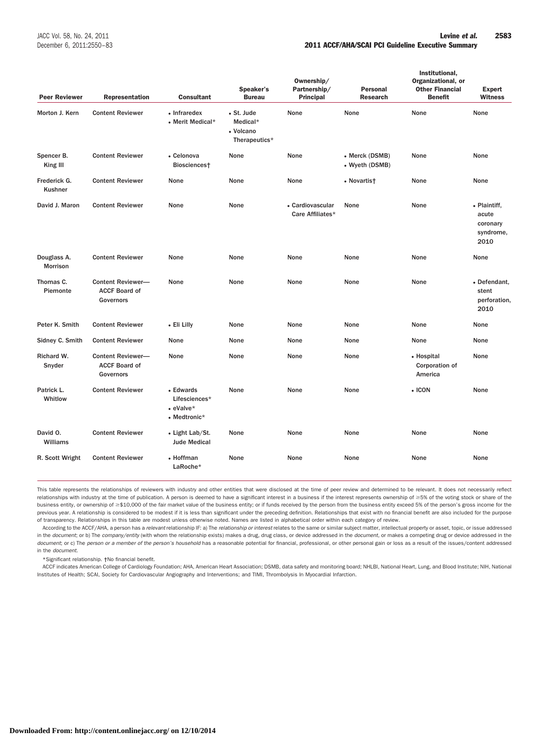| Peer Reviewer | Representation | Consultant | Speaker's Bureau | Ownership/ Partnership/ Principal | Personal Research | Institutional, Organizational, or Other Financial Benefit | Expert Witness |
|---|---|---|---|---|---|---|---|
| Morton J. Kern | Content Reviewer | • Infraredex<br>• Merit Medical* | • St. Jude Medical*<br>• Volcano Therapeutics* | None | None | None | None |
| Spencer B. King III | Content Reviewer | • Celonova Biosciences† | None | None | • Merck (DSMB)<br>• Wyeth (DSMB) | None | None |
| Frederick G. Kushner | Content Reviewer | None | None | None | • Novartis† | None | None |
| David J. Maron | Content Reviewer | None | None | • Cardiovascular Care Affiliates* | None | None | • Plaintiff, acute coronary syndrome, 2010 |
| Douglass A. Morrison | Content Reviewer | None | None | None | None | None | None |
| Thomas C. Piemonte | Content Reviewer—ACCF Board of Governors | None | None | None | None | None | • Defendant, stent perforation, 2010 |
| Peter K. Smith | Content Reviewer | • Eli Lilly | None | None | None | None | None |
| Sidney C. Smith | Content Reviewer | None | None | None | None | None | None |
| Richard W. Snyder | Content Reviewer—ACCF Board of Governors | None | None | None | None | • Hospital Corporation of America | None |
| Patrick L. Whitlow | Content Reviewer | • Edwards Lifesciences*<br>• eValve*<br>• Medtronic* | None | None | None | • ICON | None |
| David O. Williams | Content Reviewer | • Light Lab/St. Jude Medical | None | None | None | None | None |
| R. Scott Wright | Content Reviewer | • Hoffman LaRoche* | None | None | None | None | None |

This table represents the relationships of reviewers with industry and other entities that were disclosed at the time of peer review and determined to be relevant. It does not necessarily reflect relationships with industry at the time of publication. A person is deemed to have a significant interest in a business if the interest represents ownership of ≥5% of the voting stock or share of the business entity, or ownership of ≥$10,000 of the fair market value of the business entity; or if funds received by the person from the business entity exceed 5% of the person's gross income for the previous year. A relationship is considered to be modest if it is less than significant under the preceding definition. Relationships that exist with no financial benefit are also included for the purpose of transparency. Relationships in this table are modest unless otherwise noted. Names are listed in alphabetical order within each category of review.

According to the ACCF/AHA, a person has a *relevant* relationship IF: a) The *relationship or interest* relates to the same or similar subject matter, intellectual property or asset, topic, or issue addressed in the *document*; or b) The *company/entity* (with whom the relationship exists) makes a drug, drug class, or device addressed in the *document*, or makes a competing drug or device addressed in the *document*; or c) The *person or a member of the person's household* has a reasonable potential for financial, professional, or other personal gain or loss as a result of the issues/content addressed in the *document*.

*Significant relationship. †No financial benefit.

ACCF indicates American College of Cardiology Foundation; AHA, American Heart Association; DSMB, data safety and monitoring board; NHLBI, National Heart, Lung, and Blood Institute; NIH, National Institutes of Health; SCAI, Society for Cardiovascular Angiography and Interventions; and TIMI, Thrombolysis In Myocardial Infarction.